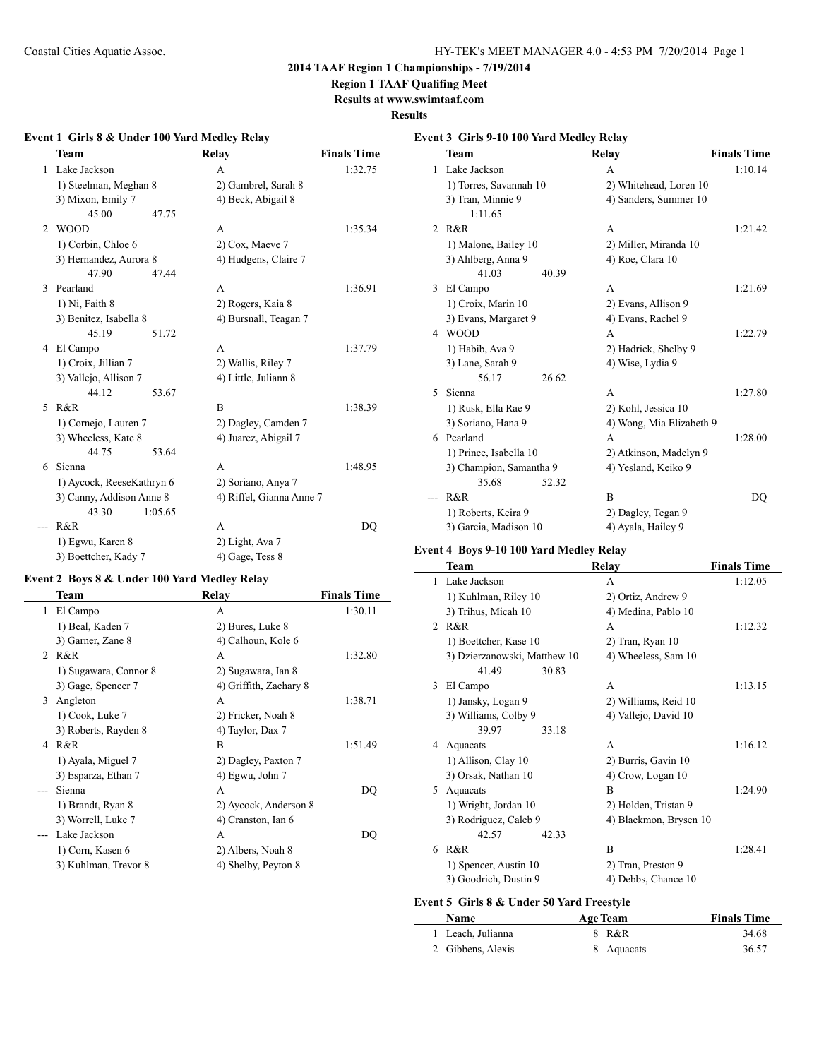**2014 TAAF Region 1 Championships - 7/19/2014**

**Region 1 TAAF Qualifing Meet**

**Results at www.swimtaaf.com**

**Results**

### Event 1 Girls 8 & Under 100 Yard Medley Relay

| | Team | Relay | Finals Time |
|---|---|---|---|
| 1 | Lake Jackson | A | 1:32.75 |
| | 1) Steelman, Meghan 8 | 2) Gambrel, Sarah 8 | |
| | 3) Mixon, Emily 7 | 4) Beck, Abigail 8 | |
| | 45.00 47.75 | | |
| 2 | WOOD | A | 1:35.34 |
| | 1) Corbin, Chloe 6 | 2) Cox, Maeve 7 | |
| | 3) Hernandez, Aurora 8 | 4) Hudgens, Claire 7 | |
| | 47.90 47.44 | | |
| 3 | Pearland | A | 1:36.91 |
| | 1) Ni, Faith 8 | 2) Rogers, Kaia 8 | |
| | 3) Benitez, Isabella 8 | 4) Bursnall, Teagan 7 | |
| | 45.19 51.72 | | |
| 4 | El Campo | A | 1:37.79 |
| | 1) Croix, Jillian 7 | 2) Wallis, Riley 7 | |
| | 3) Vallejo, Allison 7 | 4) Little, Juliann 8 | |
| | 44.12 53.67 | | |
| 5 | R&R | B | 1:38.39 |
| | 1) Cornejo, Lauren 7 | 2) Dagley, Camden 7 | |
| | 3) Wheeless, Kate 8 | 4) Juarez, Abigail 7 | |
| | 44.75 53.64 | | |
| 6 | Sienna | A | 1:48.95 |
| | 1) Aycock, ReeseKathryn 6 | 2) Soriano, Anya 7 | |
| | 3) Canny, Addison Anne 8 | 4) Riffel, Gianna Anne 7 | |
| | 43.30 1:05.65 | | |
| --- | R&R | A | DQ |
| | 1) Egwu, Karen 8 | 2) Light, Ava 7 | |
| | 3) Boettcher, Kady 7 | 4) Gage, Tess 8 | |

### Event 2 Boys 8 & Under 100 Yard Medley Relay

| | Team | Relay | Finals Time |
|---|---|---|---|
| 1 | El Campo | A | 1:30.11 |
| | 1) Beal, Kaden 7 | 2) Bures, Luke 8 | |
| | 3) Garner, Zane 8 | 4) Calhoun, Kole 6 | |
| 2 | R&R | A | 1:32.80 |
| | 1) Sugawara, Connor 8 | 2) Sugawara, Ian 8 | |
| | 3) Gage, Spencer 7 | 4) Griffith, Zachary 8 | |
| 3 | Angleton | A | 1:38.71 |
| | 1) Cook, Luke 7 | 2) Fricker, Noah 8 | |
| | 3) Roberts, Rayden 8 | 4) Taylor, Dax 7 | |
| 4 | R&R | B | 1:51.49 |
| | 1) Ayala, Miguel 7 | 2) Dagley, Paxton 7 | |
| | 3) Esparza, Ethan 7 | 4) Egwu, John 7 | |
| --- | Sienna | A | DQ |
| | 1) Brandt, Ryan 8 | 2) Aycock, Anderson 8 | |
| | 3) Worrell, Luke 7 | 4) Cranston, Ian 6 | |
| --- | Lake Jackson | A | DQ |
| | 1) Corn, Kasen 6 | 2) Albers, Noah 8 | |
| | 3) Kuhlman, Trevor 8 | 4) Shelby, Peyton 8 | |

### Event 3 Girls 9-10 100 Yard Medley Relay

| | Team | Relay | Finals Time |
|---|---|---|---|
| 1 | Lake Jackson | A | 1:10.14 |
| | 1) Torres, Savannah 10 | 2) Whitehead, Loren 10 | |
| | 3) Tran, Minnie 9 | 4) Sanders, Summer 10 | |
| | 1:11.65 | | |
| 2 | R&R | A | 1:21.42 |
| | 1) Malone, Bailey 10 | 2) Miller, Miranda 10 | |
| | 3) Ahlberg, Anna 9 | 4) Roe, Clara 10 | |
| | 41.03 40.39 | | |
| 3 | El Campo | A | 1:21.69 |
| | 1) Croix, Marin 10 | 2) Evans, Allison 9 | |
| | 3) Evans, Margaret 9 | 4) Evans, Rachel 9 | |
| 4 | WOOD | A | 1:22.79 |
| | 1) Habib, Ava 9 | 2) Hadrick, Shelby 9 | |
| | 3) Lane, Sarah 9 | 4) Wise, Lydia 9 | |
| | 56.17 26.62 | | |
| 5 | Sienna | A | 1:27.80 |
| | 1) Rusk, Ella Rae 9 | 2) Kohl, Jessica 10 | |
| | 3) Soriano, Hana 9 | 4) Wong, Mia Elizabeth 9 | |
| 6 | Pearland | A | 1:28.00 |
| | 1) Prince, Isabella 10 | 2) Atkinson, Madelyn 9 | |
| | 3) Champion, Samantha 9 | 4) Yesland, Keiko 9 | |
| | 35.68 52.32 | | |
| --- | R&R | B | DQ |
| | 1) Roberts, Keira 9 | 2) Dagley, Tegan 9 | |
| | 3) Garcia, Madison 10 | 4) Ayala, Hailey 9 | |

### Event 4 Boys 9-10 100 Yard Medley Relay

| | Team | Relay | Finals Time |
|---|---|---|---|
| 1 | Lake Jackson | A | 1:12.05 |
| | 1) Kuhlman, Riley 10 | 2) Ortiz, Andrew 9 | |
| | 3) Trihus, Micah 10 | 4) Medina, Pablo 10 | |
| 2 | R&R | A | 1:12.32 |
| | 1) Boettcher, Kase 10 | 2) Tran, Ryan 10 | |
| | 3) Dzierzanowski, Matthew 10 | 4) Wheeless, Sam 10 | |
| | 41.49 30.83 | | |
| 3 | El Campo | A | 1:13.15 |
| | 1) Jansky, Logan 9 | 2) Williams, Reid 10 | |
| | 3) Williams, Colby 9 | 4) Vallejo, David 10 | |
| | 39.97 33.18 | | |
| 4 | Aquacats | A | 1:16.12 |
| | 1) Allison, Clay 10 | 2) Burris, Gavin 10 | |
| | 3) Orsak, Nathan 10 | 4) Crow, Logan 10 | |
| 5 | Aquacats | B | 1:24.90 |
| | 1) Wright, Jordan 10 | 2) Holden, Tristan 9 | |
| | 3) Rodriguez, Caleb 9 | 4) Blackmon, Brysen 10 | |
| | 42.57 42.33 | | |
| 6 | R&R | B | 1:28.41 |
| | 1) Spencer, Austin 10 | 2) Tran, Preston 9 | |
| | 3) Goodrich, Dustin 9 | 4) Debbs, Chance 10 | |

### Event 5 Girls 8 & Under 50 Yard Freestyle

| | Name | Age | Team | Finals Time |
|---|---|---|---|---|
| 1 | Leach, Julianna | 8 | R&R | 34.68 |
| 2 | Gibbens, Alexis | 8 | Aquacats | 36.57 |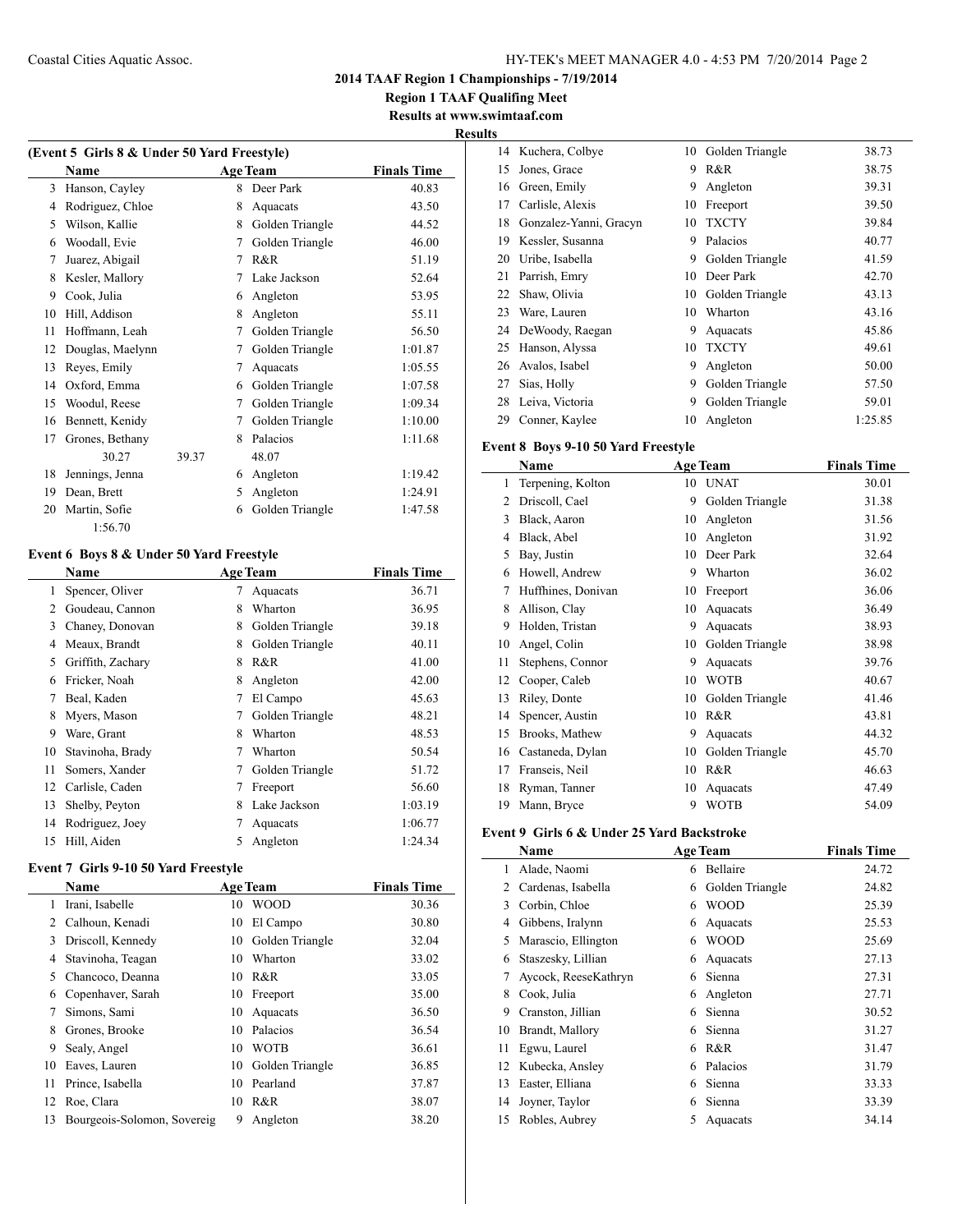**2014 TAAF Region 1 Championships - 7/19/2014**

**Region 1 TAAF Qualifing Meet**

**Results at www.swimtaaf.com**

**Results**

### (Event 5 Girls 8 & Under 50 Yard Freestyle)

| | Name | Age | Team | Finals Time |
|---|---|---|---|---|
| 3 | Hanson, Cayley | 8 | Deer Park | 40.83 |
| 4 | Rodriguez, Chloe | 8 | Aquacats | 43.50 |
| 5 | Wilson, Kallie | 8 | Golden Triangle | 44.52 |
| 6 | Woodall, Evie | 7 | Golden Triangle | 46.00 |
| 7 | Juarez, Abigail | 7 | R&R | 51.19 |
| 8 | Kesler, Mallory | 7 | Lake Jackson | 52.64 |
| 9 | Cook, Julia | 6 | Angleton | 53.95 |
| 10 | Hill, Addison | 8 | Angleton | 55.11 |
| 11 | Hoffmann, Leah | 7 | Golden Triangle | 56.50 |
| 12 | Douglas, Maelynn | 7 | Golden Triangle | 1:01.87 |
| 13 | Reyes, Emily | 7 | Aquacats | 1:05.55 |
| 14 | Oxford, Emma | 6 | Golden Triangle | 1:07.58 |
| 15 | Woodul, Reese | 7 | Golden Triangle | 1:09.34 |
| 16 | Bennett, Kenidy | 7 | Golden Triangle | 1:10.00 |
| 17 | Grones, Bethany | 8 | Palacios | 1:11.68 |
| | 30.27 39.37 48.07 | | | |
| 18 | Jennings, Jenna | 6 | Angleton | 1:19.42 |
| 19 | Dean, Brett | 5 | Angleton | 1:24.91 |
| 20 | Martin, Sofie | 6 | Golden Triangle | 1:47.58 |
| | 1:56.70 | | | |

### Event 6 Boys 8 & Under 50 Yard Freestyle

| | Name | Age | Team | Finals Time |
|---|---|---|---|---|
| 1 | Spencer, Oliver | 7 | Aquacats | 36.71 |
| 2 | Goudeau, Cannon | 8 | Wharton | 36.95 |
| 3 | Chaney, Donovan | 8 | Golden Triangle | 39.18 |
| 4 | Meaux, Brandt | 8 | Golden Triangle | 40.11 |
| 5 | Griffith, Zachary | 8 | R&R | 41.00 |
| 6 | Fricker, Noah | 8 | Angleton | 42.00 |
| 7 | Beal, Kaden | 7 | El Campo | 45.63 |
| 8 | Myers, Mason | 7 | Golden Triangle | 48.21 |
| 9 | Ware, Grant | 8 | Wharton | 48.53 |
| 10 | Stavinoha, Brady | 7 | Wharton | 50.54 |
| 11 | Somers, Xander | 7 | Golden Triangle | 51.72 |
| 12 | Carlisle, Caden | 7 | Freeport | 56.60 |
| 13 | Shelby, Peyton | 8 | Lake Jackson | 1:03.19 |
| 14 | Rodriguez, Joey | 7 | Aquacats | 1:06.77 |
| 15 | Hill, Aiden | 5 | Angleton | 1:24.34 |

### Event 7 Girls 9-10 50 Yard Freestyle

| | Name | Age | Team | Finals Time |
|---|---|---|---|---|
| 1 | Irani, Isabelle | 10 | WOOD | 30.36 |
| 2 | Calhoun, Kenadi | 10 | El Campo | 30.80 |
| 3 | Driscoll, Kennedy | 10 | Golden Triangle | 32.04 |
| 4 | Stavinoha, Teagan | 10 | Wharton | 33.02 |
| 5 | Chancoco, Deanna | 10 | R&R | 33.05 |
| 6 | Copenhaver, Sarah | 10 | Freeport | 35.00 |
| 7 | Simons, Sami | 10 | Aquacats | 36.50 |
| 8 | Grones, Brooke | 10 | Palacios | 36.54 |
| 9 | Sealy, Angel | 10 | WOTB | 36.61 |
| 10 | Eaves, Lauren | 10 | Golden Triangle | 36.85 |
| 11 | Prince, Isabella | 10 | Pearland | 37.87 |
| 12 | Roe, Clara | 10 | R&R | 38.07 |
| 13 | Bourgeois-Solomon, Sovereig | 9 | Angleton | 38.20 |
| 14 | Kuchera, Colbye | 10 | Golden Triangle | 38.73 |
| 15 | Jones, Grace | 9 | R&R | 38.75 |
| 16 | Green, Emily | 9 | Angleton | 39.31 |
| 17 | Carlisle, Alexis | 10 | Freeport | 39.50 |
| 18 | Gonzalez-Yanni, Gracyn | 10 | TXCTY | 39.84 |
| 19 | Kessler, Susanna | 9 | Palacios | 40.77 |
| 20 | Uribe, Isabella | 9 | Golden Triangle | 41.59 |
| 21 | Parrish, Emry | 10 | Deer Park | 42.70 |
| 22 | Shaw, Olivia | 10 | Golden Triangle | 43.13 |
| 23 | Ware, Lauren | 10 | Wharton | 43.16 |
| 24 | DeWoody, Raegan | 9 | Aquacats | 45.86 |
| 25 | Hanson, Alyssa | 10 | TXCTY | 49.61 |
| 26 | Avalos, Isabel | 9 | Angleton | 50.00 |
| 27 | Sias, Holly | 9 | Golden Triangle | 57.50 |
| 28 | Leiva, Victoria | 9 | Golden Triangle | 59.01 |
| 29 | Conner, Kaylee | 10 | Angleton | 1:25.85 |

### Event 8 Boys 9-10 50 Yard Freestyle

| | Name | Age | Team | Finals Time |
|---|---|---|---|---|
| 1 | Terpening, Kolton | 10 | UNAT | 30.01 |
| 2 | Driscoll, Cael | 9 | Golden Triangle | 31.38 |
| 3 | Black, Aaron | 10 | Angleton | 31.56 |
| 4 | Black, Abel | 10 | Angleton | 31.92 |
| 5 | Bay, Justin | 10 | Deer Park | 32.64 |
| 6 | Howell, Andrew | 9 | Wharton | 36.02 |
| 7 | Huffhines, Donivan | 10 | Freeport | 36.06 |
| 8 | Allison, Clay | 10 | Aquacats | 36.49 |
| 9 | Holden, Tristan | 9 | Aquacats | 38.93 |
| 10 | Angel, Colin | 10 | Golden Triangle | 38.98 |
| 11 | Stephens, Connor | 9 | Aquacats | 39.76 |
| 12 | Cooper, Caleb | 10 | WOTB | 40.67 |
| 13 | Riley, Donte | 10 | Golden Triangle | 41.46 |
| 14 | Spencer, Austin | 10 | R&R | 43.81 |
| 15 | Brooks, Mathew | 9 | Aquacats | 44.32 |
| 16 | Castaneda, Dylan | 10 | Golden Triangle | 45.70 |
| 17 | Franseis, Neil | 10 | R&R | 46.63 |
| 18 | Ryman, Tanner | 10 | Aquacats | 47.49 |
| 19 | Mann, Bryce | 9 | WOTB | 54.09 |

### Event 9 Girls 6 & Under 25 Yard Backstroke

| | Name | Age | Team | Finals Time |
|---|---|---|---|---|
| 1 | Alade, Naomi | 6 | Bellaire | 24.72 |
| 2 | Cardenas, Isabella | 6 | Golden Triangle | 24.82 |
| 3 | Corbin, Chloe | 6 | WOOD | 25.39 |
| 4 | Gibbens, Iralynn | 6 | Aquacats | 25.53 |
| 5 | Marascio, Ellington | 6 | WOOD | 25.69 |
| 6 | Staszesky, Lillian | 6 | Aquacats | 27.13 |
| 7 | Aycock, ReeseKathryn | 6 | Sienna | 27.31 |
| 8 | Cook, Julia | 6 | Angleton | 27.71 |
| 9 | Cranston, Jillian | 6 | Sienna | 30.52 |
| 10 | Brandt, Mallory | 6 | Sienna | 31.27 |
| 11 | Egwu, Laurel | 6 | R&R | 31.47 |
| 12 | Kubecka, Ansley | 6 | Palacios | 31.79 |
| 13 | Easter, Elliana | 6 | Sienna | 33.33 |
| 14 | Joyner, Taylor | 6 | Sienna | 33.39 |
| 15 | Robles, Aubrey | 5 | Aquacats | 34.14 |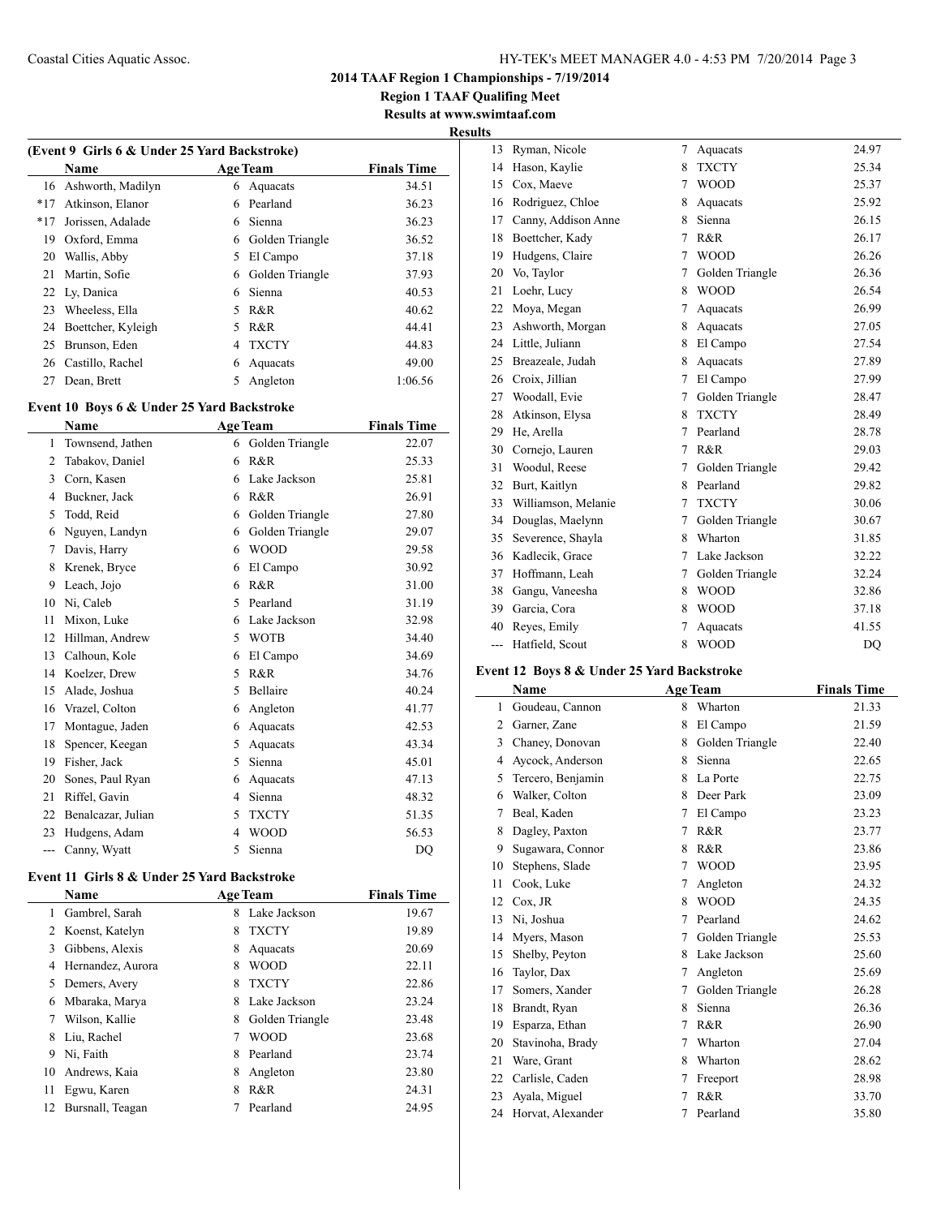## 2014 TAAF Region 1 Championships - 7/19/2014

**Region 1 TAAF Qualifing Meet**

**Results at www.swimtaaf.com**

**Results**

### (Event 9 Girls 6 & Under 25 Yard Backstroke)

| | Name | Age | Team | Finals Time |
|---|---|---|---|---|
| 16 | Ashworth, Madilyn | 6 | Aquacats | 34.51 |
| *17 | Atkinson, Elanor | 6 | Pearland | 36.23 |
| *17 | Jorissen, Adalade | 6 | Sienna | 36.23 |
| 19 | Oxford, Emma | 6 | Golden Triangle | 36.52 |
| 20 | Wallis, Abby | 5 | El Campo | 37.18 |
| 21 | Martin, Sofie | 6 | Golden Triangle | 37.93 |
| 22 | Ly, Danica | 6 | Sienna | 40.53 |
| 23 | Wheeless, Ella | 5 | R&R | 40.62 |
| 24 | Boettcher, Kyleigh | 5 | R&R | 44.41 |
| 25 | Brunson, Eden | 4 | TXCTY | 44.83 |
| 26 | Castillo, Rachel | 6 | Aquacats | 49.00 |
| 27 | Dean, Brett | 5 | Angleton | 1:06.56 |

### Event 10 Boys 6 & Under 25 Yard Backstroke

| | Name | Age | Team | Finals Time |
|---|---|---|---|---|
| 1 | Townsend, Jathen | 6 | Golden Triangle | 22.07 |
| 2 | Tabakov, Daniel | 6 | R&R | 25.33 |
| 3 | Corn, Kasen | 6 | Lake Jackson | 25.81 |
| 4 | Buckner, Jack | 6 | R&R | 26.91 |
| 5 | Todd, Reid | 6 | Golden Triangle | 27.80 |
| 6 | Nguyen, Landyn | 6 | Golden Triangle | 29.07 |
| 7 | Davis, Harry | 6 | WOOD | 29.58 |
| 8 | Krenek, Bryce | 6 | El Campo | 30.92 |
| 9 | Leach, Jojo | 6 | R&R | 31.00 |
| 10 | Ni, Caleb | 5 | Pearland | 31.19 |
| 11 | Mixon, Luke | 6 | Lake Jackson | 32.98 |
| 12 | Hillman, Andrew | 5 | WOTB | 34.40 |
| 13 | Calhoun, Kole | 6 | El Campo | 34.69 |
| 14 | Koelzer, Drew | 5 | R&R | 34.76 |
| 15 | Alade, Joshua | 5 | Bellaire | 40.24 |
| 16 | Vrazel, Colton | 6 | Angleton | 41.77 |
| 17 | Montague, Jaden | 6 | Aquacats | 42.53 |
| 18 | Spencer, Keegan | 5 | Aquacats | 43.34 |
| 19 | Fisher, Jack | 5 | Sienna | 45.01 |
| 20 | Sones, Paul Ryan | 6 | Aquacats | 47.13 |
| 21 | Riffel, Gavin | 4 | Sienna | 48.32 |
| 22 | Benalcazar, Julian | 5 | TXCTY | 51.35 |
| 23 | Hudgens, Adam | 4 | WOOD | 56.53 |
| --- | Canny, Wyatt | 5 | Sienna | DQ |

### Event 11 Girls 8 & Under 25 Yard Backstroke

| | Name | Age | Team | Finals Time |
|---|---|---|---|---|
| 1 | Gambrel, Sarah | 8 | Lake Jackson | 19.67 |
| 2 | Koenst, Katelyn | 8 | TXCTY | 19.89 |
| 3 | Gibbens, Alexis | 8 | Aquacats | 20.69 |
| 4 | Hernandez, Aurora | 8 | WOOD | 22.11 |
| 5 | Demers, Avery | 8 | TXCTY | 22.86 |
| 6 | Mbaraka, Marya | 8 | Lake Jackson | 23.24 |
| 7 | Wilson, Kallie | 8 | Golden Triangle | 23.48 |
| 8 | Liu, Rachel | 7 | WOOD | 23.68 |
| 9 | Ni, Faith | 8 | Pearland | 23.74 |
| 10 | Andrews, Kaia | 8 | Angleton | 23.80 |
| 11 | Egwu, Karen | 8 | R&R | 24.31 |
| 12 | Bursnall, Teagan | 7 | Pearland | 24.95 |
| 13 | Ryman, Nicole | 7 | Aquacats | 24.97 |
| 14 | Hason, Kaylie | 8 | TXCTY | 25.34 |
| 15 | Cox, Maeve | 7 | WOOD | 25.37 |
| 16 | Rodriguez, Chloe | 8 | Aquacats | 25.92 |
| 17 | Canny, Addison Anne | 8 | Sienna | 26.15 |
| 18 | Boettcher, Kady | 7 | R&R | 26.17 |
| 19 | Hudgens, Claire | 7 | WOOD | 26.26 |
| 20 | Vo, Taylor | 7 | Golden Triangle | 26.36 |
| 21 | Loehr, Lucy | 8 | WOOD | 26.54 |
| 22 | Moya, Megan | 7 | Aquacats | 26.99 |
| 23 | Ashworth, Morgan | 8 | Aquacats | 27.05 |
| 24 | Little, Juliann | 8 | El Campo | 27.54 |
| 25 | Breazeale, Judah | 8 | Aquacats | 27.89 |
| 26 | Croix, Jillian | 7 | El Campo | 27.99 |
| 27 | Woodall, Evie | 7 | Golden Triangle | 28.47 |
| 28 | Atkinson, Elysa | 8 | TXCTY | 28.49 |
| 29 | He, Arella | 7 | Pearland | 28.78 |
| 30 | Cornejo, Lauren | 7 | R&R | 29.03 |
| 31 | Woodul, Reese | 7 | Golden Triangle | 29.42 |
| 32 | Burt, Kaitlyn | 8 | Pearland | 29.82 |
| 33 | Williamson, Melanie | 7 | TXCTY | 30.06 |
| 34 | Douglas, Maelynn | 7 | Golden Triangle | 30.67 |
| 35 | Severence, Shayla | 8 | Wharton | 31.85 |
| 36 | Kadlecik, Grace | 7 | Lake Jackson | 32.22 |
| 37 | Hoffmann, Leah | 7 | Golden Triangle | 32.24 |
| 38 | Gangu, Vaneesha | 8 | WOOD | 32.86 |
| 39 | Garcia, Cora | 8 | WOOD | 37.18 |
| 40 | Reyes, Emily | 7 | Aquacats | 41.55 |
| --- | Hatfield, Scout | 8 | WOOD | DQ |

### Event 12 Boys 8 & Under 25 Yard Backstroke

| | Name | Age | Team | Finals Time |
|---|---|---|---|---|
| 1 | Goudeau, Cannon | 8 | Wharton | 21.33 |
| 2 | Garner, Zane | 8 | El Campo | 21.59 |
| 3 | Chaney, Donovan | 8 | Golden Triangle | 22.40 |
| 4 | Aycock, Anderson | 8 | Sienna | 22.65 |
| 5 | Tercero, Benjamin | 8 | La Porte | 22.75 |
| 6 | Walker, Colton | 8 | Deer Park | 23.09 |
| 7 | Beal, Kaden | 7 | El Campo | 23.23 |
| 8 | Dagley, Paxton | 7 | R&R | 23.77 |
| 9 | Sugawara, Connor | 8 | R&R | 23.86 |
| 10 | Stephens, Slade | 7 | WOOD | 23.95 |
| 11 | Cook, Luke | 7 | Angleton | 24.32 |
| 12 | Cox, JR | 8 | WOOD | 24.35 |
| 13 | Ni, Joshua | 7 | Pearland | 24.62 |
| 14 | Myers, Mason | 7 | Golden Triangle | 25.53 |
| 15 | Shelby, Peyton | 8 | Lake Jackson | 25.60 |
| 16 | Taylor, Dax | 7 | Angleton | 25.69 |
| 17 | Somers, Xander | 7 | Golden Triangle | 26.28 |
| 18 | Brandt, Ryan | 8 | Sienna | 26.36 |
| 19 | Esparza, Ethan | 7 | R&R | 26.90 |
| 20 | Stavinoha, Brady | 7 | Wharton | 27.04 |
| 21 | Ware, Grant | 8 | Wharton | 28.62 |
| 22 | Carlisle, Caden | 7 | Freeport | 28.98 |
| 23 | Ayala, Miguel | 7 | R&R | 33.70 |
| 24 | Horvat, Alexander | 7 | Pearland | 35.80 |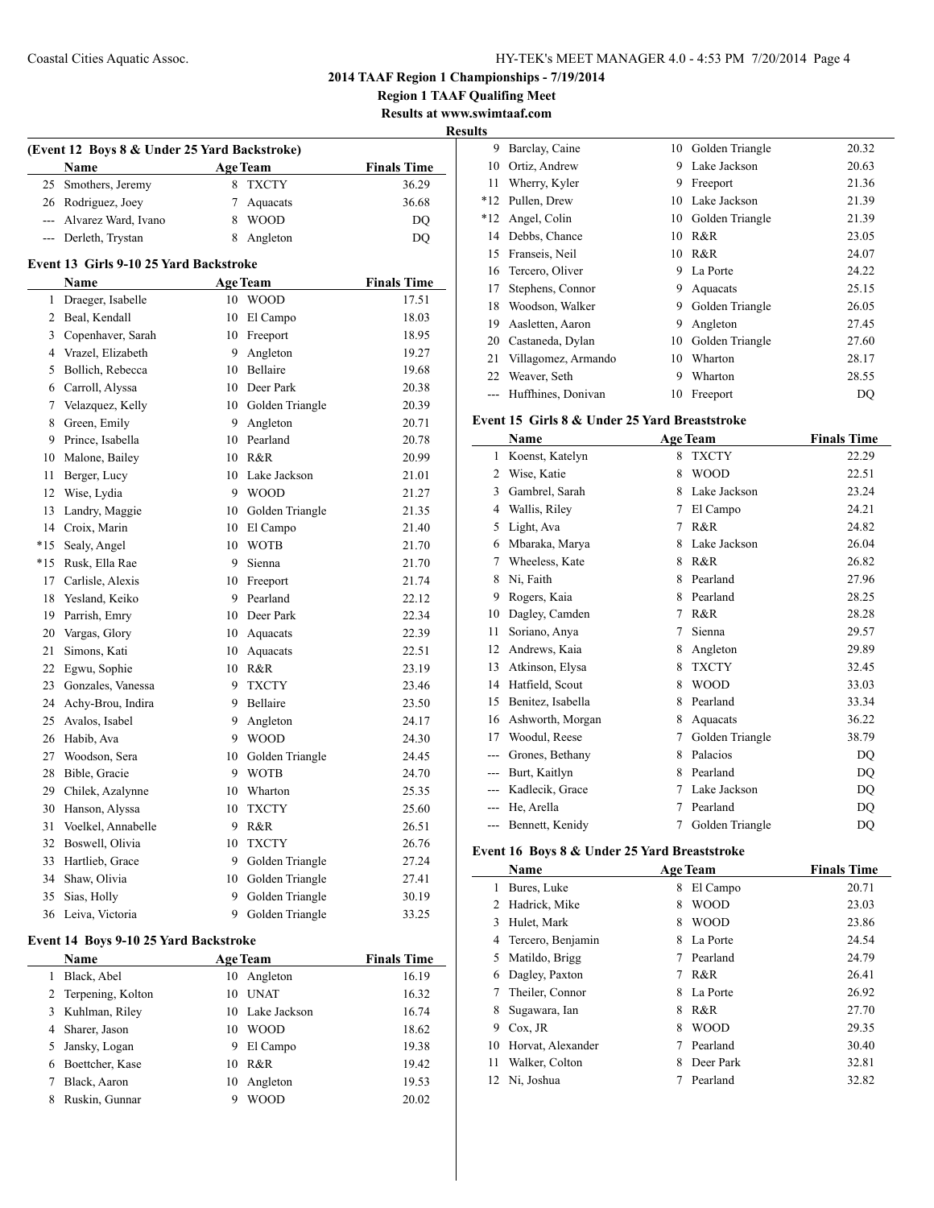# 2014 TAAF Region 1 Championships - 7/19/2014

## Region 1 TAAF Qualifing Meet

### Results at www.swimtaaf.com

### Results

**(Event 12 Boys 8 & Under 25 Yard Backstroke)**

| | Name | Age | Team | Finals Time |
|---|---|---|---|---|
| 25 | Smothers, Jeremy | 8 | TXCTY | 36.29 |
| 26 | Rodriguez, Joey | 7 | Aquacats | 36.68 |
| --- | Alvarez Ward, Ivano | 8 | WOOD | DQ |
| --- | Derleth, Trystan | 8 | Angleton | DQ |

**Event 13 Girls 9-10 25 Yard Backstroke**

| | Name | Age | Team | Finals Time |
|---|---|---|---|---|
| 1 | Draeger, Isabelle | 10 | WOOD | 17.51 |
| 2 | Beal, Kendall | 10 | El Campo | 18.03 |
| 3 | Copenhaver, Sarah | 10 | Freeport | 18.95 |
| 4 | Vrazel, Elizabeth | 9 | Angleton | 19.27 |
| 5 | Bollich, Rebecca | 10 | Bellaire | 19.68 |
| 6 | Carroll, Alyssa | 10 | Deer Park | 20.38 |
| 7 | Velazquez, Kelly | 10 | Golden Triangle | 20.39 |
| 8 | Green, Emily | 9 | Angleton | 20.71 |
| 9 | Prince, Isabella | 10 | Pearland | 20.78 |
| 10 | Malone, Bailey | 10 | R&R | 20.99 |
| 11 | Berger, Lucy | 10 | Lake Jackson | 21.01 |
| 12 | Wise, Lydia | 9 | WOOD | 21.27 |
| 13 | Landry, Maggie | 10 | Golden Triangle | 21.35 |
| 14 | Croix, Marin | 10 | El Campo | 21.40 |
| *15 | Sealy, Angel | 10 | WOTB | 21.70 |
| *15 | Rusk, Ella Rae | 9 | Sienna | 21.70 |
| 17 | Carlisle, Alexis | 10 | Freeport | 21.74 |
| 18 | Yesland, Keiko | 9 | Pearland | 22.12 |
| 19 | Parrish, Emry | 10 | Deer Park | 22.34 |
| 20 | Vargas, Glory | 10 | Aquacats | 22.39 |
| 21 | Simons, Kati | 10 | Aquacats | 22.51 |
| 22 | Egwu, Sophie | 10 | R&R | 23.19 |
| 23 | Gonzales, Vanessa | 9 | TXCTY | 23.46 |
| 24 | Achy-Brou, Indira | 9 | Bellaire | 23.50 |
| 25 | Avalos, Isabel | 9 | Angleton | 24.17 |
| 26 | Habib, Ava | 9 | WOOD | 24.30 |
| 27 | Woodson, Sera | 10 | Golden Triangle | 24.45 |
| 28 | Bible, Gracie | 9 | WOTB | 24.70 |
| 29 | Chilek, Azalynne | 10 | Wharton | 25.35 |
| 30 | Hanson, Alyssa | 10 | TXCTY | 25.60 |
| 31 | Voelkel, Annabelle | 9 | R&R | 26.51 |
| 32 | Boswell, Olivia | 10 | TXCTY | 26.76 |
| 33 | Hartlieb, Grace | 9 | Golden Triangle | 27.24 |
| 34 | Shaw, Olivia | 10 | Golden Triangle | 27.41 |
| 35 | Sias, Holly | 9 | Golden Triangle | 30.19 |
| 36 | Leiva, Victoria | 9 | Golden Triangle | 33.25 |

**Event 14 Boys 9-10 25 Yard Backstroke**

| | Name | Age | Team | Finals Time |
|---|---|---|---|---|
| 1 | Black, Abel | 10 | Angleton | 16.19 |
| 2 | Terpening, Kolton | 10 | UNAT | 16.32 |
| 3 | Kuhlman, Riley | 10 | Lake Jackson | 16.74 |
| 4 | Sharer, Jason | 10 | WOOD | 18.62 |
| 5 | Jansky, Logan | 9 | El Campo | 19.38 |
| 6 | Boettcher, Kase | 10 | R&R | 19.42 |
| 7 | Black, Aaron | 10 | Angleton | 19.53 |
| 8 | Ruskin, Gunnar | 9 | WOOD | 20.02 |
| 9 | Barclay, Caine | 10 | Golden Triangle | 20.32 |
| 10 | Ortiz, Andrew | 9 | Lake Jackson | 20.63 |
| 11 | Wherry, Kyler | 9 | Freeport | 21.36 |
| *12 | Pullen, Drew | 10 | Lake Jackson | 21.39 |
| *12 | Angel, Colin | 10 | Golden Triangle | 21.39 |
| 14 | Debbs, Chance | 10 | R&R | 23.05 |
| 15 | Franseis, Neil | 10 | R&R | 24.07 |
| 16 | Tercero, Oliver | 9 | La Porte | 24.22 |
| 17 | Stephens, Connor | 9 | Aquacats | 25.15 |
| 18 | Woodson, Walker | 9 | Golden Triangle | 26.05 |
| 19 | Aasletten, Aaron | 9 | Angleton | 27.45 |
| 20 | Castaneda, Dylan | 10 | Golden Triangle | 27.60 |
| 21 | Villagomez, Armando | 10 | Wharton | 28.17 |
| 22 | Weaver, Seth | 9 | Wharton | 28.55 |
| --- | Huffhines, Donivan | 10 | Freeport | DQ |

**Event 15 Girls 8 & Under 25 Yard Breaststroke**

| | Name | Age | Team | Finals Time |
|---|---|---|---|---|
| 1 | Koenst, Katelyn | 8 | TXCTY | 22.29 |
| 2 | Wise, Katie | 8 | WOOD | 22.51 |
| 3 | Gambrel, Sarah | 8 | Lake Jackson | 23.24 |
| 4 | Wallis, Riley | 7 | El Campo | 24.21 |
| 5 | Light, Ava | 7 | R&R | 24.82 |
| 6 | Mbaraka, Marya | 8 | Lake Jackson | 26.04 |
| 7 | Wheeless, Kate | 8 | R&R | 26.82 |
| 8 | Ni, Faith | 8 | Pearland | 27.96 |
| 9 | Rogers, Kaia | 8 | Pearland | 28.25 |
| 10 | Dagley, Camden | 7 | R&R | 28.28 |
| 11 | Soriano, Anya | 7 | Sienna | 29.57 |
| 12 | Andrews, Kaia | 8 | Angleton | 29.89 |
| 13 | Atkinson, Elysa | 8 | TXCTY | 32.45 |
| 14 | Hatfield, Scout | 8 | WOOD | 33.03 |
| 15 | Benitez, Isabella | 8 | Pearland | 33.34 |
| 16 | Ashworth, Morgan | 8 | Aquacats | 36.22 |
| 17 | Woodul, Reese | 7 | Golden Triangle | 38.79 |
| --- | Grones, Bethany | 8 | Palacios | DQ |
| --- | Burt, Kaitlyn | 8 | Pearland | DQ |
| --- | Kadlecik, Grace | 7 | Lake Jackson | DQ |
| --- | He, Arella | 7 | Pearland | DQ |
| --- | Bennett, Kenidy | 7 | Golden Triangle | DQ |

**Event 16 Boys 8 & Under 25 Yard Breaststroke**

| | Name | Age | Team | Finals Time |
|---|---|---|---|---|
| 1 | Bures, Luke | 8 | El Campo | 20.71 |
| 2 | Hadrick, Mike | 8 | WOOD | 23.03 |
| 3 | Hulet, Mark | 8 | WOOD | 23.86 |
| 4 | Tercero, Benjamin | 8 | La Porte | 24.54 |
| 5 | Matildo, Brigg | 7 | Pearland | 24.79 |
| 6 | Dagley, Paxton | 7 | R&R | 26.41 |
| 7 | Theiler, Connor | 8 | La Porte | 26.92 |
| 8 | Sugawara, Ian | 8 | R&R | 27.70 |
| 9 | Cox, JR | 8 | WOOD | 29.35 |
| 10 | Horvat, Alexander | 7 | Pearland | 30.40 |
| 11 | Walker, Colton | 8 | Deer Park | 32.81 |
| 12 | Ni, Joshua | 7 | Pearland | 32.82 |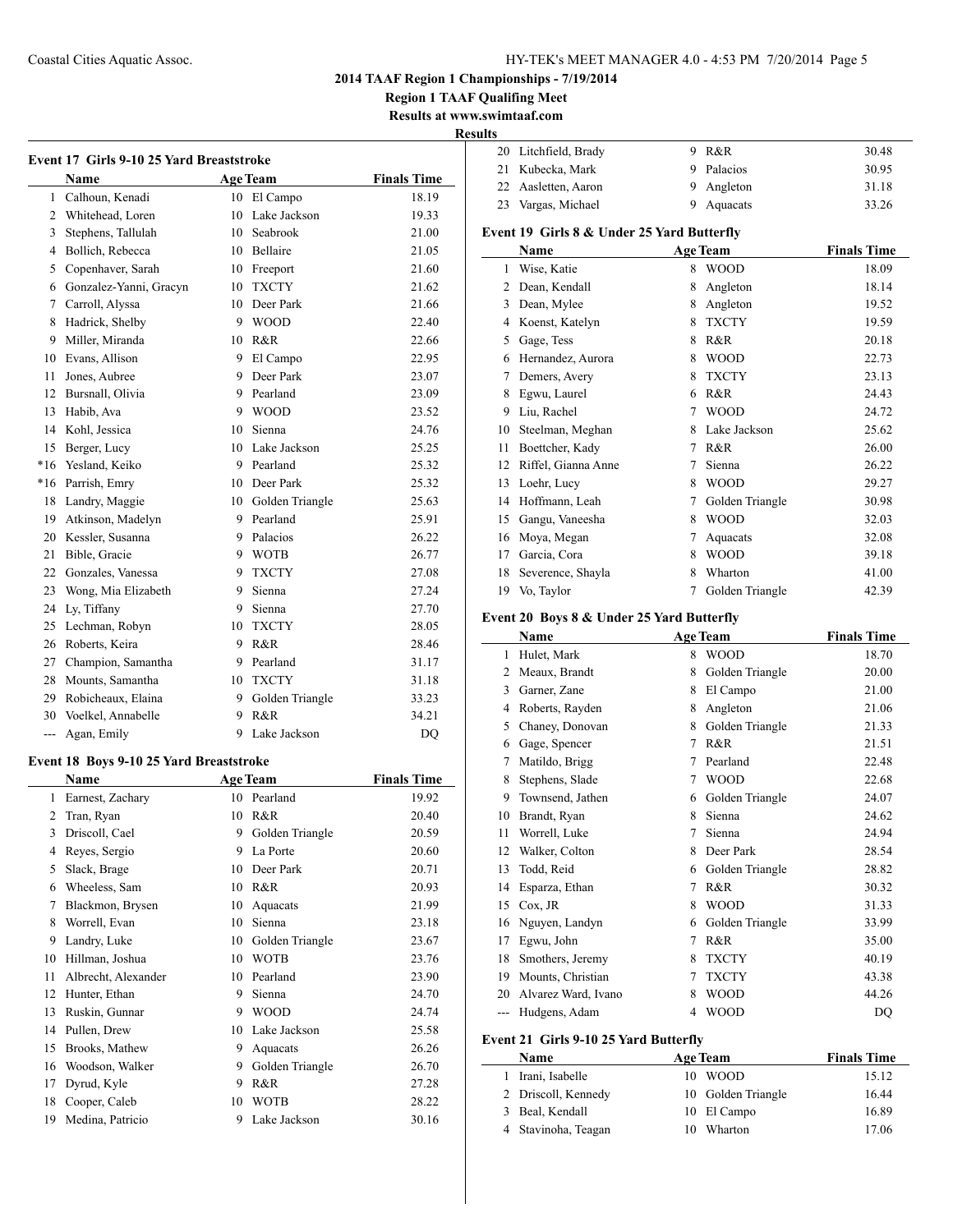**2014 TAAF Region 1 Championships - 7/19/2014**

**Region 1 TAAF Qualifing Meet**

**Results at www.swimtaaf.com**

**Results**

### Event 17 Girls 9-10 25 Yard Breaststroke

| | Name | Age | Team | Finals Time |
|---|---|---|---|---|
| 1 | Calhoun, Kenadi | 10 | El Campo | 18.19 |
| 2 | Whitehead, Loren | 10 | Lake Jackson | 19.33 |
| 3 | Stephens, Tallulah | 10 | Seabrook | 21.00 |
| 4 | Bollich, Rebecca | 10 | Bellaire | 21.05 |
| 5 | Copenhaver, Sarah | 10 | Freeport | 21.60 |
| 6 | Gonzalez-Yanni, Gracyn | 10 | TXCTY | 21.62 |
| 7 | Carroll, Alyssa | 10 | Deer Park | 21.66 |
| 8 | Hadrick, Shelby | 9 | WOOD | 22.40 |
| 9 | Miller, Miranda | 10 | R&R | 22.66 |
| 10 | Evans, Allison | 9 | El Campo | 22.95 |
| 11 | Jones, Aubree | 9 | Deer Park | 23.07 |
| 12 | Bursnall, Olivia | 9 | Pearland | 23.09 |
| 13 | Habib, Ava | 9 | WOOD | 23.52 |
| 14 | Kohl, Jessica | 10 | Sienna | 24.76 |
| 15 | Berger, Lucy | 10 | Lake Jackson | 25.25 |
| *16 | Yesland, Keiko | 9 | Pearland | 25.32 |
| *16 | Parrish, Emry | 10 | Deer Park | 25.32 |
| 18 | Landry, Maggie | 10 | Golden Triangle | 25.63 |
| 19 | Atkinson, Madelyn | 9 | Pearland | 25.91 |
| 20 | Kessler, Susanna | 9 | Palacios | 26.22 |
| 21 | Bible, Gracie | 9 | WOTB | 26.77 |
| 22 | Gonzales, Vanessa | 9 | TXCTY | 27.08 |
| 23 | Wong, Mia Elizabeth | 9 | Sienna | 27.24 |
| 24 | Ly, Tiffany | 9 | Sienna | 27.70 |
| 25 | Lechman, Robyn | 10 | TXCTY | 28.05 |
| 26 | Roberts, Keira | 9 | R&R | 28.46 |
| 27 | Champion, Samantha | 9 | Pearland | 31.17 |
| 28 | Mounts, Samantha | 10 | TXCTY | 31.18 |
| 29 | Robicheaux, Elaina | 9 | Golden Triangle | 33.23 |
| 30 | Voelkel, Annabelle | 9 | R&R | 34.21 |
| --- | Agan, Emily | 9 | Lake Jackson | DQ |

### Event 18 Boys 9-10 25 Yard Breaststroke

| | Name | Age | Team | Finals Time |
|---|---|---|---|---|
| 1 | Earnest, Zachary | 10 | Pearland | 19.92 |
| 2 | Tran, Ryan | 10 | R&R | 20.40 |
| 3 | Driscoll, Cael | 9 | Golden Triangle | 20.59 |
| 4 | Reyes, Sergio | 9 | La Porte | 20.60 |
| 5 | Slack, Brage | 10 | Deer Park | 20.71 |
| 6 | Wheeless, Sam | 10 | R&R | 20.93 |
| 7 | Blackmon, Brysen | 10 | Aquacats | 21.99 |
| 8 | Worrell, Evan | 10 | Sienna | 23.18 |
| 9 | Landry, Luke | 10 | Golden Triangle | 23.67 |
| 10 | Hillman, Joshua | 10 | WOTB | 23.76 |
| 11 | Albrecht, Alexander | 10 | Pearland | 23.90 |
| 12 | Hunter, Ethan | 9 | Sienna | 24.70 |
| 13 | Ruskin, Gunnar | 9 | WOOD | 24.74 |
| 14 | Pullen, Drew | 10 | Lake Jackson | 25.58 |
| 15 | Brooks, Mathew | 9 | Aquacats | 26.26 |
| 16 | Woodson, Walker | 9 | Golden Triangle | 26.70 |
| 17 | Dyrud, Kyle | 9 | R&R | 27.28 |
| 18 | Cooper, Caleb | 10 | WOTB | 28.22 |
| 19 | Medina, Patricio | 9 | Lake Jackson | 30.16 |
| 20 | Litchfield, Brady | 9 | R&R | 30.48 |
| 21 | Kubecka, Mark | 9 | Palacios | 30.95 |
| 22 | Aasletten, Aaron | 9 | Angleton | 31.18 |
| 23 | Vargas, Michael | 9 | Aquacats | 33.26 |

### Event 19 Girls 8 & Under 25 Yard Butterfly

| | Name | Age | Team | Finals Time |
|---|---|---|---|---|
| 1 | Wise, Katie | 8 | WOOD | 18.09 |
| 2 | Dean, Kendall | 8 | Angleton | 18.14 |
| 3 | Dean, Mylee | 8 | Angleton | 19.52 |
| 4 | Koenst, Katelyn | 8 | TXCTY | 19.59 |
| 5 | Gage, Tess | 8 | R&R | 20.18 |
| 6 | Hernandez, Aurora | 8 | WOOD | 22.73 |
| 7 | Demers, Avery | 8 | TXCTY | 23.13 |
| 8 | Egwu, Laurel | 6 | R&R | 24.43 |
| 9 | Liu, Rachel | 7 | WOOD | 24.72 |
| 10 | Steelman, Meghan | 8 | Lake Jackson | 25.62 |
| 11 | Boettcher, Kady | 7 | R&R | 26.00 |
| 12 | Riffel, Gianna Anne | 7 | Sienna | 26.22 |
| 13 | Loehr, Lucy | 8 | WOOD | 29.27 |
| 14 | Hoffmann, Leah | 7 | Golden Triangle | 30.98 |
| 15 | Gangu, Vaneesha | 8 | WOOD | 32.03 |
| 16 | Moya, Megan | 7 | Aquacats | 32.08 |
| 17 | Garcia, Cora | 8 | WOOD | 39.18 |
| 18 | Severence, Shayla | 8 | Wharton | 41.00 |
| 19 | Vo, Taylor | 7 | Golden Triangle | 42.39 |

### Event 20 Boys 8 & Under 25 Yard Butterfly

| | Name | Age | Team | Finals Time |
|---|---|---|---|---|
| 1 | Hulet, Mark | 8 | WOOD | 18.70 |
| 2 | Meaux, Brandt | 8 | Golden Triangle | 20.00 |
| 3 | Garner, Zane | 8 | El Campo | 21.00 |
| 4 | Roberts, Rayden | 8 | Angleton | 21.06 |
| 5 | Chaney, Donovan | 8 | Golden Triangle | 21.33 |
| 6 | Gage, Spencer | 7 | R&R | 21.51 |
| 7 | Matildo, Brigg | 7 | Pearland | 22.48 |
| 8 | Stephens, Slade | 7 | WOOD | 22.68 |
| 9 | Townsend, Jathen | 6 | Golden Triangle | 24.07 |
| 10 | Brandt, Ryan | 8 | Sienna | 24.62 |
| 11 | Worrell, Luke | 7 | Sienna | 24.94 |
| 12 | Walker, Colton | 8 | Deer Park | 28.54 |
| 13 | Todd, Reid | 6 | Golden Triangle | 28.82 |
| 14 | Esparza, Ethan | 7 | R&R | 30.32 |
| 15 | Cox, JR | 8 | WOOD | 31.33 |
| 16 | Nguyen, Landyn | 6 | Golden Triangle | 33.99 |
| 17 | Egwu, John | 7 | R&R | 35.00 |
| 18 | Smothers, Jeremy | 8 | TXCTY | 40.19 |
| 19 | Mounts, Christian | 7 | TXCTY | 43.38 |
| 20 | Alvarez Ward, Ivano | 8 | WOOD | 44.26 |
| --- | Hudgens, Adam | 4 | WOOD | DQ |

### Event 21 Girls 9-10 25 Yard Butterfly

| | Name | Age | Team | Finals Time |
|---|---|---|---|---|
| 1 | Irani, Isabelle | 10 | WOOD | 15.12 |
| 2 | Driscoll, Kennedy | 10 | Golden Triangle | 16.44 |
| 3 | Beal, Kendall | 10 | El Campo | 16.89 |
| 4 | Stavinoha, Teagan | 10 | Wharton | 17.06 |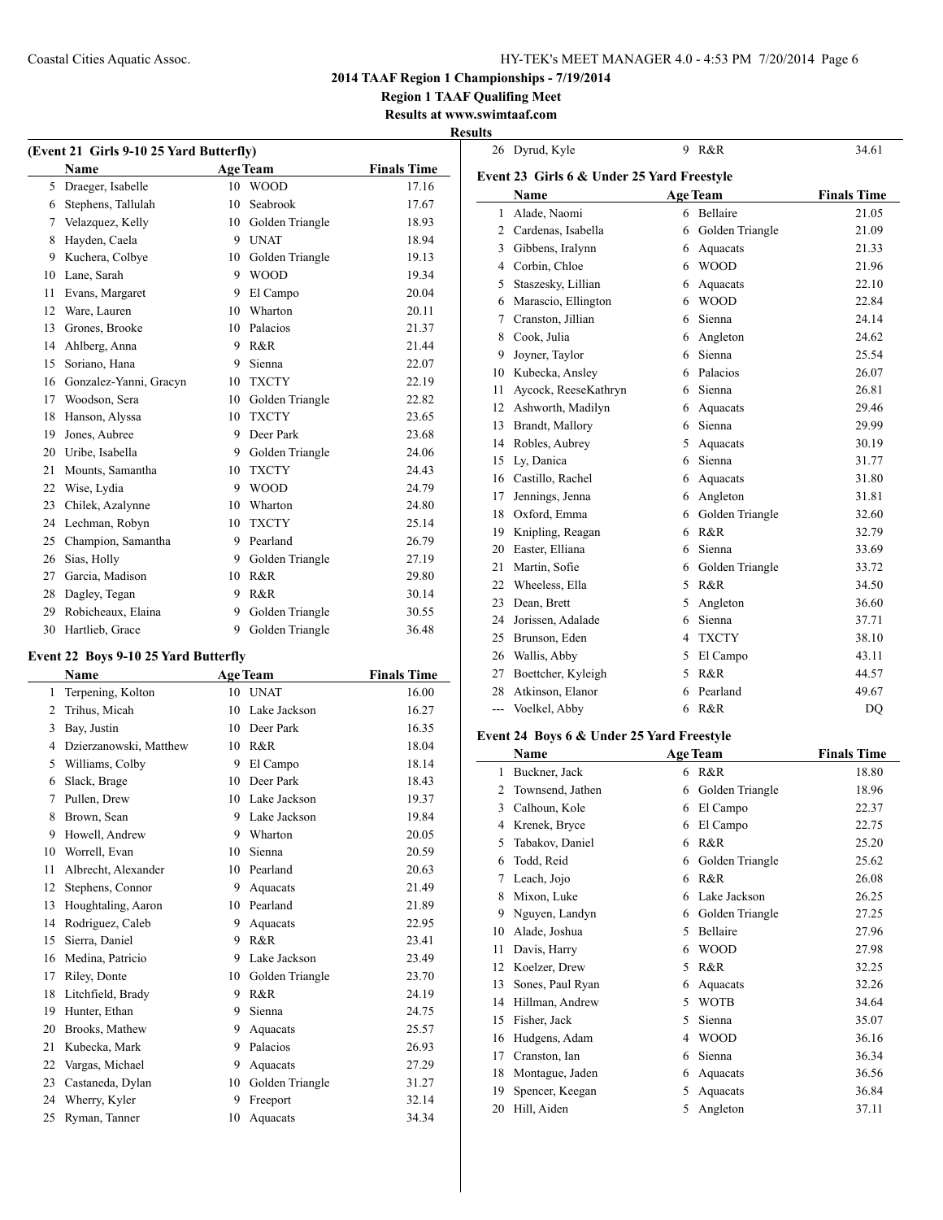**2014 TAAF Region 1 Championships - 7/19/2014**

**Region 1 TAAF Qualifing Meet**

**Results at www.swimtaaf.com**

**Results**

### (Event 21 Girls 9-10 25 Yard Butterfly)

| | Name | Age | Team | Finals Time |
|---|---|---|---|---|
| 5 | Draeger, Isabelle | 10 | WOOD | 17.16 |
| 6 | Stephens, Tallulah | 10 | Seabrook | 17.67 |
| 7 | Velazquez, Kelly | 10 | Golden Triangle | 18.93 |
| 8 | Hayden, Caela | 9 | UNAT | 18.94 |
| 9 | Kuchera, Colbye | 10 | Golden Triangle | 19.13 |
| 10 | Lane, Sarah | 9 | WOOD | 19.34 |
| 11 | Evans, Margaret | 9 | El Campo | 20.04 |
| 12 | Ware, Lauren | 10 | Wharton | 20.11 |
| 13 | Grones, Brooke | 10 | Palacios | 21.37 |
| 14 | Ahlberg, Anna | 9 | R&R | 21.44 |
| 15 | Soriano, Hana | 9 | Sienna | 22.07 |
| 16 | Gonzalez-Yanni, Gracyn | 10 | TXCTY | 22.19 |
| 17 | Woodson, Sera | 10 | Golden Triangle | 22.82 |
| 18 | Hanson, Alyssa | 10 | TXCTY | 23.65 |
| 19 | Jones, Aubree | 9 | Deer Park | 23.68 |
| 20 | Uribe, Isabella | 9 | Golden Triangle | 24.06 |
| 21 | Mounts, Samantha | 10 | TXCTY | 24.43 |
| 22 | Wise, Lydia | 9 | WOOD | 24.79 |
| 23 | Chilek, Azalynne | 10 | Wharton | 24.80 |
| 24 | Lechman, Robyn | 10 | TXCTY | 25.14 |
| 25 | Champion, Samantha | 9 | Pearland | 26.79 |
| 26 | Sias, Holly | 9 | Golden Triangle | 27.19 |
| 27 | Garcia, Madison | 10 | R&R | 29.80 |
| 28 | Dagley, Tegan | 9 | R&R | 30.14 |
| 29 | Robicheaux, Elaina | 9 | Golden Triangle | 30.55 |
| 30 | Hartlieb, Grace | 9 | Golden Triangle | 36.48 |

### Event 22 Boys 9-10 25 Yard Butterfly

| | Name | Age | Team | Finals Time |
|---|---|---|---|---|
| 1 | Terpening, Kolton | 10 | UNAT | 16.00 |
| 2 | Trihus, Micah | 10 | Lake Jackson | 16.27 |
| 3 | Bay, Justin | 10 | Deer Park | 16.35 |
| 4 | Dzierzanowski, Matthew | 10 | R&R | 18.04 |
| 5 | Williams, Colby | 9 | El Campo | 18.14 |
| 6 | Slack, Brage | 10 | Deer Park | 18.43 |
| 7 | Pullen, Drew | 10 | Lake Jackson | 19.37 |
| 8 | Brown, Sean | 9 | Lake Jackson | 19.84 |
| 9 | Howell, Andrew | 9 | Wharton | 20.05 |
| 10 | Worrell, Evan | 10 | Sienna | 20.59 |
| 11 | Albrecht, Alexander | 10 | Pearland | 20.63 |
| 12 | Stephens, Connor | 9 | Aquacats | 21.49 |
| 13 | Houghtaling, Aaron | 10 | Pearland | 21.89 |
| 14 | Rodriguez, Caleb | 9 | Aquacats | 22.95 |
| 15 | Sierra, Daniel | 9 | R&R | 23.41 |
| 16 | Medina, Patricio | 9 | Lake Jackson | 23.49 |
| 17 | Riley, Donte | 10 | Golden Triangle | 23.70 |
| 18 | Litchfield, Brady | 9 | R&R | 24.19 |
| 19 | Hunter, Ethan | 9 | Sienna | 24.75 |
| 20 | Brooks, Mathew | 9 | Aquacats | 25.57 |
| 21 | Kubecka, Mark | 9 | Palacios | 26.93 |
| 22 | Vargas, Michael | 9 | Aquacats | 27.29 |
| 23 | Castaneda, Dylan | 10 | Golden Triangle | 31.27 |
| 24 | Wherry, Kyler | 9 | Freeport | 32.14 |
| 25 | Ryman, Tanner | 10 | Aquacats | 34.34 |
| 26 | Dyrud, Kyle | 9 | R&R | 34.61 |

### Event 23 Girls 6 & Under 25 Yard Freestyle

| | Name | Age | Team | Finals Time |
|---|---|---|---|---|
| 1 | Alade, Naomi | 6 | Bellaire | 21.05 |
| 2 | Cardenas, Isabella | 6 | Golden Triangle | 21.09 |
| 3 | Gibbens, Iralynn | 6 | Aquacats | 21.33 |
| 4 | Corbin, Chloe | 6 | WOOD | 21.96 |
| 5 | Staszesky, Lillian | 6 | Aquacats | 22.10 |
| 6 | Marascio, Ellington | 6 | WOOD | 22.84 |
| 7 | Cranston, Jillian | 6 | Sienna | 24.14 |
| 8 | Cook, Julia | 6 | Angleton | 24.62 |
| 9 | Joyner, Taylor | 6 | Sienna | 25.54 |
| 10 | Kubecka, Ansley | 6 | Palacios | 26.07 |
| 11 | Aycock, ReeseKathryn | 6 | Sienna | 26.81 |
| 12 | Ashworth, Madilyn | 6 | Aquacats | 29.46 |
| 13 | Brandt, Mallory | 6 | Sienna | 29.99 |
| 14 | Robles, Aubrey | 5 | Aquacats | 30.19 |
| 15 | Ly, Danica | 6 | Sienna | 31.77 |
| 16 | Castillo, Rachel | 6 | Aquacats | 31.80 |
| 17 | Jennings, Jenna | 6 | Angleton | 31.81 |
| 18 | Oxford, Emma | 6 | Golden Triangle | 32.60 |
| 19 | Knipling, Reagan | 6 | R&R | 32.79 |
| 20 | Easter, Elliana | 6 | Sienna | 33.69 |
| 21 | Martin, Sofie | 6 | Golden Triangle | 33.72 |
| 22 | Wheeless, Ella | 5 | R&R | 34.50 |
| 23 | Dean, Brett | 5 | Angleton | 36.60 |
| 24 | Jorissen, Adalade | 6 | Sienna | 37.71 |
| 25 | Brunson, Eden | 4 | TXCTY | 38.10 |
| 26 | Wallis, Abby | 5 | El Campo | 43.11 |
| 27 | Boettcher, Kyleigh | 5 | R&R | 44.57 |
| 28 | Atkinson, Elanor | 6 | Pearland | 49.67 |
| --- | Voelkel, Abby | 6 | R&R | DQ |

### Event 24 Boys 6 & Under 25 Yard Freestyle

| | Name | Age | Team | Finals Time |
|---|---|---|---|---|
| 1 | Buckner, Jack | 6 | R&R | 18.80 |
| 2 | Townsend, Jathen | 6 | Golden Triangle | 18.96 |
| 3 | Calhoun, Kole | 6 | El Campo | 22.37 |
| 4 | Krenek, Bryce | 6 | El Campo | 22.75 |
| 5 | Tabakov, Daniel | 6 | R&R | 25.20 |
| 6 | Todd, Reid | 6 | Golden Triangle | 25.62 |
| 7 | Leach, Jojo | 6 | R&R | 26.08 |
| 8 | Mixon, Luke | 6 | Lake Jackson | 26.25 |
| 9 | Nguyen, Landyn | 6 | Golden Triangle | 27.25 |
| 10 | Alade, Joshua | 5 | Bellaire | 27.96 |
| 11 | Davis, Harry | 6 | WOOD | 27.98 |
| 12 | Koelzer, Drew | 5 | R&R | 32.25 |
| 13 | Sones, Paul Ryan | 6 | Aquacats | 32.26 |
| 14 | Hillman, Andrew | 5 | WOTB | 34.64 |
| 15 | Fisher, Jack | 5 | Sienna | 35.07 |
| 16 | Hudgens, Adam | 4 | WOOD | 36.16 |
| 17 | Cranston, Ian | 6 | Sienna | 36.34 |
| 18 | Montague, Jaden | 6 | Aquacats | 36.56 |
| 19 | Spencer, Keegan | 5 | Aquacats | 36.84 |
| 20 | Hill, Aiden | 5 | Angleton | 37.11 |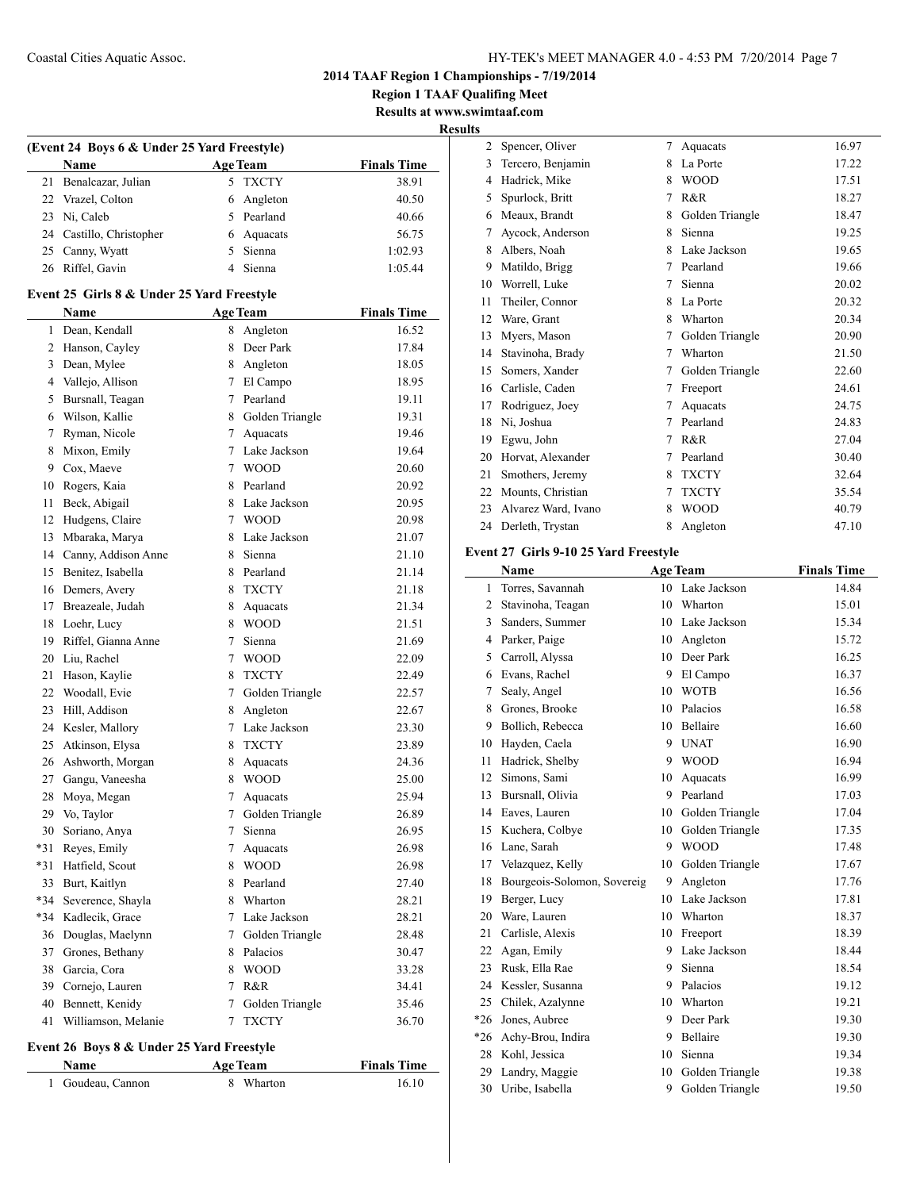**2014 TAAF Region 1 Championships - 7/19/2014**

**Region 1 TAAF Qualifing Meet**

**Results at www.swimtaaf.com**

**Results**

### (Event 24 Boys 6 & Under 25 Yard Freestyle)

| | Name | Age | Team | Finals Time |
|---|---|---|---|---|
| 21 | Benalcazar, Julian | 5 | TXCTY | 38.91 |
| 22 | Vrazel, Colton | 6 | Angleton | 40.50 |
| 23 | Ni, Caleb | 5 | Pearland | 40.66 |
| 24 | Castillo, Christopher | 6 | Aquacats | 56.75 |
| 25 | Canny, Wyatt | 5 | Sienna | 1:02.93 |
| 26 | Riffel, Gavin | 4 | Sienna | 1:05.44 |

### Event 25 Girls 8 & Under 25 Yard Freestyle

| | Name | Age | Team | Finals Time |
|---|---|---|---|---|
| 1 | Dean, Kendall | 8 | Angleton | 16.52 |
| 2 | Hanson, Cayley | 8 | Deer Park | 17.84 |
| 3 | Dean, Mylee | 8 | Angleton | 18.05 |
| 4 | Vallejo, Allison | 7 | El Campo | 18.95 |
| 5 | Bursnall, Teagan | 7 | Pearland | 19.11 |
| 6 | Wilson, Kallie | 8 | Golden Triangle | 19.31 |
| 7 | Ryman, Nicole | 7 | Aquacats | 19.46 |
| 8 | Mixon, Emily | 7 | Lake Jackson | 19.64 |
| 9 | Cox, Maeve | 7 | WOOD | 20.60 |
| 10 | Rogers, Kaia | 8 | Pearland | 20.92 |
| 11 | Beck, Abigail | 8 | Lake Jackson | 20.95 |
| 12 | Hudgens, Claire | 7 | WOOD | 20.98 |
| 13 | Mbaraka, Marya | 8 | Lake Jackson | 21.07 |
| 14 | Canny, Addison Anne | 8 | Sienna | 21.10 |
| 15 | Benitez, Isabella | 8 | Pearland | 21.14 |
| 16 | Demers, Avery | 8 | TXCTY | 21.18 |
| 17 | Breazeale, Judah | 8 | Aquacats | 21.34 |
| 18 | Loehr, Lucy | 8 | WOOD | 21.51 |
| 19 | Riffel, Gianna Anne | 7 | Sienna | 21.69 |
| 20 | Liu, Rachel | 7 | WOOD | 22.09 |
| 21 | Hason, Kaylie | 8 | TXCTY | 22.49 |
| 22 | Woodall, Evie | 7 | Golden Triangle | 22.57 |
| 23 | Hill, Addison | 8 | Angleton | 22.67 |
| 24 | Kesler, Mallory | 7 | Lake Jackson | 23.30 |
| 25 | Atkinson, Elysa | 8 | TXCTY | 23.89 |
| 26 | Ashworth, Morgan | 8 | Aquacats | 24.36 |
| 27 | Gangu, Vaneesha | 8 | WOOD | 25.00 |
| 28 | Moya, Megan | 7 | Aquacats | 25.94 |
| 29 | Vo, Taylor | 7 | Golden Triangle | 26.89 |
| 30 | Soriano, Anya | 7 | Sienna | 26.95 |
| *31 | Reyes, Emily | 7 | Aquacats | 26.98 |
| *31 | Hatfield, Scout | 8 | WOOD | 26.98 |
| 33 | Burt, Kaitlyn | 8 | Pearland | 27.40 |
| *34 | Severence, Shayla | 8 | Wharton | 28.21 |
| *34 | Kadlecik, Grace | 7 | Lake Jackson | 28.21 |
| 36 | Douglas, Maelynn | 7 | Golden Triangle | 28.48 |
| 37 | Grones, Bethany | 8 | Palacios | 30.47 |
| 38 | Garcia, Cora | 8 | WOOD | 33.28 |
| 39 | Cornejo, Lauren | 7 | R&R | 34.41 |
| 40 | Bennett, Kenidy | 7 | Golden Triangle | 35.46 |
| 41 | Williamson, Melanie | 7 | TXCTY | 36.70 |

### Event 26 Boys 8 & Under 25 Yard Freestyle

| | Name | Age | Team | Finals Time |
|---|---|---|---|---|
| 1 | Goudeau, Cannon | 8 | Wharton | 16.10 |
| 2 | Spencer, Oliver | 7 | Aquacats | 16.97 |
| 3 | Tercero, Benjamin | 8 | La Porte | 17.22 |
| 4 | Hadrick, Mike | 8 | WOOD | 17.51 |
| 5 | Spurlock, Britt | 7 | R&R | 18.27 |
| 6 | Meaux, Brandt | 8 | Golden Triangle | 18.47 |
| 7 | Aycock, Anderson | 8 | Sienna | 19.25 |
| 8 | Albers, Noah | 8 | Lake Jackson | 19.65 |
| 9 | Matildo, Brigg | 7 | Pearland | 19.66 |
| 10 | Worrell, Luke | 7 | Sienna | 20.02 |
| 11 | Theiler, Connor | 8 | La Porte | 20.32 |
| 12 | Ware, Grant | 8 | Wharton | 20.34 |
| 13 | Myers, Mason | 7 | Golden Triangle | 20.90 |
| 14 | Stavinoha, Brady | 7 | Wharton | 21.50 |
| 15 | Somers, Xander | 7 | Golden Triangle | 22.60 |
| 16 | Carlisle, Caden | 7 | Freeport | 24.61 |
| 17 | Rodriguez, Joey | 7 | Aquacats | 24.75 |
| 18 | Ni, Joshua | 7 | Pearland | 24.83 |
| 19 | Egwu, John | 7 | R&R | 27.04 |
| 20 | Horvat, Alexander | 7 | Pearland | 30.40 |
| 21 | Smothers, Jeremy | 8 | TXCTY | 32.64 |
| 22 | Mounts, Christian | 7 | TXCTY | 35.54 |
| 23 | Alvarez Ward, Ivano | 8 | WOOD | 40.79 |
| 24 | Derleth, Trystan | 8 | Angleton | 47.10 |

### Event 27 Girls 9-10 25 Yard Freestyle

| | Name | Age | Team | Finals Time |
|---|---|---|---|---|
| 1 | Torres, Savannah | 10 | Lake Jackson | 14.84 |
| 2 | Stavinoha, Teagan | 10 | Wharton | 15.01 |
| 3 | Sanders, Summer | 10 | Lake Jackson | 15.34 |
| 4 | Parker, Paige | 10 | Angleton | 15.72 |
| 5 | Carroll, Alyssa | 10 | Deer Park | 16.25 |
| 6 | Evans, Rachel | 9 | El Campo | 16.37 |
| 7 | Sealy, Angel | 10 | WOTB | 16.56 |
| 8 | Grones, Brooke | 10 | Palacios | 16.58 |
| 9 | Bollich, Rebecca | 10 | Bellaire | 16.60 |
| 10 | Hayden, Caela | 9 | UNAT | 16.90 |
| 11 | Hadrick, Shelby | 9 | WOOD | 16.94 |
| 12 | Simons, Sami | 10 | Aquacats | 16.99 |
| 13 | Bursnall, Olivia | 9 | Pearland | 17.03 |
| 14 | Eaves, Lauren | 10 | Golden Triangle | 17.04 |
| 15 | Kuchera, Colbye | 10 | Golden Triangle | 17.35 |
| 16 | Lane, Sarah | 9 | WOOD | 17.48 |
| 17 | Velazquez, Kelly | 10 | Golden Triangle | 17.67 |
| 18 | Bourgeois-Solomon, Sovereig | 9 | Angleton | 17.76 |
| 19 | Berger, Lucy | 10 | Lake Jackson | 17.81 |
| 20 | Ware, Lauren | 10 | Wharton | 18.37 |
| 21 | Carlisle, Alexis | 10 | Freeport | 18.39 |
| 22 | Agan, Emily | 9 | Lake Jackson | 18.44 |
| 23 | Rusk, Ella Rae | 9 | Sienna | 18.54 |
| 24 | Kessler, Susanna | 9 | Palacios | 19.12 |
| 25 | Chilek, Azalynne | 10 | Wharton | 19.21 |
| *26 | Jones, Aubree | 9 | Deer Park | 19.30 |
| *26 | Achy-Brou, Indira | 9 | Bellaire | 19.30 |
| 28 | Kohl, Jessica | 10 | Sienna | 19.34 |
| 29 | Landry, Maggie | 10 | Golden Triangle | 19.38 |
| 30 | Uribe, Isabella | 9 | Golden Triangle | 19.50 |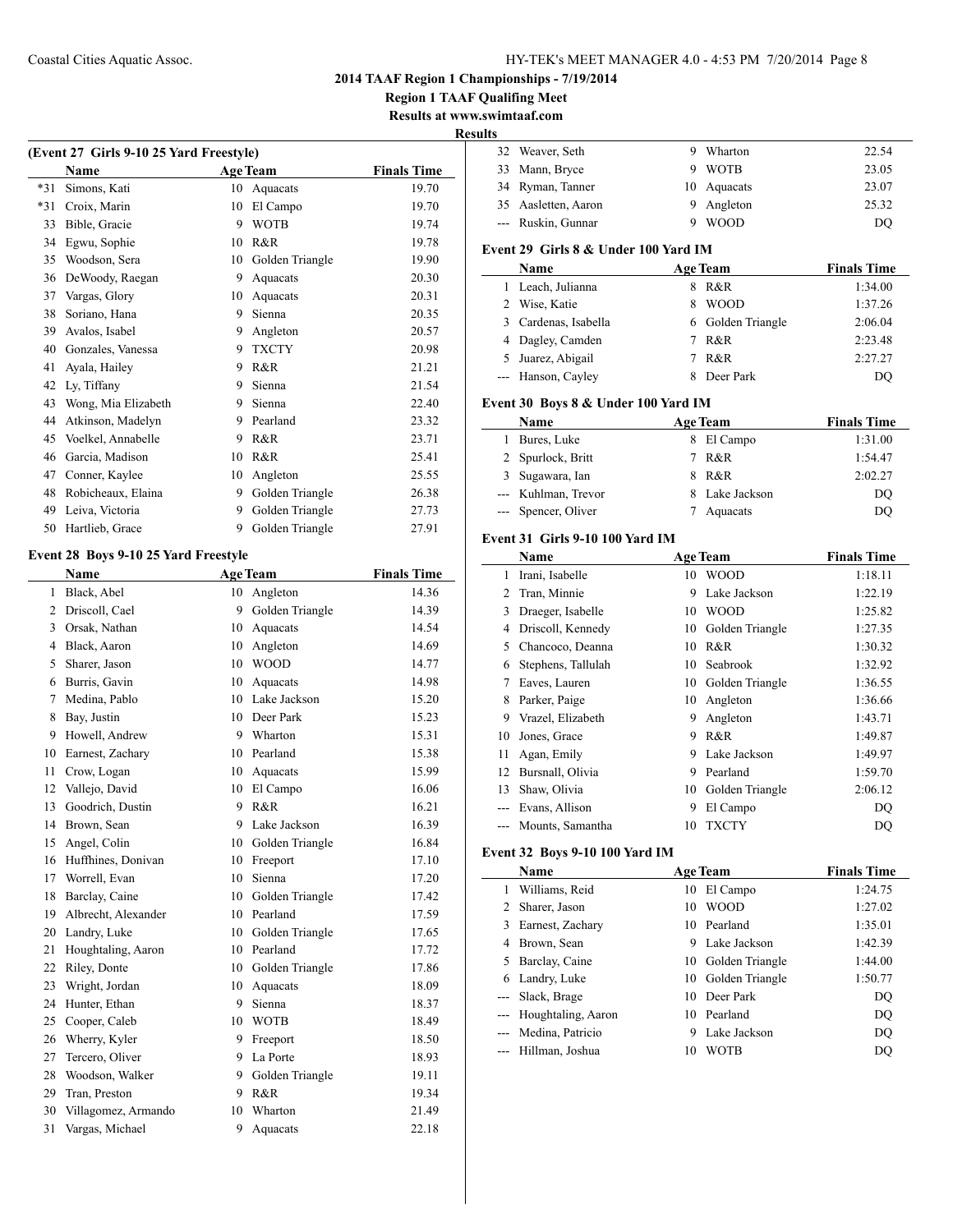**2014 TAAF Region 1 Championships - 7/19/2014**

**Region 1 TAAF Qualifing Meet**

**Results at www.swimtaaf.com**

**Results**

### (Event 27 Girls 9-10 25 Yard Freestyle)

| | Name | Age | Team | Finals Time |
|---|---|---|---|---|
| *31 | Simons, Kati | 10 | Aquacats | 19.70 |
| *31 | Croix, Marin | 10 | El Campo | 19.70 |
| 33 | Bible, Gracie | 9 | WOTB | 19.74 |
| 34 | Egwu, Sophie | 10 | R&R | 19.78 |
| 35 | Woodson, Sera | 10 | Golden Triangle | 19.90 |
| 36 | DeWoody, Raegan | 9 | Aquacats | 20.30 |
| 37 | Vargas, Glory | 10 | Aquacats | 20.31 |
| 38 | Soriano, Hana | 9 | Sienna | 20.35 |
| 39 | Avalos, Isabel | 9 | Angleton | 20.57 |
| 40 | Gonzales, Vanessa | 9 | TXCTY | 20.98 |
| 41 | Ayala, Hailey | 9 | R&R | 21.21 |
| 42 | Ly, Tiffany | 9 | Sienna | 21.54 |
| 43 | Wong, Mia Elizabeth | 9 | Sienna | 22.40 |
| 44 | Atkinson, Madelyn | 9 | Pearland | 23.32 |
| 45 | Voelkel, Annabelle | 9 | R&R | 23.71 |
| 46 | Garcia, Madison | 10 | R&R | 25.41 |
| 47 | Conner, Kaylee | 10 | Angleton | 25.55 |
| 48 | Robicheaux, Elaina | 9 | Golden Triangle | 26.38 |
| 49 | Leiva, Victoria | 9 | Golden Triangle | 27.73 |
| 50 | Hartlieb, Grace | 9 | Golden Triangle | 27.91 |

### Event 28 Boys 9-10 25 Yard Freestyle

| | Name | Age | Team | Finals Time |
|---|---|---|---|---|
| 1 | Black, Abel | 10 | Angleton | 14.36 |
| 2 | Driscoll, Cael | 9 | Golden Triangle | 14.39 |
| 3 | Orsak, Nathan | 10 | Aquacats | 14.54 |
| 4 | Black, Aaron | 10 | Angleton | 14.69 |
| 5 | Sharer, Jason | 10 | WOOD | 14.77 |
| 6 | Burris, Gavin | 10 | Aquacats | 14.98 |
| 7 | Medina, Pablo | 10 | Lake Jackson | 15.20 |
| 8 | Bay, Justin | 10 | Deer Park | 15.23 |
| 9 | Howell, Andrew | 9 | Wharton | 15.31 |
| 10 | Earnest, Zachary | 10 | Pearland | 15.38 |
| 11 | Crow, Logan | 10 | Aquacats | 15.99 |
| 12 | Vallejo, David | 10 | El Campo | 16.06 |
| 13 | Goodrich, Dustin | 9 | R&R | 16.21 |
| 14 | Brown, Sean | 9 | Lake Jackson | 16.39 |
| 15 | Angel, Colin | 10 | Golden Triangle | 16.84 |
| 16 | Huffhines, Donivan | 10 | Freeport | 17.10 |
| 17 | Worrell, Evan | 10 | Sienna | 17.20 |
| 18 | Barclay, Caine | 10 | Golden Triangle | 17.42 |
| 19 | Albrecht, Alexander | 10 | Pearland | 17.59 |
| 20 | Landry, Luke | 10 | Golden Triangle | 17.65 |
| 21 | Houghtaling, Aaron | 10 | Pearland | 17.72 |
| 22 | Riley, Donte | 10 | Golden Triangle | 17.86 |
| 23 | Wright, Jordan | 10 | Aquacats | 18.09 |
| 24 | Hunter, Ethan | 9 | Sienna | 18.37 |
| 25 | Cooper, Caleb | 10 | WOTB | 18.49 |
| 26 | Wherry, Kyler | 9 | Freeport | 18.50 |
| 27 | Tercero, Oliver | 9 | La Porte | 18.93 |
| 28 | Woodson, Walker | 9 | Golden Triangle | 19.11 |
| 29 | Tran, Preston | 9 | R&R | 19.34 |
| 30 | Villagomez, Armando | 10 | Wharton | 21.49 |
| 31 | Vargas, Michael | 9 | Aquacats | 22.18 |
| 32 | Weaver, Seth | 9 | Wharton | 22.54 |
| 33 | Mann, Bryce | 9 | WOTB | 23.05 |
| 34 | Ryman, Tanner | 10 | Aquacats | 23.07 |
| 35 | Aasletten, Aaron | 9 | Angleton | 25.32 |
| --- | Ruskin, Gunnar | 9 | WOOD | DQ |

### Event 29 Girls 8 & Under 100 Yard IM

| | Name | Age | Team | Finals Time |
|---|---|---|---|---|
| 1 | Leach, Julianna | 8 | R&R | 1:34.00 |
| 2 | Wise, Katie | 8 | WOOD | 1:37.26 |
| 3 | Cardenas, Isabella | 6 | Golden Triangle | 2:06.04 |
| 4 | Dagley, Camden | 7 | R&R | 2:23.48 |
| 5 | Juarez, Abigail | 7 | R&R | 2:27.27 |
| --- | Hanson, Cayley | 8 | Deer Park | DQ |

### Event 30 Boys 8 & Under 100 Yard IM

| | Name | Age | Team | Finals Time |
|---|---|---|---|---|
| 1 | Bures, Luke | 8 | El Campo | 1:31.00 |
| 2 | Spurlock, Britt | 7 | R&R | 1:54.47 |
| 3 | Sugawara, Ian | 8 | R&R | 2:02.27 |
| --- | Kuhlman, Trevor | 8 | Lake Jackson | DQ |
| --- | Spencer, Oliver | 7 | Aquacats | DQ |

### Event 31 Girls 9-10 100 Yard IM

| | Name | Age | Team | Finals Time |
|---|---|---|---|---|
| 1 | Irani, Isabelle | 10 | WOOD | 1:18.11 |
| 2 | Tran, Minnie | 9 | Lake Jackson | 1:22.19 |
| 3 | Draeger, Isabelle | 10 | WOOD | 1:25.82 |
| 4 | Driscoll, Kennedy | 10 | Golden Triangle | 1:27.35 |
| 5 | Chancoco, Deanna | 10 | R&R | 1:30.32 |
| 6 | Stephens, Tallulah | 10 | Seabrook | 1:32.92 |
| 7 | Eaves, Lauren | 10 | Golden Triangle | 1:36.55 |
| 8 | Parker, Paige | 10 | Angleton | 1:36.66 |
| 9 | Vrazel, Elizabeth | 9 | Angleton | 1:43.71 |
| 10 | Jones, Grace | 9 | R&R | 1:49.87 |
| 11 | Agan, Emily | 9 | Lake Jackson | 1:49.97 |
| 12 | Bursnall, Olivia | 9 | Pearland | 1:59.70 |
| 13 | Shaw, Olivia | 10 | Golden Triangle | 2:06.12 |
| --- | Evans, Allison | 9 | El Campo | DQ |
| --- | Mounts, Samantha | 10 | TXCTY | DQ |

### Event 32 Boys 9-10 100 Yard IM

| | Name | Age | Team | Finals Time |
|---|---|---|---|---|
| 1 | Williams, Reid | 10 | El Campo | 1:24.75 |
| 2 | Sharer, Jason | 10 | WOOD | 1:27.02 |
| 3 | Earnest, Zachary | 10 | Pearland | 1:35.01 |
| 4 | Brown, Sean | 9 | Lake Jackson | 1:42.39 |
| 5 | Barclay, Caine | 10 | Golden Triangle | 1:44.00 |
| 6 | Landry, Luke | 10 | Golden Triangle | 1:50.77 |
| --- | Slack, Brage | 10 | Deer Park | DQ |
| --- | Houghtaling, Aaron | 10 | Pearland | DQ |
| --- | Medina, Patricio | 9 | Lake Jackson | DQ |
| --- | Hillman, Joshua | 10 | WOTB | DQ |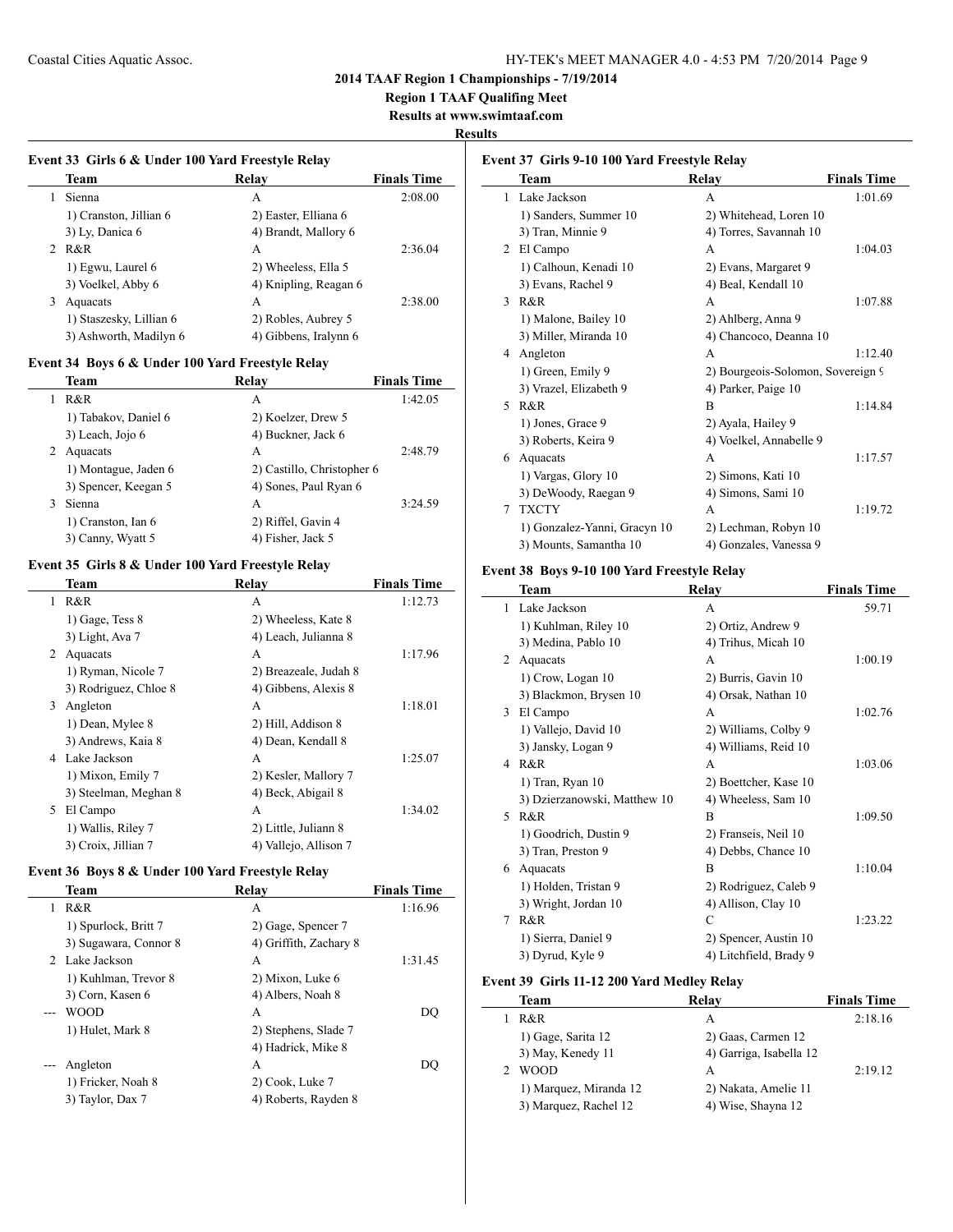# 2014 TAAF Region 1 Championships - 7/19/2014

## Region 1 TAAF Qualifing Meet

### Results at www.swimtaaf.com

### Results

#### Event 33 Girls 6 & Under 100 Yard Freestyle Relay

| | Team | Relay | Finals Time |
|---|---|---|---|
| 1 | Sienna | A | 2:08.00 |
| | 1) Cranston, Jillian 6 | 2) Easter, Elliana 6 | |
| | 3) Ly, Danica 6 | 4) Brandt, Mallory 6 | |
| 2 | R&R | A | 2:36.04 |
| | 1) Egwu, Laurel 6 | 2) Wheeless, Ella 5 | |
| | 3) Voelkel, Abby 6 | 4) Knipling, Reagan 6 | |
| 3 | Aquacats | A | 2:38.00 |
| | 1) Staszesky, Lillian 6 | 2) Robles, Aubrey 5 | |
| | 3) Ashworth, Madilyn 6 | 4) Gibbens, Iralynn 6 | |

#### Event 34 Boys 6 & Under 100 Yard Freestyle Relay

| | Team | Relay | Finals Time |
|---|---|---|---|
| 1 | R&R | A | 1:42.05 |
| | 1) Tabakov, Daniel 6 | 2) Koelzer, Drew 5 | |
| | 3) Leach, Jojo 6 | 4) Buckner, Jack 6 | |
| 2 | Aquacats | A | 2:48.79 |
| | 1) Montague, Jaden 6 | 2) Castillo, Christopher 6 | |
| | 3) Spencer, Keegan 5 | 4) Sones, Paul Ryan 6 | |
| 3 | Sienna | A | 3:24.59 |
| | 1) Cranston, Ian 6 | 2) Riffel, Gavin 4 | |
| | 3) Canny, Wyatt 5 | 4) Fisher, Jack 5 | |

#### Event 35 Girls 8 & Under 100 Yard Freestyle Relay

| | Team | Relay | Finals Time |
|---|---|---|---|
| 1 | R&R | A | 1:12.73 |
| | 1) Gage, Tess 8 | 2) Wheeless, Kate 8 | |
| | 3) Light, Ava 7 | 4) Leach, Julianna 8 | |
| 2 | Aquacats | A | 1:17.96 |
| | 1) Ryman, Nicole 7 | 2) Breazeale, Judah 8 | |
| | 3) Rodriguez, Chloe 8 | 4) Gibbens, Alexis 8 | |
| 3 | Angleton | A | 1:18.01 |
| | 1) Dean, Mylee 8 | 2) Hill, Addison 8 | |
| | 3) Andrews, Kaia 8 | 4) Dean, Kendall 8 | |
| 4 | Lake Jackson | A | 1:25.07 |
| | 1) Mixon, Emily 7 | 2) Kesler, Mallory 7 | |
| | 3) Steelman, Meghan 8 | 4) Beck, Abigail 8 | |
| 5 | El Campo | A | 1:34.02 |
| | 1) Wallis, Riley 7 | 2) Little, Juliann 8 | |
| | 3) Croix, Jillian 7 | 4) Vallejo, Allison 7 | |

#### Event 36 Boys 8 & Under 100 Yard Freestyle Relay

| | Team | Relay | Finals Time |
|---|---|---|---|
| 1 | R&R | A | 1:16.96 |
| | 1) Spurlock, Britt 7 | 2) Gage, Spencer 7 | |
| | 3) Sugawara, Connor 8 | 4) Griffith, Zachary 8 | |
| 2 | Lake Jackson | A | 1:31.45 |
| | 1) Kuhlman, Trevor 8 | 2) Mixon, Luke 6 | |
| | 3) Corn, Kasen 6 | 4) Albers, Noah 8 | |
| --- | WOOD | A | DQ |
| | 1) Hulet, Mark 8 | 2) Stephens, Slade 7 | |
| | | 4) Hadrick, Mike 8 | |
| --- | Angleton | A | DQ |
| | 1) Fricker, Noah 8 | 2) Cook, Luke 7 | |
| | 3) Taylor, Dax 7 | 4) Roberts, Rayden 8 | |

#### Event 37 Girls 9-10 100 Yard Freestyle Relay

| | Team | Relay | Finals Time |
|---|---|---|---|
| 1 | Lake Jackson | A | 1:01.69 |
| | 1) Sanders, Summer 10 | 2) Whitehead, Loren 10 | |
| | 3) Tran, Minnie 9 | 4) Torres, Savannah 10 | |
| 2 | El Campo | A | 1:04.03 |
| | 1) Calhoun, Kenadi 10 | 2) Evans, Margaret 9 | |
| | 3) Evans, Rachel 9 | 4) Beal, Kendall 10 | |
| 3 | R&R | A | 1:07.88 |
| | 1) Malone, Bailey 10 | 2) Ahlberg, Anna 9 | |
| | 3) Miller, Miranda 10 | 4) Chancoco, Deanna 10 | |
| 4 | Angleton | A | 1:12.40 |
| | 1) Green, Emily 9 | 2) Bourgeois-Solomon, Sovereign 9 | |
| | 3) Vrazel, Elizabeth 9 | 4) Parker, Paige 10 | |
| 5 | R&R | B | 1:14.84 |
| | 1) Jones, Grace 9 | 2) Ayala, Hailey 9 | |
| | 3) Roberts, Keira 9 | 4) Voelkel, Annabelle 9 | |
| 6 | Aquacats | A | 1:17.57 |
| | 1) Vargas, Glory 10 | 2) Simons, Kati 10 | |
| | 3) DeWoody, Raegan 9 | 4) Simons, Sami 10 | |
| 7 | TXCTY | A | 1:19.72 |
| | 1) Gonzalez-Yanni, Gracyn 10 | 2) Lechman, Robyn 10 | |
| | 3) Mounts, Samantha 10 | 4) Gonzales, Vanessa 9 | |

#### Event 38 Boys 9-10 100 Yard Freestyle Relay

| | Team | Relay | Finals Time |
|---|---|---|---|
| 1 | Lake Jackson | A | 59.71 |
| | 1) Kuhlman, Riley 10 | 2) Ortiz, Andrew 9 | |
| | 3) Medina, Pablo 10 | 4) Trihus, Micah 10 | |
| 2 | Aquacats | A | 1:00.19 |
| | 1) Crow, Logan 10 | 2) Burris, Gavin 10 | |
| | 3) Blackmon, Brysen 10 | 4) Orsak, Nathan 10 | |
| 3 | El Campo | A | 1:02.76 |
| | 1) Vallejo, David 10 | 2) Williams, Colby 9 | |
| | 3) Jansky, Logan 9 | 4) Williams, Reid 10 | |
| 4 | R&R | A | 1:03.06 |
| | 1) Tran, Ryan 10 | 2) Boettcher, Kase 10 | |
| | 3) Dzierzanowski, Matthew 10 | 4) Wheeless, Sam 10 | |
| 5 | R&R | B | 1:09.50 |
| | 1) Goodrich, Dustin 9 | 2) Franseis, Neil 10 | |
| | 3) Tran, Preston 9 | 4) Debbs, Chance 10 | |
| 6 | Aquacats | B | 1:10.04 |
| | 1) Holden, Tristan 9 | 2) Rodriguez, Caleb 9 | |
| | 3) Wright, Jordan 10 | 4) Allison, Clay 10 | |
| 7 | R&R | C | 1:23.22 |
| | 1) Sierra, Daniel 9 | 2) Spencer, Austin 10 | |
| | 3) Dyrud, Kyle 9 | 4) Litchfield, Brady 9 | |

#### Event 39 Girls 11-12 200 Yard Medley Relay

| | Team | Relay | Finals Time |
|---|---|---|---|
| 1 | R&R | A | 2:18.16 |
| | 1) Gage, Sarita 12 | 2) Gaas, Carmen 12 | |
| | 3) May, Kenedy 11 | 4) Garriga, Isabella 12 | |
| 2 | WOOD | A | 2:19.12 |
| | 1) Marquez, Miranda 12 | 2) Nakata, Amelie 11 | |
| | 3) Marquez, Rachel 12 | 4) Wise, Shayna 12 | |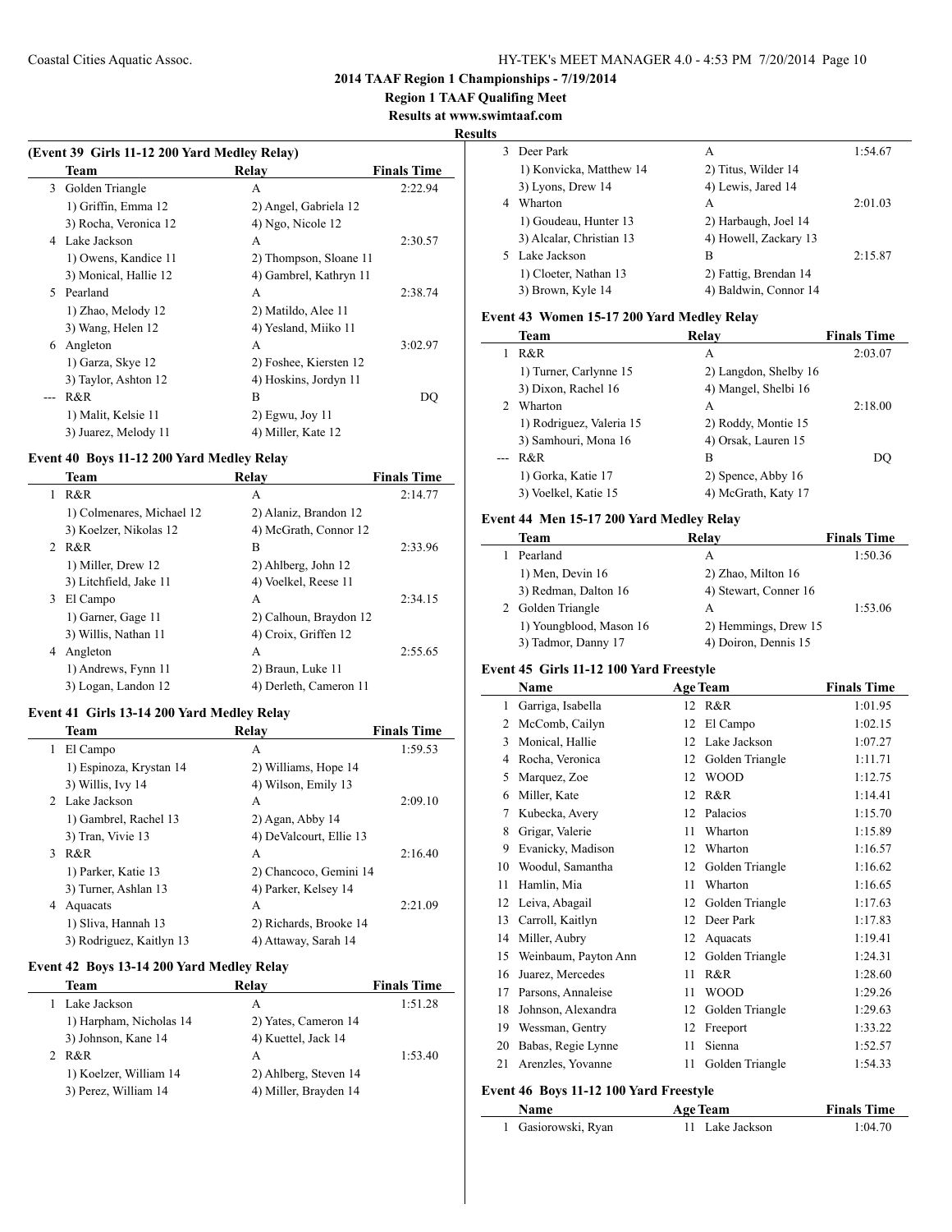## 2014 TAAF Region 1 Championships - 7/19/2014

**Region 1 TAAF Qualifing Meet**

**Results at www.swimtaaf.com**

**Results**

### (Event 39 Girls 11-12 200 Yard Medley Relay)

| | Team | Relay | Finals Time |
|---|---|---|---|
| 3 | Golden Triangle | A | 2:22.94 |
| | 1) Griffin, Emma 12 | 2) Angel, Gabriela 12 | |
| | 3) Rocha, Veronica 12 | 4) Ngo, Nicole 12 | |
| 4 | Lake Jackson | A | 2:30.57 |
| | 1) Owens, Kandice 11 | 2) Thompson, Sloane 11 | |
| | 3) Monical, Hallie 12 | 4) Gambrel, Kathryn 11 | |
| 5 | Pearland | A | 2:38.74 |
| | 1) Zhao, Melody 12 | 2) Matildo, Alee 11 | |
| | 3) Wang, Helen 12 | 4) Yesland, Miiko 11 | |
| 6 | Angleton | A | 3:02.97 |
| | 1) Garza, Skye 12 | 2) Foshee, Kiersten 12 | |
| | 3) Taylor, Ashton 12 | 4) Hoskins, Jordyn 11 | |
| --- | R&R | B | DQ |
| | 1) Malit, Kelsie 11 | 2) Egwu, Joy 11 | |
| | 3) Juarez, Melody 11 | 4) Miller, Kate 12 | |

### Event 40 Boys 11-12 200 Yard Medley Relay

| | Team | Relay | Finals Time |
|---|---|---|---|
| 1 | R&R | A | 2:14.77 |
| | 1) Colmenares, Michael 12 | 2) Alaniz, Brandon 12 | |
| | 3) Koelzer, Nikolas 12 | 4) McGrath, Connor 12 | |
| 2 | R&R | B | 2:33.96 |
| | 1) Miller, Drew 12 | 2) Ahlberg, John 12 | |
| | 3) Litchfield, Jake 11 | 4) Voelkel, Reese 11 | |
| 3 | El Campo | A | 2:34.15 |
| | 1) Garner, Gage 11 | 2) Calhoun, Braydon 12 | |
| | 3) Willis, Nathan 11 | 4) Croix, Griffen 12 | |
| 4 | Angleton | A | 2:55.65 |
| | 1) Andrews, Fynn 11 | 2) Braun, Luke 11 | |
| | 3) Logan, Landon 12 | 4) Derleth, Cameron 11 | |

### Event 41 Girls 13-14 200 Yard Medley Relay

| | Team | Relay | Finals Time |
|---|---|---|---|
| 1 | El Campo | A | 1:59.53 |
| | 1) Espinoza, Krystan 14 | 2) Williams, Hope 14 | |
| | 3) Willis, Ivy 14 | 4) Wilson, Emily 13 | |
| 2 | Lake Jackson | A | 2:09.10 |
| | 1) Gambrel, Rachel 13 | 2) Agan, Abby 14 | |
| | 3) Tran, Vivie 13 | 4) DeValcourt, Ellie 13 | |
| 3 | R&R | A | 2:16.40 |
| | 1) Parker, Katie 13 | 2) Chancoco, Gemini 14 | |
| | 3) Turner, Ashlan 13 | 4) Parker, Kelsey 14 | |
| 4 | Aquacats | A | 2:21.09 |
| | 1) Sliva, Hannah 13 | 2) Richards, Brooke 14 | |
| | 3) Rodriguez, Kaitlyn 13 | 4) Attaway, Sarah 14 | |

### Event 42 Boys 13-14 200 Yard Medley Relay

| | Team | Relay | Finals Time |
|---|---|---|---|
| 1 | Lake Jackson | A | 1:51.28 |
| | 1) Harpham, Nicholas 14 | 2) Yates, Cameron 14 | |
| | 3) Johnson, Kane 14 | 4) Kuettel, Jack 14 | |
| 2 | R&R | A | 1:53.40 |
| | 1) Koelzer, William 14 | 2) Ahlberg, Steven 14 | |
| | 3) Perez, William 14 | 4) Miller, Brayden 14 | |
| 3 | Deer Park | A | 1:54.67 |
| | 1) Konvicka, Matthew 14 | 2) Titus, Wilder 14 | |
| | 3) Lyons, Drew 14 | 4) Lewis, Jared 14 | |
| 4 | Wharton | A | 2:01.03 |
| | 1) Goudeau, Hunter 13 | 2) Harbaugh, Joel 14 | |
| | 3) Alcalar, Christian 13 | 4) Howell, Zackary 13 | |
| 5 | Lake Jackson | B | 2:15.87 |
| | 1) Cloeter, Nathan 13 | 2) Fattig, Brendan 14 | |
| | 3) Brown, Kyle 14 | 4) Baldwin, Connor 14 | |

### Event 43 Women 15-17 200 Yard Medley Relay

| | Team | Relay | Finals Time |
|---|---|---|---|
| 1 | R&R | A | 2:03.07 |
| | 1) Turner, Carlynne 15 | 2) Langdon, Shelby 16 | |
| | 3) Dixon, Rachel 16 | 4) Mangel, Shelbi 16 | |
| 2 | Wharton | A | 2:18.00 |
| | 1) Rodriguez, Valeria 15 | 2) Roddy, Montie 15 | |
| | 3) Samhouri, Mona 16 | 4) Orsak, Lauren 15 | |
| --- | R&R | B | DQ |
| | 1) Gorka, Katie 17 | 2) Spence, Abby 16 | |
| | 3) Voelkel, Katie 15 | 4) McGrath, Katy 17 | |

### Event 44 Men 15-17 200 Yard Medley Relay

| | Team | Relay | Finals Time |
|---|---|---|---|
| 1 | Pearland | A | 1:50.36 |
| | 1) Men, Devin 16 | 2) Zhao, Milton 16 | |
| | 3) Redman, Dalton 16 | 4) Stewart, Conner 16 | |
| 2 | Golden Triangle | A | 1:53.06 |
| | 1) Youngblood, Mason 16 | 2) Hemmings, Drew 15 | |
| | 3) Tadmor, Danny 17 | 4) Doiron, Dennis 15 | |

### Event 45 Girls 11-12 100 Yard Freestyle

| | Name | Age | Team | Finals Time |
|---|---|---|---|---|
| 1 | Garriga, Isabella | 12 | R&R | 1:01.95 |
| 2 | McComb, Cailyn | 12 | El Campo | 1:02.15 |
| 3 | Monical, Hallie | 12 | Lake Jackson | 1:07.27 |
| 4 | Rocha, Veronica | 12 | Golden Triangle | 1:11.71 |
| 5 | Marquez, Zoe | 12 | WOOD | 1:12.75 |
| 6 | Miller, Kate | 12 | R&R | 1:14.41 |
| 7 | Kubecka, Avery | 12 | Palacios | 1:15.70 |
| 8 | Grigar, Valerie | 11 | Wharton | 1:15.89 |
| 9 | Evanicky, Madison | 12 | Wharton | 1:16.57 |
| 10 | Woodul, Samantha | 12 | Golden Triangle | 1:16.62 |
| 11 | Hamlin, Mia | 11 | Wharton | 1:16.65 |
| 12 | Leiva, Abagail | 12 | Golden Triangle | 1:17.63 |
| 13 | Carroll, Kaitlyn | 12 | Deer Park | 1:17.83 |
| 14 | Miller, Aubry | 12 | Aquacats | 1:19.41 |
| 15 | Weinbaum, Payton Ann | 12 | Golden Triangle | 1:24.31 |
| 16 | Juarez, Mercedes | 11 | R&R | 1:28.60 |
| 17 | Parsons, Annaleise | 11 | WOOD | 1:29.26 |
| 18 | Johnson, Alexandra | 12 | Golden Triangle | 1:29.63 |
| 19 | Wessman, Gentry | 12 | Freeport | 1:33.22 |
| 20 | Babas, Regie Lynne | 11 | Sienna | 1:52.57 |
| 21 | Arenzles, Yovanne | 11 | Golden Triangle | 1:54.33 |

### Event 46 Boys 11-12 100 Yard Freestyle

| | Name | Age | Team | Finals Time |
|---|---|---|---|---|
| 1 | Gasiorowski, Ryan | 11 | Lake Jackson | 1:04.70 |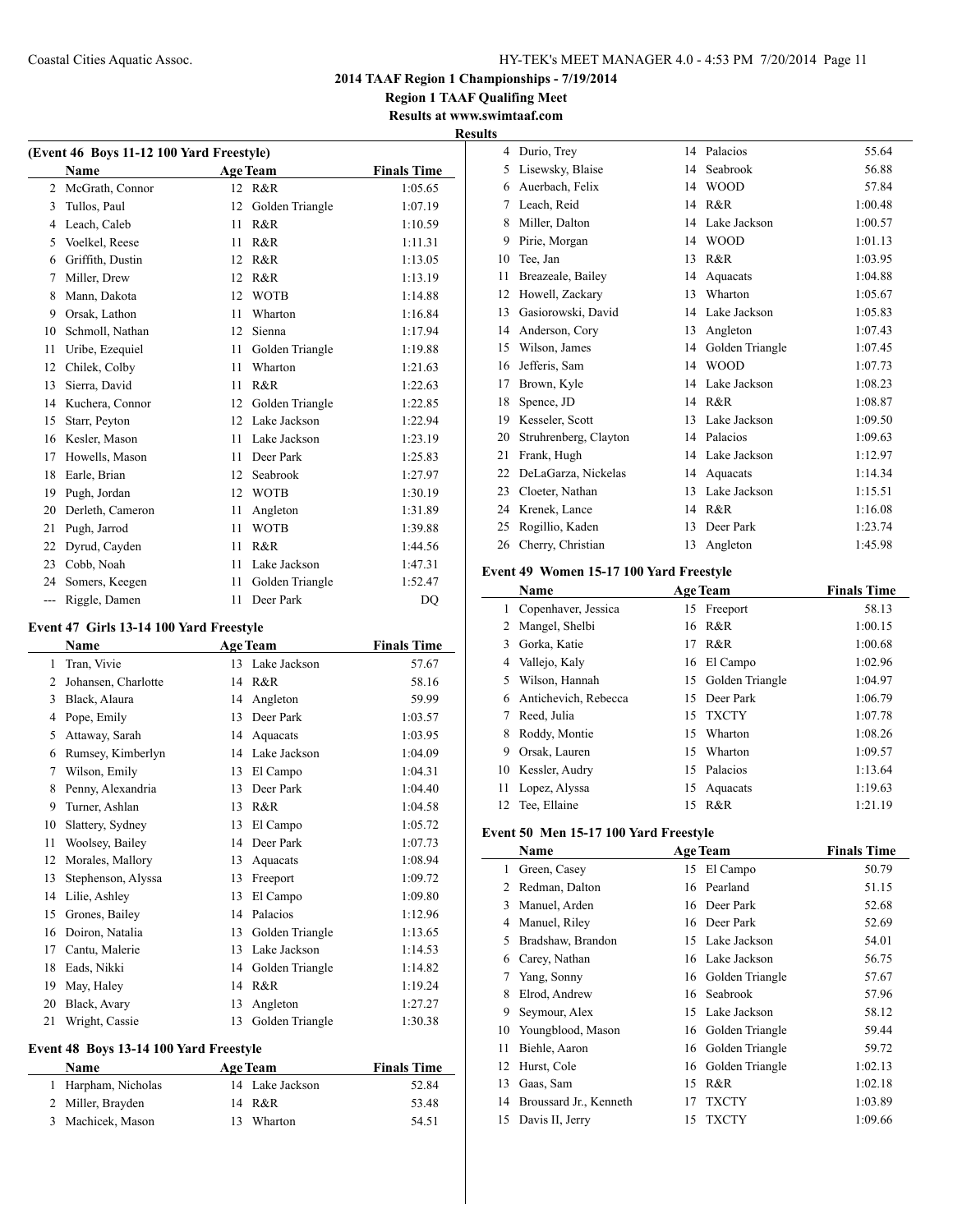**2014 TAAF Region 1 Championships - 7/19/2014**

**Region 1 TAAF Qualifing Meet**

**Results at www.swimtaaf.com**

**Results**

### (Event 46 Boys 11-12 100 Yard Freestyle)

| | Name | Age | Team | Finals Time |
|---|---|---|---|---|
| 2 | McGrath, Connor | 12 | R&R | 1:05.65 |
| 3 | Tullos, Paul | 12 | Golden Triangle | 1:07.19 |
| 4 | Leach, Caleb | 11 | R&R | 1:10.59 |
| 5 | Voelkel, Reese | 11 | R&R | 1:11.31 |
| 6 | Griffith, Dustin | 12 | R&R | 1:13.05 |
| 7 | Miller, Drew | 12 | R&R | 1:13.19 |
| 8 | Mann, Dakota | 12 | WOTB | 1:14.88 |
| 9 | Orsak, Lathon | 11 | Wharton | 1:16.84 |
| 10 | Schmoll, Nathan | 12 | Sienna | 1:17.94 |
| 11 | Uribe, Ezequiel | 11 | Golden Triangle | 1:19.88 |
| 12 | Chilek, Colby | 11 | Wharton | 1:21.63 |
| 13 | Sierra, David | 11 | R&R | 1:22.63 |
| 14 | Kuchera, Connor | 12 | Golden Triangle | 1:22.85 |
| 15 | Starr, Peyton | 12 | Lake Jackson | 1:22.94 |
| 16 | Kesler, Mason | 11 | Lake Jackson | 1:23.19 |
| 17 | Howells, Mason | 11 | Deer Park | 1:25.83 |
| 18 | Earle, Brian | 12 | Seabrook | 1:27.97 |
| 19 | Pugh, Jordan | 12 | WOTB | 1:30.19 |
| 20 | Derleth, Cameron | 11 | Angleton | 1:31.89 |
| 21 | Pugh, Jarrod | 11 | WOTB | 1:39.88 |
| 22 | Dyrud, Cayden | 11 | R&R | 1:44.56 |
| 23 | Cobb, Noah | 11 | Lake Jackson | 1:47.31 |
| 24 | Somers, Keegen | 11 | Golden Triangle | 1:52.47 |
| --- | Riggle, Damen | 11 | Deer Park | DQ |

### Event 47 Girls 13-14 100 Yard Freestyle

| | Name | Age | Team | Finals Time |
|---|---|---|---|---|
| 1 | Tran, Vivie | 13 | Lake Jackson | 57.67 |
| 2 | Johansen, Charlotte | 14 | R&R | 58.16 |
| 3 | Black, Alaura | 14 | Angleton | 59.99 |
| 4 | Pope, Emily | 13 | Deer Park | 1:03.57 |
| 5 | Attaway, Sarah | 14 | Aquacats | 1:03.95 |
| 6 | Rumsey, Kimberlyn | 14 | Lake Jackson | 1:04.09 |
| 7 | Wilson, Emily | 13 | El Campo | 1:04.31 |
| 8 | Penny, Alexandria | 13 | Deer Park | 1:04.40 |
| 9 | Turner, Ashlan | 13 | R&R | 1:04.58 |
| 10 | Slattery, Sydney | 13 | El Campo | 1:05.72 |
| 11 | Woolsey, Bailey | 14 | Deer Park | 1:07.73 |
| 12 | Morales, Mallory | 13 | Aquacats | 1:08.94 |
| 13 | Stephenson, Alyssa | 13 | Freeport | 1:09.72 |
| 14 | Lilie, Ashley | 13 | El Campo | 1:09.80 |
| 15 | Grones, Bailey | 14 | Palacios | 1:12.96 |
| 16 | Doiron, Natalia | 13 | Golden Triangle | 1:13.65 |
| 17 | Cantu, Malerie | 13 | Lake Jackson | 1:14.53 |
| 18 | Eads, Nikki | 14 | Golden Triangle | 1:14.82 |
| 19 | May, Haley | 14 | R&R | 1:19.24 |
| 20 | Black, Avary | 13 | Angleton | 1:27.27 |
| 21 | Wright, Cassie | 13 | Golden Triangle | 1:30.38 |

### Event 48 Boys 13-14 100 Yard Freestyle

| | Name | Age | Team | Finals Time |
|---|---|---|---|---|
| 1 | Harpham, Nicholas | 14 | Lake Jackson | 52.84 |
| 2 | Miller, Brayden | 14 | R&R | 53.48 |
| 3 | Machicek, Mason | 13 | Wharton | 54.51 |
| 4 | Durio, Trey | 14 | Palacios | 55.64 |
| 5 | Lisewsky, Blaise | 14 | Seabrook | 56.88 |
| 6 | Auerbach, Felix | 14 | WOOD | 57.84 |
| 7 | Leach, Reid | 14 | R&R | 1:00.48 |
| 8 | Miller, Dalton | 14 | Lake Jackson | 1:00.57 |
| 9 | Pirie, Morgan | 14 | WOOD | 1:01.13 |
| 10 | Tee, Jan | 13 | R&R | 1:03.95 |
| 11 | Breazeale, Bailey | 14 | Aquacats | 1:04.88 |
| 12 | Howell, Zackary | 13 | Wharton | 1:05.67 |
| 13 | Gasiorowski, David | 14 | Lake Jackson | 1:05.83 |
| 14 | Anderson, Cory | 13 | Angleton | 1:07.43 |
| 15 | Wilson, James | 14 | Golden Triangle | 1:07.45 |
| 16 | Jefferis, Sam | 14 | WOOD | 1:07.73 |
| 17 | Brown, Kyle | 14 | Lake Jackson | 1:08.23 |
| 18 | Spence, JD | 14 | R&R | 1:08.87 |
| 19 | Kesseler, Scott | 13 | Lake Jackson | 1:09.50 |
| 20 | Struhrenberg, Clayton | 14 | Palacios | 1:09.63 |
| 21 | Frank, Hugh | 14 | Lake Jackson | 1:12.97 |
| 22 | DeLaGarza, Nickelas | 14 | Aquacats | 1:14.34 |
| 23 | Cloeter, Nathan | 13 | Lake Jackson | 1:15.51 |
| 24 | Krenek, Lance | 14 | R&R | 1:16.08 |
| 25 | Rogillio, Kaden | 13 | Deer Park | 1:23.74 |
| 26 | Cherry, Christian | 13 | Angleton | 1:45.98 |

### Event 49 Women 15-17 100 Yard Freestyle

| | Name | Age | Team | Finals Time |
|---|---|---|---|---|
| 1 | Copenhaver, Jessica | 15 | Freeport | 58.13 |
| 2 | Mangel, Shelbi | 16 | R&R | 1:00.15 |
| 3 | Gorka, Katie | 17 | R&R | 1:00.68 |
| 4 | Vallejo, Kaly | 16 | El Campo | 1:02.96 |
| 5 | Wilson, Hannah | 15 | Golden Triangle | 1:04.97 |
| 6 | Antichevich, Rebecca | 15 | Deer Park | 1:06.79 |
| 7 | Reed, Julia | 15 | TXCTY | 1:07.78 |
| 8 | Roddy, Montie | 15 | Wharton | 1:08.26 |
| 9 | Orsak, Lauren | 15 | Wharton | 1:09.57 |
| 10 | Kessler, Audry | 15 | Palacios | 1:13.64 |
| 11 | Lopez, Alyssa | 15 | Aquacats | 1:19.63 |
| 12 | Tee, Ellaine | 15 | R&R | 1:21.19 |

### Event 50 Men 15-17 100 Yard Freestyle

| | Name | Age | Team | Finals Time |
|---|---|---|---|---|
| 1 | Green, Casey | 15 | El Campo | 50.79 |
| 2 | Redman, Dalton | 16 | Pearland | 51.15 |
| 3 | Manuel, Arden | 16 | Deer Park | 52.68 |
| 4 | Manuel, Riley | 16 | Deer Park | 52.69 |
| 5 | Bradshaw, Brandon | 15 | Lake Jackson | 54.01 |
| 6 | Carey, Nathan | 16 | Lake Jackson | 56.75 |
| 7 | Yang, Sonny | 16 | Golden Triangle | 57.67 |
| 8 | Elrod, Andrew | 16 | Seabrook | 57.96 |
| 9 | Seymour, Alex | 15 | Lake Jackson | 58.12 |
| 10 | Youngblood, Mason | 16 | Golden Triangle | 59.44 |
| 11 | Biehle, Aaron | 16 | Golden Triangle | 59.72 |
| 12 | Hurst, Cole | 16 | Golden Triangle | 1:02.13 |
| 13 | Gaas, Sam | 15 | R&R | 1:02.18 |
| 14 | Broussard Jr., Kenneth | 17 | TXCTY | 1:03.89 |
| 15 | Davis II, Jerry | 15 | TXCTY | 1:09.66 |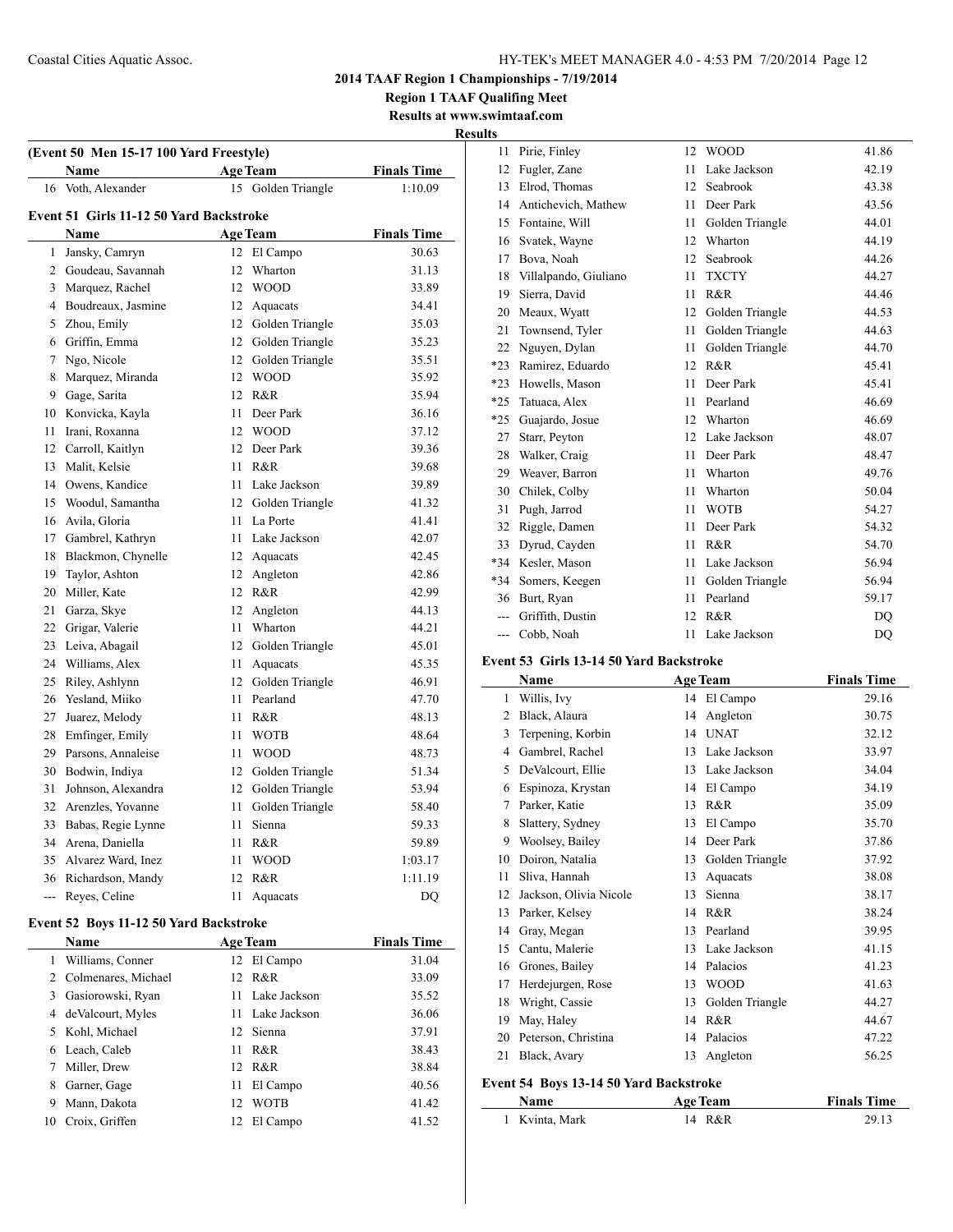**2014 TAAF Region 1 Championships - 7/19/2014**

**Region 1 TAAF Qualifing Meet**

**Results at www.swimtaaf.com**

**Results**

**(Event 50 Men 15-17 100 Yard Freestyle)**

| | Name | Age | Team | Finals Time |
|---|---|---|---|---|
| 16 | Voth, Alexander | 15 | Golden Triangle | 1:10.09 |

**Event 51 Girls 11-12 50 Yard Backstroke**

| | Name | Age | Team | Finals Time |
|---|---|---|---|---|
| 1 | Jansky, Camryn | 12 | El Campo | 30.63 |
| 2 | Goudeau, Savannah | 12 | Wharton | 31.13 |
| 3 | Marquez, Rachel | 12 | WOOD | 33.89 |
| 4 | Boudreaux, Jasmine | 12 | Aquacats | 34.41 |
| 5 | Zhou, Emily | 12 | Golden Triangle | 35.03 |
| 6 | Griffin, Emma | 12 | Golden Triangle | 35.23 |
| 7 | Ngo, Nicole | 12 | Golden Triangle | 35.51 |
| 8 | Marquez, Miranda | 12 | WOOD | 35.92 |
| 9 | Gage, Sarita | 12 | R&R | 35.94 |
| 10 | Konvicka, Kayla | 11 | Deer Park | 36.16 |
| 11 | Irani, Roxanna | 12 | WOOD | 37.12 |
| 12 | Carroll, Kaitlyn | 12 | Deer Park | 39.36 |
| 13 | Malit, Kelsie | 11 | R&R | 39.68 |
| 14 | Owens, Kandice | 11 | Lake Jackson | 39.89 |
| 15 | Woodul, Samantha | 12 | Golden Triangle | 41.32 |
| 16 | Avila, Gloria | 11 | La Porte | 41.41 |
| 17 | Gambrel, Kathryn | 11 | Lake Jackson | 42.07 |
| 18 | Blackmon, Chynelle | 12 | Aquacats | 42.45 |
| 19 | Taylor, Ashton | 12 | Angleton | 42.86 |
| 20 | Miller, Kate | 12 | R&R | 42.99 |
| 21 | Garza, Skye | 12 | Angleton | 44.13 |
| 22 | Grigar, Valerie | 11 | Wharton | 44.21 |
| 23 | Leiva, Abagail | 12 | Golden Triangle | 45.01 |
| 24 | Williams, Alex | 11 | Aquacats | 45.35 |
| 25 | Riley, Ashlynn | 12 | Golden Triangle | 46.91 |
| 26 | Yesland, Miiko | 11 | Pearland | 47.70 |
| 27 | Juarez, Melody | 11 | R&R | 48.13 |
| 28 | Emfinger, Emily | 11 | WOTB | 48.64 |
| 29 | Parsons, Annaleise | 11 | WOOD | 48.73 |
| 30 | Bodwin, Indiya | 12 | Golden Triangle | 51.34 |
| 31 | Johnson, Alexandra | 12 | Golden Triangle | 53.94 |
| 32 | Arenzles, Yovanne | 11 | Golden Triangle | 58.40 |
| 33 | Babas, Regie Lynne | 11 | Sienna | 59.33 |
| 34 | Arena, Daniella | 11 | R&R | 59.89 |
| 35 | Alvarez Ward, Inez | 11 | WOOD | 1:03.17 |
| 36 | Richardson, Mandy | 12 | R&R | 1:11.19 |
| --- | Reyes, Celine | 11 | Aquacats | DQ |

**Event 52 Boys 11-12 50 Yard Backstroke**

| | Name | Age | Team | Finals Time |
|---|---|---|---|---|
| 1 | Williams, Conner | 12 | El Campo | 31.04 |
| 2 | Colmenares, Michael | 12 | R&R | 33.09 |
| 3 | Gasiorowski, Ryan | 11 | Lake Jackson | 35.52 |
| 4 | deValcourt, Myles | 11 | Lake Jackson | 36.06 |
| 5 | Kohl, Michael | 12 | Sienna | 37.91 |
| 6 | Leach, Caleb | 11 | R&R | 38.43 |
| 7 | Miller, Drew | 12 | R&R | 38.84 |
| 8 | Garner, Gage | 11 | El Campo | 40.56 |
| 9 | Mann, Dakota | 12 | WOTB | 41.42 |
| 10 | Croix, Griffen | 12 | El Campo | 41.52 |
| 11 | Pirie, Finley | 12 | WOOD | 41.86 |
| 12 | Fugler, Zane | 11 | Lake Jackson | 42.19 |
| 13 | Elrod, Thomas | 12 | Seabrook | 43.38 |
| 14 | Antichevich, Mathew | 11 | Deer Park | 43.56 |
| 15 | Fontaine, Will | 11 | Golden Triangle | 44.01 |
| 16 | Svatek, Wayne | 12 | Wharton | 44.19 |
| 17 | Bova, Noah | 12 | Seabrook | 44.26 |
| 18 | Villalpando, Giuliano | 11 | TXCTY | 44.27 |
| 19 | Sierra, David | 11 | R&R | 44.46 |
| 20 | Meaux, Wyatt | 12 | Golden Triangle | 44.53 |
| 21 | Townsend, Tyler | 11 | Golden Triangle | 44.63 |
| 22 | Nguyen, Dylan | 11 | Golden Triangle | 44.70 |
| *23 | Ramirez, Eduardo | 12 | R&R | 45.41 |
| *23 | Howells, Mason | 11 | Deer Park | 45.41 |
| *25 | Tatuaca, Alex | 11 | Pearland | 46.69 |
| *25 | Guajardo, Josue | 12 | Wharton | 46.69 |
| 27 | Starr, Peyton | 12 | Lake Jackson | 48.07 |
| 28 | Walker, Craig | 11 | Deer Park | 48.47 |
| 29 | Weaver, Barron | 11 | Wharton | 49.76 |
| 30 | Chilek, Colby | 11 | Wharton | 50.04 |
| 31 | Pugh, Jarrod | 11 | WOTB | 54.27 |
| 32 | Riggle, Damen | 11 | Deer Park | 54.32 |
| 33 | Dyrud, Cayden | 11 | R&R | 54.70 |
| *34 | Kesler, Mason | 11 | Lake Jackson | 56.94 |
| *34 | Somers, Keegen | 11 | Golden Triangle | 56.94 |
| 36 | Burt, Ryan | 11 | Pearland | 59.17 |
| --- | Griffith, Dustin | 12 | R&R | DQ |
| --- | Cobb, Noah | 11 | Lake Jackson | DQ |

**Event 53 Girls 13-14 50 Yard Backstroke**

| | Name | Age | Team | Finals Time |
|---|---|---|---|---|
| 1 | Willis, Ivy | 14 | El Campo | 29.16 |
| 2 | Black, Alaura | 14 | Angleton | 30.75 |
| 3 | Terpening, Korbin | 14 | UNAT | 32.12 |
| 4 | Gambrel, Rachel | 13 | Lake Jackson | 33.97 |
| 5 | DeValcourt, Ellie | 13 | Lake Jackson | 34.04 |
| 6 | Espinoza, Krystan | 14 | El Campo | 34.19 |
| 7 | Parker, Katie | 13 | R&R | 35.09 |
| 8 | Slattery, Sydney | 13 | El Campo | 35.70 |
| 9 | Woolsey, Bailey | 14 | Deer Park | 37.86 |
| 10 | Doiron, Natalia | 13 | Golden Triangle | 37.92 |
| 11 | Sliva, Hannah | 13 | Aquacats | 38.08 |
| 12 | Jackson, Olivia Nicole | 13 | Sienna | 38.17 |
| 13 | Parker, Kelsey | 14 | R&R | 38.24 |
| 14 | Gray, Megan | 13 | Pearland | 39.95 |
| 15 | Cantu, Malerie | 13 | Lake Jackson | 41.15 |
| 16 | Grones, Bailey | 14 | Palacios | 41.23 |
| 17 | Herdejurgen, Rose | 13 | WOOD | 41.63 |
| 18 | Wright, Cassie | 13 | Golden Triangle | 44.27 |
| 19 | May, Haley | 14 | R&R | 44.67 |
| 20 | Peterson, Christina | 14 | Palacios | 47.22 |
| 21 | Black, Avary | 13 | Angleton | 56.25 |

**Event 54 Boys 13-14 50 Yard Backstroke**

| | Name | Age | Team | Finals Time |
|---|---|---|---|---|
| 1 | Kvinta, Mark | 14 | R&R | 29.13 |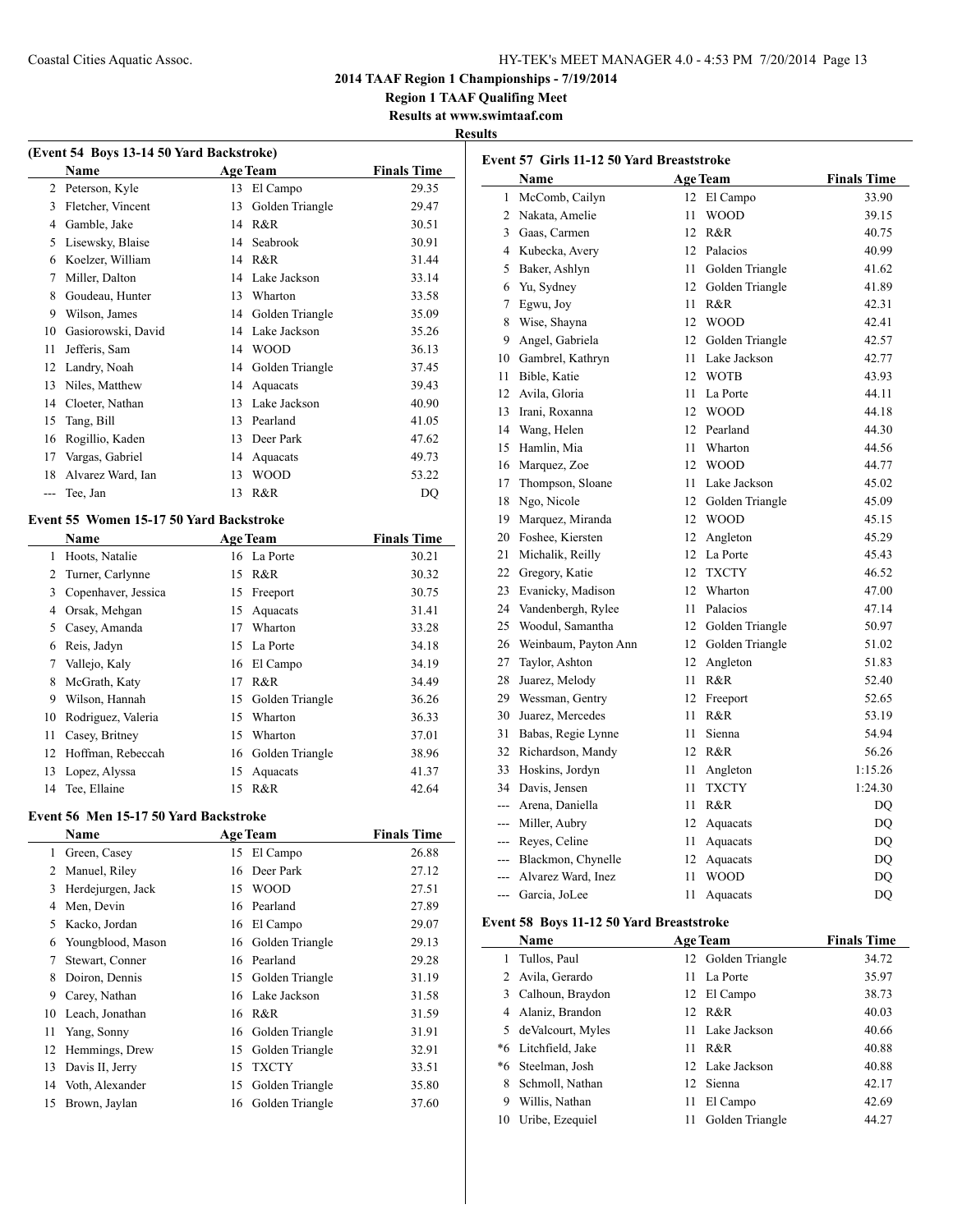**2014 TAAF Region 1 Championships - 7/19/2014**

**Region 1 TAAF Qualifing Meet**

**Results at www.swimtaaf.com**

**Results**

### (Event 54 Boys 13-14 50 Yard Backstroke)

| | Name | Age | Team | Finals Time |
|---|---|---|---|---|
| 2 | Peterson, Kyle | 13 | El Campo | 29.35 |
| 3 | Fletcher, Vincent | 13 | Golden Triangle | 29.47 |
| 4 | Gamble, Jake | 14 | R&R | 30.51 |
| 5 | Lisewsky, Blaise | 14 | Seabrook | 30.91 |
| 6 | Koelzer, William | 14 | R&R | 31.44 |
| 7 | Miller, Dalton | 14 | Lake Jackson | 33.14 |
| 8 | Goudeau, Hunter | 13 | Wharton | 33.58 |
| 9 | Wilson, James | 14 | Golden Triangle | 35.09 |
| 10 | Gasiorowski, David | 14 | Lake Jackson | 35.26 |
| 11 | Jefferis, Sam | 14 | WOOD | 36.13 |
| 12 | Landry, Noah | 14 | Golden Triangle | 37.45 |
| 13 | Niles, Matthew | 14 | Aquacats | 39.43 |
| 14 | Cloeter, Nathan | 13 | Lake Jackson | 40.90 |
| 15 | Tang, Bill | 13 | Pearland | 41.05 |
| 16 | Rogillio, Kaden | 13 | Deer Park | 47.62 |
| 17 | Vargas, Gabriel | 14 | Aquacats | 49.73 |
| 18 | Alvarez Ward, Ian | 13 | WOOD | 53.22 |
| --- | Tee, Jan | 13 | R&R | DQ |

### Event 55 Women 15-17 50 Yard Backstroke

| | Name | Age | Team | Finals Time |
|---|---|---|---|---|
| 1 | Hoots, Natalie | 16 | La Porte | 30.21 |
| 2 | Turner, Carlynne | 15 | R&R | 30.32 |
| 3 | Copenhaver, Jessica | 15 | Freeport | 30.75 |
| 4 | Orsak, Mehgan | 15 | Aquacats | 31.41 |
| 5 | Casey, Amanda | 17 | Wharton | 33.28 |
| 6 | Reis, Jadyn | 15 | La Porte | 34.18 |
| 7 | Vallejo, Kaly | 16 | El Campo | 34.19 |
| 8 | McGrath, Katy | 17 | R&R | 34.49 |
| 9 | Wilson, Hannah | 15 | Golden Triangle | 36.26 |
| 10 | Rodriguez, Valeria | 15 | Wharton | 36.33 |
| 11 | Casey, Britney | 15 | Wharton | 37.01 |
| 12 | Hoffman, Rebeccah | 16 | Golden Triangle | 38.96 |
| 13 | Lopez, Alyssa | 15 | Aquacats | 41.37 |
| 14 | Tee, Ellaine | 15 | R&R | 42.64 |

### Event 56 Men 15-17 50 Yard Backstroke

| | Name | Age | Team | Finals Time |
|---|---|---|---|---|
| 1 | Green, Casey | 15 | El Campo | 26.88 |
| 2 | Manuel, Riley | 16 | Deer Park | 27.12 |
| 3 | Herdejurgen, Jack | 15 | WOOD | 27.51 |
| 4 | Men, Devin | 16 | Pearland | 27.89 |
| 5 | Kacko, Jordan | 16 | El Campo | 29.07 |
| 6 | Youngblood, Mason | 16 | Golden Triangle | 29.13 |
| 7 | Stewart, Conner | 16 | Pearland | 29.28 |
| 8 | Doiron, Dennis | 15 | Golden Triangle | 31.19 |
| 9 | Carey, Nathan | 16 | Lake Jackson | 31.58 |
| 10 | Leach, Jonathan | 16 | R&R | 31.59 |
| 11 | Yang, Sonny | 16 | Golden Triangle | 31.91 |
| 12 | Hemmings, Drew | 15 | Golden Triangle | 32.91 |
| 13 | Davis II, Jerry | 15 | TXCTY | 33.51 |
| 14 | Voth, Alexander | 15 | Golden Triangle | 35.80 |
| 15 | Brown, Jaylan | 16 | Golden Triangle | 37.60 |

### Event 57 Girls 11-12 50 Yard Breaststroke

| | Name | Age | Team | Finals Time |
|---|---|---|---|---|
| 1 | McComb, Cailyn | 12 | El Campo | 33.90 |
| 2 | Nakata, Amelie | 11 | WOOD | 39.15 |
| 3 | Gaas, Carmen | 12 | R&R | 40.75 |
| 4 | Kubecka, Avery | 12 | Palacios | 40.99 |
| 5 | Baker, Ashlyn | 11 | Golden Triangle | 41.62 |
| 6 | Yu, Sydney | 12 | Golden Triangle | 41.89 |
| 7 | Egwu, Joy | 11 | R&R | 42.31 |
| 8 | Wise, Shayna | 12 | WOOD | 42.41 |
| 9 | Angel, Gabriela | 12 | Golden Triangle | 42.57 |
| 10 | Gambrel, Kathryn | 11 | Lake Jackson | 42.77 |
| 11 | Bible, Katie | 12 | WOTB | 43.93 |
| 12 | Avila, Gloria | 11 | La Porte | 44.11 |
| 13 | Irani, Roxanna | 12 | WOOD | 44.18 |
| 14 | Wang, Helen | 12 | Pearland | 44.30 |
| 15 | Hamlin, Mia | 11 | Wharton | 44.56 |
| 16 | Marquez, Zoe | 12 | WOOD | 44.77 |
| 17 | Thompson, Sloane | 11 | Lake Jackson | 45.02 |
| 18 | Ngo, Nicole | 12 | Golden Triangle | 45.09 |
| 19 | Marquez, Miranda | 12 | WOOD | 45.15 |
| 20 | Foshee, Kiersten | 12 | Angleton | 45.29 |
| 21 | Michalik, Reilly | 12 | La Porte | 45.43 |
| 22 | Gregory, Katie | 12 | TXCTY | 46.52 |
| 23 | Evanicky, Madison | 12 | Wharton | 47.00 |
| 24 | Vandenbergh, Rylee | 11 | Palacios | 47.14 |
| 25 | Woodul, Samantha | 12 | Golden Triangle | 50.97 |
| 26 | Weinbaum, Payton Ann | 12 | Golden Triangle | 51.02 |
| 27 | Taylor, Ashton | 12 | Angleton | 51.83 |
| 28 | Juarez, Melody | 11 | R&R | 52.40 |
| 29 | Wessman, Gentry | 12 | Freeport | 52.65 |
| 30 | Juarez, Mercedes | 11 | R&R | 53.19 |
| 31 | Babas, Regie Lynne | 11 | Sienna | 54.94 |
| 32 | Richardson, Mandy | 12 | R&R | 56.26 |
| 33 | Hoskins, Jordyn | 11 | Angleton | 1:15.26 |
| 34 | Davis, Jensen | 11 | TXCTY | 1:24.30 |
| --- | Arena, Daniella | 11 | R&R | DQ |
| --- | Miller, Aubry | 12 | Aquacats | DQ |
| --- | Reyes, Celine | 11 | Aquacats | DQ |
| --- | Blackmon, Chynelle | 12 | Aquacats | DQ |
| --- | Alvarez Ward, Inez | 11 | WOOD | DQ |
| --- | Garcia, JoLee | 11 | Aquacats | DQ |

### Event 58 Boys 11-12 50 Yard Breaststroke

| | Name | Age | Team | Finals Time |
|---|---|---|---|---|
| 1 | Tullos, Paul | 12 | Golden Triangle | 34.72 |
| 2 | Avila, Gerardo | 11 | La Porte | 35.97 |
| 3 | Calhoun, Braydon | 12 | El Campo | 38.73 |
| 4 | Alaniz, Brandon | 12 | R&R | 40.03 |
| 5 | deValcourt, Myles | 11 | Lake Jackson | 40.66 |
| *6 | Litchfield, Jake | 11 | R&R | 40.88 |
| *6 | Steelman, Josh | 12 | Lake Jackson | 40.88 |
| 8 | Schmoll, Nathan | 12 | Sienna | 42.17 |
| 9 | Willis, Nathan | 11 | El Campo | 42.69 |
| 10 | Uribe, Ezequiel | 11 | Golden Triangle | 44.27 |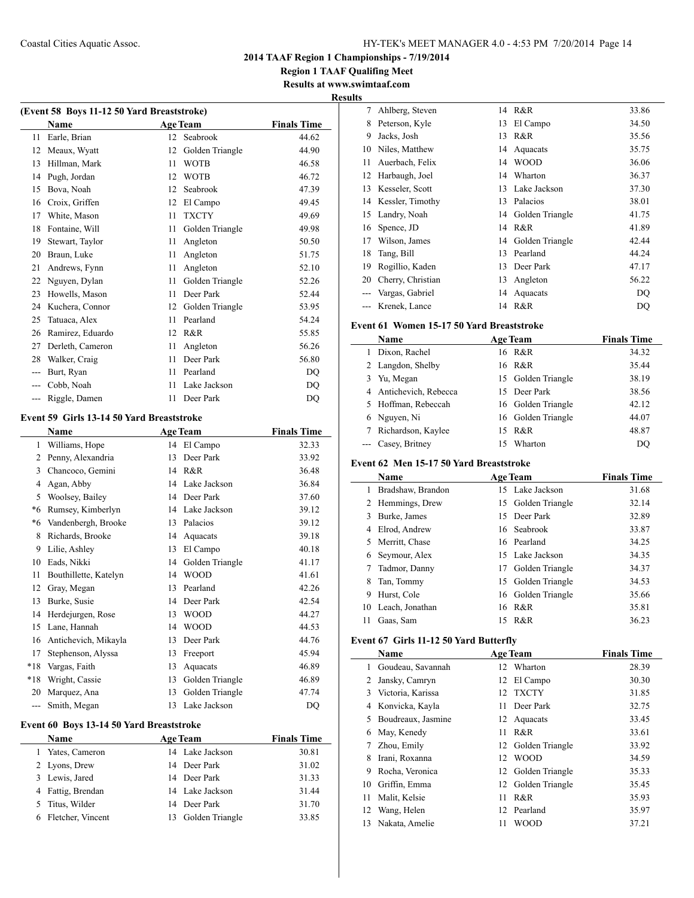**2014 TAAF Region 1 Championships - 7/19/2014**

**Region 1 TAAF Qualifing Meet**

**Results at www.swimtaaf.com**

**Results**

### (Event 58 Boys 11-12 50 Yard Breaststroke)

| | Name | Age | Team | Finals Time |
|---|---|---|---|---|
| 11 | Earle, Brian | 12 | Seabrook | 44.62 |
| 12 | Meaux, Wyatt | 12 | Golden Triangle | 44.90 |
| 13 | Hillman, Mark | 11 | WOTB | 46.58 |
| 14 | Pugh, Jordan | 12 | WOTB | 46.72 |
| 15 | Bova, Noah | 12 | Seabrook | 47.39 |
| 16 | Croix, Griffen | 12 | El Campo | 49.45 |
| 17 | White, Mason | 11 | TXCTY | 49.69 |
| 18 | Fontaine, Will | 11 | Golden Triangle | 49.98 |
| 19 | Stewart, Taylor | 11 | Angleton | 50.50 |
| 20 | Braun, Luke | 11 | Angleton | 51.75 |
| 21 | Andrews, Fynn | 11 | Angleton | 52.10 |
| 22 | Nguyen, Dylan | 11 | Golden Triangle | 52.26 |
| 23 | Howells, Mason | 11 | Deer Park | 52.44 |
| 24 | Kuchera, Connor | 12 | Golden Triangle | 53.95 |
| 25 | Tatuaca, Alex | 11 | Pearland | 54.24 |
| 26 | Ramirez, Eduardo | 12 | R&R | 55.85 |
| 27 | Derleth, Cameron | 11 | Angleton | 56.26 |
| 28 | Walker, Craig | 11 | Deer Park | 56.80 |
| --- | Burt, Ryan | 11 | Pearland | DQ |
| --- | Cobb, Noah | 11 | Lake Jackson | DQ |
| --- | Riggle, Damen | 11 | Deer Park | DQ |

### Event 59 Girls 13-14 50 Yard Breaststroke

| | Name | Age | Team | Finals Time |
|---|---|---|---|---|
| 1 | Williams, Hope | 14 | El Campo | 32.33 |
| 2 | Penny, Alexandria | 13 | Deer Park | 33.92 |
| 3 | Chancoco, Gemini | 14 | R&R | 36.48 |
| 4 | Agan, Abby | 14 | Lake Jackson | 36.84 |
| 5 | Woolsey, Bailey | 14 | Deer Park | 37.60 |
| *6 | Rumsey, Kimberlyn | 14 | Lake Jackson | 39.12 |
| *6 | Vandenbergh, Brooke | 13 | Palacios | 39.12 |
| 8 | Richards, Brooke | 14 | Aquacats | 39.18 |
| 9 | Lilie, Ashley | 13 | El Campo | 40.18 |
| 10 | Eads, Nikki | 14 | Golden Triangle | 41.17 |
| 11 | Bouthillette, Katelyn | 14 | WOOD | 41.61 |
| 12 | Gray, Megan | 13 | Pearland | 42.26 |
| 13 | Burke, Susie | 14 | Deer Park | 42.54 |
| 14 | Herdejurgen, Rose | 13 | WOOD | 44.27 |
| 15 | Lane, Hannah | 14 | WOOD | 44.53 |
| 16 | Antichevich, Mikayla | 13 | Deer Park | 44.76 |
| 17 | Stephenson, Alyssa | 13 | Freeport | 45.94 |
| *18 | Vargas, Faith | 13 | Aquacats | 46.89 |
| *18 | Wright, Cassie | 13 | Golden Triangle | 46.89 |
| 20 | Marquez, Ana | 13 | Golden Triangle | 47.74 |
| --- | Smith, Megan | 13 | Lake Jackson | DQ |

### Event 60 Boys 13-14 50 Yard Breaststroke

| | Name | Age | Team | Finals Time |
|---|---|---|---|---|
| 1 | Yates, Cameron | 14 | Lake Jackson | 30.81 |
| 2 | Lyons, Drew | 14 | Deer Park | 31.02 |
| 3 | Lewis, Jared | 14 | Deer Park | 31.33 |
| 4 | Fattig, Brendan | 14 | Lake Jackson | 31.44 |
| 5 | Titus, Wilder | 14 | Deer Park | 31.70 |
| 6 | Fletcher, Vincent | 13 | Golden Triangle | 33.85 |
| 7 | Ahlberg, Steven | 14 | R&R | 33.86 |
| 8 | Peterson, Kyle | 13 | El Campo | 34.50 |
| 9 | Jacks, Josh | 13 | R&R | 35.56 |
| 10 | Niles, Matthew | 14 | Aquacats | 35.75 |
| 11 | Auerbach, Felix | 14 | WOOD | 36.06 |
| 12 | Harbaugh, Joel | 14 | Wharton | 36.37 |
| 13 | Kesseler, Scott | 13 | Lake Jackson | 37.30 |
| 14 | Kessler, Timothy | 13 | Palacios | 38.01 |
| 15 | Landry, Noah | 14 | Golden Triangle | 41.75 |
| 16 | Spence, JD | 14 | R&R | 41.89 |
| 17 | Wilson, James | 14 | Golden Triangle | 42.44 |
| 18 | Tang, Bill | 13 | Pearland | 44.24 |
| 19 | Rogillio, Kaden | 13 | Deer Park | 47.17 |
| 20 | Cherry, Christian | 13 | Angleton | 56.22 |
| --- | Vargas, Gabriel | 14 | Aquacats | DQ |
| --- | Krenek, Lance | 14 | R&R | DQ |

### Event 61 Women 15-17 50 Yard Breaststroke

| | Name | Age | Team | Finals Time |
|---|---|---|---|---|
| 1 | Dixon, Rachel | 16 | R&R | 34.32 |
| 2 | Langdon, Shelby | 16 | R&R | 35.44 |
| 3 | Yu, Megan | 15 | Golden Triangle | 38.19 |
| 4 | Antichevich, Rebecca | 15 | Deer Park | 38.56 |
| 5 | Hoffman, Rebeccah | 16 | Golden Triangle | 42.12 |
| 6 | Nguyen, Ni | 16 | Golden Triangle | 44.07 |
| 7 | Richardson, Kaylee | 15 | R&R | 48.87 |
| --- | Casey, Britney | 15 | Wharton | DQ |

### Event 62 Men 15-17 50 Yard Breaststroke

| | Name | Age | Team | Finals Time |
|---|---|---|---|---|
| 1 | Bradshaw, Brandon | 15 | Lake Jackson | 31.68 |
| 2 | Hemmings, Drew | 15 | Golden Triangle | 32.14 |
| 3 | Burke, James | 15 | Deer Park | 32.89 |
| 4 | Elrod, Andrew | 16 | Seabrook | 33.87 |
| 5 | Merritt, Chase | 16 | Pearland | 34.25 |
| 6 | Seymour, Alex | 15 | Lake Jackson | 34.35 |
| 7 | Tadmor, Danny | 17 | Golden Triangle | 34.37 |
| 8 | Tan, Tommy | 15 | Golden Triangle | 34.53 |
| 9 | Hurst, Cole | 16 | Golden Triangle | 35.66 |
| 10 | Leach, Jonathan | 16 | R&R | 35.81 |
| 11 | Gaas, Sam | 15 | R&R | 36.23 |

### Event 67 Girls 11-12 50 Yard Butterfly

| | Name | Age | Team | Finals Time |
|---|---|---|---|---|
| 1 | Goudeau, Savannah | 12 | Wharton | 28.39 |
| 2 | Jansky, Camryn | 12 | El Campo | 30.30 |
| 3 | Victoria, Karissa | 12 | TXCTY | 31.85 |
| 4 | Konvicka, Kayla | 11 | Deer Park | 32.75 |
| 5 | Boudreaux, Jasmine | 12 | Aquacats | 33.45 |
| 6 | May, Kenedy | 11 | R&R | 33.61 |
| 7 | Zhou, Emily | 12 | Golden Triangle | 33.92 |
| 8 | Irani, Roxanna | 12 | WOOD | 34.59 |
| 9 | Rocha, Veronica | 12 | Golden Triangle | 35.33 |
| 10 | Griffin, Emma | 12 | Golden Triangle | 35.45 |
| 11 | Malit, Kelsie | 11 | R&R | 35.93 |
| 12 | Wang, Helen | 12 | Pearland | 35.97 |
| 13 | Nakata, Amelie | 11 | WOOD | 37.21 |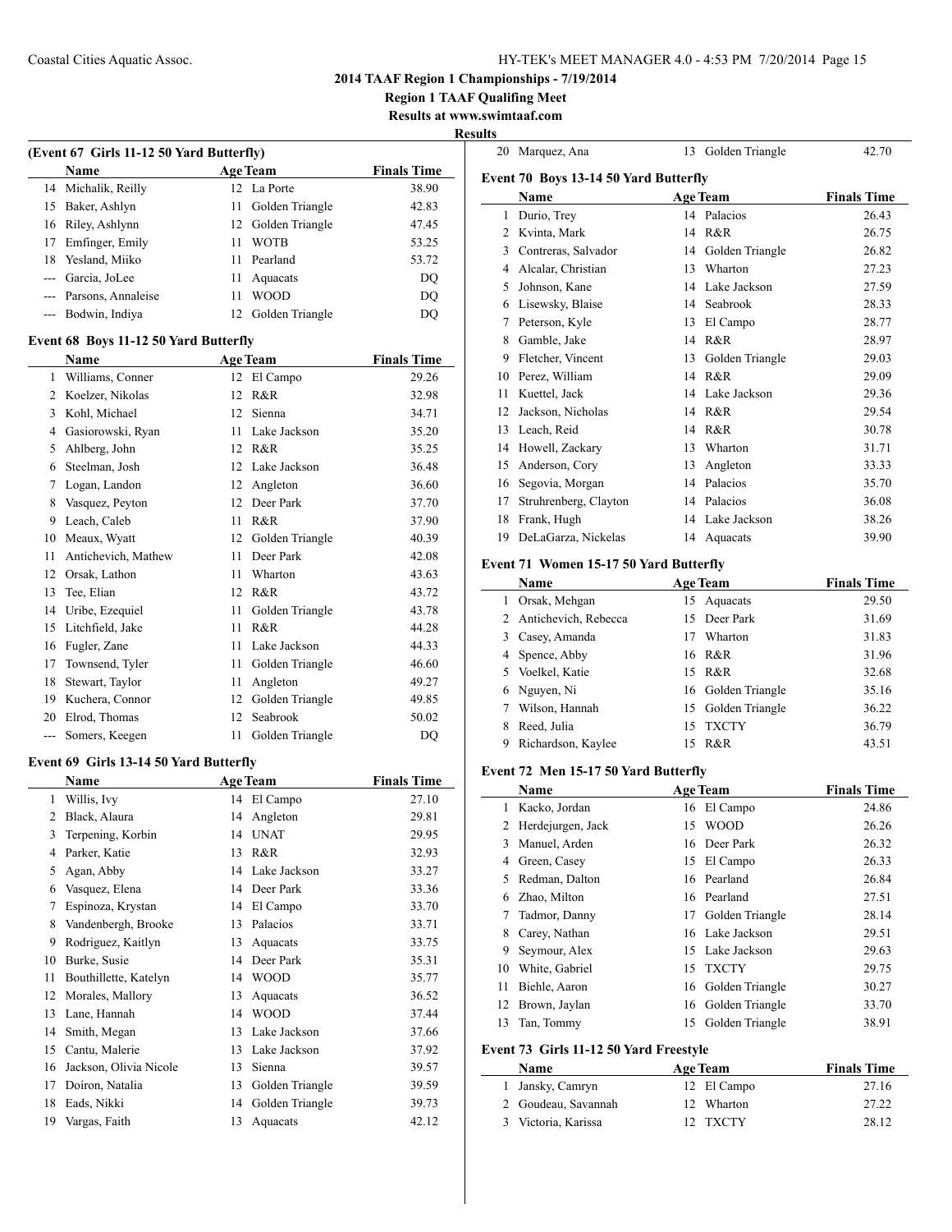**2014 TAAF Region 1 Championships - 7/19/2014**

**Region 1 TAAF Qualifing Meet**

**Results at www.swimtaaf.com**

**Results**

### (Event 67 Girls 11-12 50 Yard Butterfly)

| | Name | Age | Team | Finals Time |
|---|---|---|---|---|
| 14 | Michalik, Reilly | 12 | La Porte | 38.90 |
| 15 | Baker, Ashlyn | 11 | Golden Triangle | 42.83 |
| 16 | Riley, Ashlynn | 12 | Golden Triangle | 47.45 |
| 17 | Emfinger, Emily | 11 | WOTB | 53.25 |
| 18 | Yesland, Miiko | 11 | Pearland | 53.72 |
| --- | Garcia, JoLee | 11 | Aquacats | DQ |
| --- | Parsons, Annaleise | 11 | WOOD | DQ |
| --- | Bodwin, Indiya | 12 | Golden Triangle | DQ |

### Event 68 Boys 11-12 50 Yard Butterfly

| | Name | Age | Team | Finals Time |
|---|---|---|---|---|
| 1 | Williams, Conner | 12 | El Campo | 29.26 |
| 2 | Koelzer, Nikolas | 12 | R&R | 32.98 |
| 3 | Kohl, Michael | 12 | Sienna | 34.71 |
| 4 | Gasiorowski, Ryan | 11 | Lake Jackson | 35.20 |
| 5 | Ahlberg, John | 12 | R&R | 35.25 |
| 6 | Steelman, Josh | 12 | Lake Jackson | 36.48 |
| 7 | Logan, Landon | 12 | Angleton | 36.60 |
| 8 | Vasquez, Peyton | 12 | Deer Park | 37.70 |
| 9 | Leach, Caleb | 11 | R&R | 37.90 |
| 10 | Meaux, Wyatt | 12 | Golden Triangle | 40.39 |
| 11 | Antichevich, Mathew | 11 | Deer Park | 42.08 |
| 12 | Orsak, Lathon | 11 | Wharton | 43.63 |
| 13 | Tee, Elian | 12 | R&R | 43.72 |
| 14 | Uribe, Ezequiel | 11 | Golden Triangle | 43.78 |
| 15 | Litchfield, Jake | 11 | R&R | 44.28 |
| 16 | Fugler, Zane | 11 | Lake Jackson | 44.33 |
| 17 | Townsend, Tyler | 11 | Golden Triangle | 46.60 |
| 18 | Stewart, Taylor | 11 | Angleton | 49.27 |
| 19 | Kuchera, Connor | 12 | Golden Triangle | 49.85 |
| 20 | Elrod, Thomas | 12 | Seabrook | 50.02 |
| --- | Somers, Keegen | 11 | Golden Triangle | DQ |

### Event 69 Girls 13-14 50 Yard Butterfly

| | Name | Age | Team | Finals Time |
|---|---|---|---|---|
| 1 | Willis, Ivy | 14 | El Campo | 27.10 |
| 2 | Black, Alaura | 14 | Angleton | 29.81 |
| 3 | Terpening, Korbin | 14 | UNAT | 29.95 |
| 4 | Parker, Katie | 13 | R&R | 32.93 |
| 5 | Agan, Abby | 14 | Lake Jackson | 33.27 |
| 6 | Vasquez, Elena | 14 | Deer Park | 33.36 |
| 7 | Espinoza, Krystan | 14 | El Campo | 33.70 |
| 8 | Vandenbergh, Brooke | 13 | Palacios | 33.71 |
| 9 | Rodriguez, Kaitlyn | 13 | Aquacats | 33.75 |
| 10 | Burke, Susie | 14 | Deer Park | 35.31 |
| 11 | Bouthillette, Katelyn | 14 | WOOD | 35.77 |
| 12 | Morales, Mallory | 13 | Aquacats | 36.52 |
| 13 | Lane, Hannah | 14 | WOOD | 37.44 |
| 14 | Smith, Megan | 13 | Lake Jackson | 37.66 |
| 15 | Cantu, Malerie | 13 | Lake Jackson | 37.92 |
| 16 | Jackson, Olivia Nicole | 13 | Sienna | 39.57 |
| 17 | Doiron, Natalia | 13 | Golden Triangle | 39.59 |
| 18 | Eads, Nikki | 14 | Golden Triangle | 39.73 |
| 19 | Vargas, Faith | 13 | Aquacats | 42.12 |
| 20 | Marquez, Ana | 13 | Golden Triangle | 42.70 |

### Event 70 Boys 13-14 50 Yard Butterfly

| | Name | Age | Team | Finals Time |
|---|---|---|---|---|
| 1 | Durio, Trey | 14 | Palacios | 26.43 |
| 2 | Kvinta, Mark | 14 | R&R | 26.75 |
| 3 | Contreras, Salvador | 14 | Golden Triangle | 26.82 |
| 4 | Alcalar, Christian | 13 | Wharton | 27.23 |
| 5 | Johnson, Kane | 14 | Lake Jackson | 27.59 |
| 6 | Lisewsky, Blaise | 14 | Seabrook | 28.33 |
| 7 | Peterson, Kyle | 13 | El Campo | 28.77 |
| 8 | Gamble, Jake | 14 | R&R | 28.97 |
| 9 | Fletcher, Vincent | 13 | Golden Triangle | 29.03 |
| 10 | Perez, William | 14 | R&R | 29.09 |
| 11 | Kuettel, Jack | 14 | Lake Jackson | 29.36 |
| 12 | Jackson, Nicholas | 14 | R&R | 29.54 |
| 13 | Leach, Reid | 14 | R&R | 30.78 |
| 14 | Howell, Zackary | 13 | Wharton | 31.71 |
| 15 | Anderson, Cory | 13 | Angleton | 33.33 |
| 16 | Segovia, Morgan | 14 | Palacios | 35.70 |
| 17 | Struhrenberg, Clayton | 14 | Palacios | 36.08 |
| 18 | Frank, Hugh | 14 | Lake Jackson | 38.26 |
| 19 | DeLaGarza, Nickelas | 14 | Aquacats | 39.90 |

### Event 71 Women 15-17 50 Yard Butterfly

| | Name | Age | Team | Finals Time |
|---|---|---|---|---|
| 1 | Orsak, Mehgan | 15 | Aquacats | 29.50 |
| 2 | Antichevich, Rebecca | 15 | Deer Park | 31.69 |
| 3 | Casey, Amanda | 17 | Wharton | 31.83 |
| 4 | Spence, Abby | 16 | R&R | 31.96 |
| 5 | Voelkel, Katie | 15 | R&R | 32.68 |
| 6 | Nguyen, Ni | 16 | Golden Triangle | 35.16 |
| 7 | Wilson, Hannah | 15 | Golden Triangle | 36.22 |
| 8 | Reed, Julia | 15 | TXCTY | 36.79 |
| 9 | Richardson, Kaylee | 15 | R&R | 43.51 |

### Event 72 Men 15-17 50 Yard Butterfly

| | Name | Age | Team | Finals Time |
|---|---|---|---|---|
| 1 | Kacko, Jordan | 16 | El Campo | 24.86 |
| 2 | Herdejurgen, Jack | 15 | WOOD | 26.26 |
| 3 | Manuel, Arden | 16 | Deer Park | 26.32 |
| 4 | Green, Casey | 15 | El Campo | 26.33 |
| 5 | Redman, Dalton | 16 | Pearland | 26.84 |
| 6 | Zhao, Milton | 16 | Pearland | 27.51 |
| 7 | Tadmor, Danny | 17 | Golden Triangle | 28.14 |
| 8 | Carey, Nathan | 16 | Lake Jackson | 29.51 |
| 9 | Seymour, Alex | 15 | Lake Jackson | 29.63 |
| 10 | White, Gabriel | 15 | TXCTY | 29.75 |
| 11 | Biehle, Aaron | 16 | Golden Triangle | 30.27 |
| 12 | Brown, Jaylan | 16 | Golden Triangle | 33.70 |
| 13 | Tan, Tommy | 15 | Golden Triangle | 38.91 |

### Event 73 Girls 11-12 50 Yard Freestyle

| | Name | Age | Team | Finals Time |
|---|---|---|---|---|
| 1 | Jansky, Camryn | 12 | El Campo | 27.16 |
| 2 | Goudeau, Savannah | 12 | Wharton | 27.22 |
| 3 | Victoria, Karissa | 12 | TXCTY | 28.12 |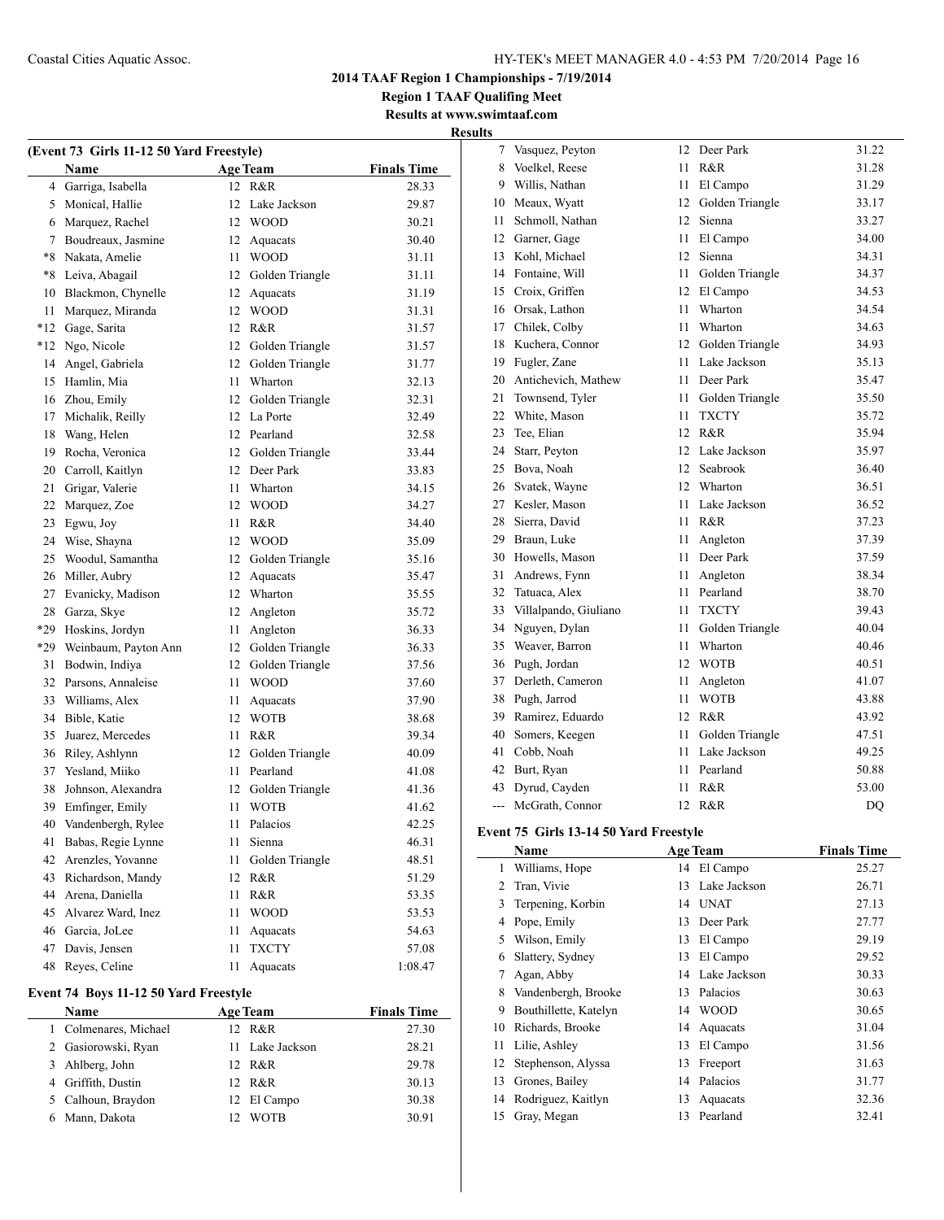**2014 TAAF Region 1 Championships - 7/19/2014**

**Region 1 TAAF Qualifing Meet**

**Results at www.swimtaaf.com**

**Results**

### (Event 73 Girls 11-12 50 Yard Freestyle)

| | Name | Age | Team | Finals Time |
|---|---|---|---|---|
| 4 | Garriga, Isabella | 12 | R&R | 28.33 |
| 5 | Monical, Hallie | 12 | Lake Jackson | 29.87 |
| 6 | Marquez, Rachel | 12 | WOOD | 30.21 |
| 7 | Boudreaux, Jasmine | 12 | Aquacats | 30.40 |
| *8 | Nakata, Amelie | 11 | WOOD | 31.11 |
| *8 | Leiva, Abagail | 12 | Golden Triangle | 31.11 |
| 10 | Blackmon, Chynelle | 12 | Aquacats | 31.19 |
| 11 | Marquez, Miranda | 12 | WOOD | 31.31 |
| *12 | Gage, Sarita | 12 | R&R | 31.57 |
| *12 | Ngo, Nicole | 12 | Golden Triangle | 31.57 |
| 14 | Angel, Gabriela | 12 | Golden Triangle | 31.77 |
| 15 | Hamlin, Mia | 11 | Wharton | 32.13 |
| 16 | Zhou, Emily | 12 | Golden Triangle | 32.31 |
| 17 | Michalik, Reilly | 12 | La Porte | 32.49 |
| 18 | Wang, Helen | 12 | Pearland | 32.58 |
| 19 | Rocha, Veronica | 12 | Golden Triangle | 33.44 |
| 20 | Carroll, Kaitlyn | 12 | Deer Park | 33.83 |
| 21 | Grigar, Valerie | 11 | Wharton | 34.15 |
| 22 | Marquez, Zoe | 12 | WOOD | 34.27 |
| 23 | Egwu, Joy | 11 | R&R | 34.40 |
| 24 | Wise, Shayna | 12 | WOOD | 35.09 |
| 25 | Woodul, Samantha | 12 | Golden Triangle | 35.16 |
| 26 | Miller, Aubry | 12 | Aquacats | 35.47 |
| 27 | Evanicky, Madison | 12 | Wharton | 35.55 |
| 28 | Garza, Skye | 12 | Angleton | 35.72 |
| *29 | Hoskins, Jordyn | 11 | Angleton | 36.33 |
| *29 | Weinbaum, Payton Ann | 12 | Golden Triangle | 36.33 |
| 31 | Bodwin, Indiya | 12 | Golden Triangle | 37.56 |
| 32 | Parsons, Annaleise | 11 | WOOD | 37.60 |
| 33 | Williams, Alex | 11 | Aquacats | 37.90 |
| 34 | Bible, Katie | 12 | WOTB | 38.68 |
| 35 | Juarez, Mercedes | 11 | R&R | 39.34 |
| 36 | Riley, Ashlynn | 12 | Golden Triangle | 40.09 |
| 37 | Yesland, Miiko | 11 | Pearland | 41.08 |
| 38 | Johnson, Alexandra | 12 | Golden Triangle | 41.36 |
| 39 | Emfinger, Emily | 11 | WOTB | 41.62 |
| 40 | Vandenbergh, Rylee | 11 | Palacios | 42.25 |
| 41 | Babas, Regie Lynne | 11 | Sienna | 46.31 |
| 42 | Arenzles, Yovanne | 11 | Golden Triangle | 48.51 |
| 43 | Richardson, Mandy | 12 | R&R | 51.29 |
| 44 | Arena, Daniella | 11 | R&R | 53.35 |
| 45 | Alvarez Ward, Inez | 11 | WOOD | 53.53 |
| 46 | Garcia, JoLee | 11 | Aquacats | 54.63 |
| 47 | Davis, Jensen | 11 | TXCTY | 57.08 |
| 48 | Reyes, Celine | 11 | Aquacats | 1:08.47 |

### Event 74 Boys 11-12 50 Yard Freestyle

| | Name | Age | Team | Finals Time |
|---|---|---|---|---|
| 1 | Colmenares, Michael | 12 | R&R | 27.30 |
| 2 | Gasiorowski, Ryan | 11 | Lake Jackson | 28.21 |
| 3 | Ahlberg, John | 12 | R&R | 29.78 |
| 4 | Griffith, Dustin | 12 | R&R | 30.13 |
| 5 | Calhoun, Braydon | 12 | El Campo | 30.38 |
| 6 | Mann, Dakota | 12 | WOTB | 30.91 |
| 7 | Vasquez, Peyton | 12 | Deer Park | 31.22 |
| 8 | Voelkel, Reese | 11 | R&R | 31.28 |
| 9 | Willis, Nathan | 11 | El Campo | 31.29 |
| 10 | Meaux, Wyatt | 12 | Golden Triangle | 33.17 |
| 11 | Schmoll, Nathan | 12 | Sienna | 33.27 |
| 12 | Garner, Gage | 11 | El Campo | 34.00 |
| 13 | Kohl, Michael | 12 | Sienna | 34.31 |
| 14 | Fontaine, Will | 11 | Golden Triangle | 34.37 |
| 15 | Croix, Griffen | 12 | El Campo | 34.53 |
| 16 | Orsak, Lathon | 11 | Wharton | 34.54 |
| 17 | Chilek, Colby | 11 | Wharton | 34.63 |
| 18 | Kuchera, Connor | 12 | Golden Triangle | 34.93 |
| 19 | Fugler, Zane | 11 | Lake Jackson | 35.13 |
| 20 | Antichevich, Mathew | 11 | Deer Park | 35.47 |
| 21 | Townsend, Tyler | 11 | Golden Triangle | 35.50 |
| 22 | White, Mason | 11 | TXCTY | 35.72 |
| 23 | Tee, Elian | 12 | R&R | 35.94 |
| 24 | Starr, Peyton | 12 | Lake Jackson | 35.97 |
| 25 | Bova, Noah | 12 | Seabrook | 36.40 |
| 26 | Svatek, Wayne | 12 | Wharton | 36.51 |
| 27 | Kesler, Mason | 11 | Lake Jackson | 36.52 |
| 28 | Sierra, David | 11 | R&R | 37.23 |
| 29 | Braun, Luke | 11 | Angleton | 37.39 |
| 30 | Howells, Mason | 11 | Deer Park | 37.59 |
| 31 | Andrews, Fynn | 11 | Angleton | 38.34 |
| 32 | Tatuaca, Alex | 11 | Pearland | 38.70 |
| 33 | Villalpando, Giuliano | 11 | TXCTY | 39.43 |
| 34 | Nguyen, Dylan | 11 | Golden Triangle | 40.04 |
| 35 | Weaver, Barron | 11 | Wharton | 40.46 |
| 36 | Pugh, Jordan | 12 | WOTB | 40.51 |
| 37 | Derleth, Cameron | 11 | Angleton | 41.07 |
| 38 | Pugh, Jarrod | 11 | WOTB | 43.88 |
| 39 | Ramirez, Eduardo | 12 | R&R | 43.92 |
| 40 | Somers, Keegen | 11 | Golden Triangle | 47.51 |
| 41 | Cobb, Noah | 11 | Lake Jackson | 49.25 |
| 42 | Burt, Ryan | 11 | Pearland | 50.88 |
| 43 | Dyrud, Cayden | 11 | R&R | 53.00 |
| --- | McGrath, Connor | 12 | R&R | DQ |

### Event 75 Girls 13-14 50 Yard Freestyle

| | Name | Age | Team | Finals Time |
|---|---|---|---|---|
| 1 | Williams, Hope | 14 | El Campo | 25.27 |
| 2 | Tran, Vivie | 13 | Lake Jackson | 26.71 |
| 3 | Terpening, Korbin | 14 | UNAT | 27.13 |
| 4 | Pope, Emily | 13 | Deer Park | 27.77 |
| 5 | Wilson, Emily | 13 | El Campo | 29.19 |
| 6 | Slattery, Sydney | 13 | El Campo | 29.52 |
| 7 | Agan, Abby | 14 | Lake Jackson | 30.33 |
| 8 | Vandenbergh, Brooke | 13 | Palacios | 30.63 |
| 9 | Bouthillette, Katelyn | 14 | WOOD | 30.65 |
| 10 | Richards, Brooke | 14 | Aquacats | 31.04 |
| 11 | Lilie, Ashley | 13 | El Campo | 31.56 |
| 12 | Stephenson, Alyssa | 13 | Freeport | 31.63 |
| 13 | Grones, Bailey | 14 | Palacios | 31.77 |
| 14 | Rodriguez, Kaitlyn | 13 | Aquacats | 32.36 |
| 15 | Gray, Megan | 13 | Pearland | 32.41 |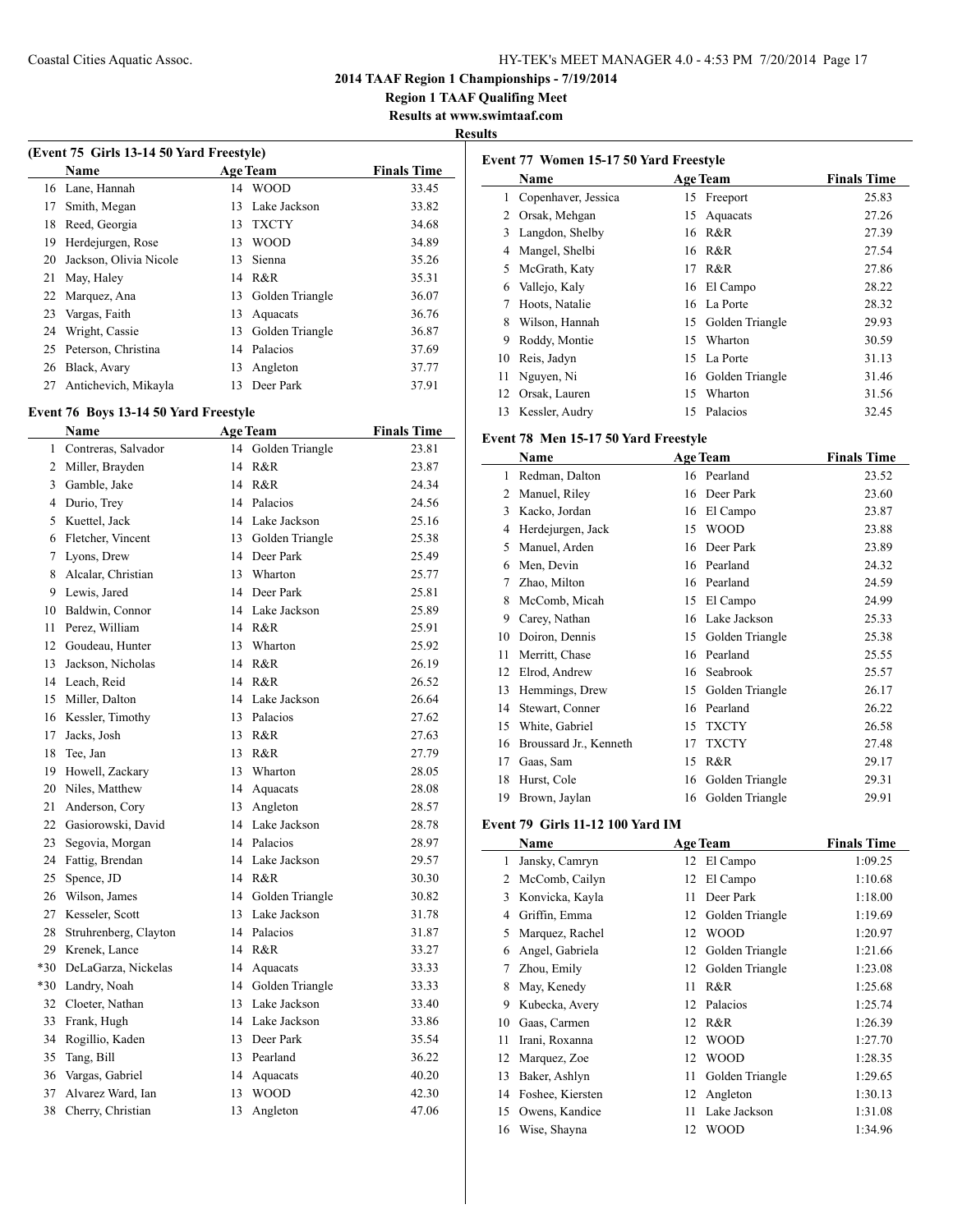# 2014 TAAF Region 1 Championships - 7/19/2014

## Region 1 TAAF Qualifing Meet

### Results at www.swimtaaf.com

### Results

#### (Event 75 Girls 13-14 50 Yard Freestyle)

| | Name | Age | Team | Finals Time |
|---|---|---|---|---|
| 16 | Lane, Hannah | 14 | WOOD | 33.45 |
| 17 | Smith, Megan | 13 | Lake Jackson | 33.82 |
| 18 | Reed, Georgia | 13 | TXCTY | 34.68 |
| 19 | Herdejurgen, Rose | 13 | WOOD | 34.89 |
| 20 | Jackson, Olivia Nicole | 13 | Sienna | 35.26 |
| 21 | May, Haley | 14 | R&R | 35.31 |
| 22 | Marquez, Ana | 13 | Golden Triangle | 36.07 |
| 23 | Vargas, Faith | 13 | Aquacats | 36.76 |
| 24 | Wright, Cassie | 13 | Golden Triangle | 36.87 |
| 25 | Peterson, Christina | 14 | Palacios | 37.69 |
| 26 | Black, Avary | 13 | Angleton | 37.77 |
| 27 | Antichevich, Mikayla | 13 | Deer Park | 37.91 |

#### Event 76 Boys 13-14 50 Yard Freestyle

| | Name | Age | Team | Finals Time |
|---|---|---|---|---|
| 1 | Contreras, Salvador | 14 | Golden Triangle | 23.81 |
| 2 | Miller, Brayden | 14 | R&R | 23.87 |
| 3 | Gamble, Jake | 14 | R&R | 24.34 |
| 4 | Durio, Trey | 14 | Palacios | 24.56 |
| 5 | Kuettel, Jack | 14 | Lake Jackson | 25.16 |
| 6 | Fletcher, Vincent | 13 | Golden Triangle | 25.38 |
| 7 | Lyons, Drew | 14 | Deer Park | 25.49 |
| 8 | Alcalar, Christian | 13 | Wharton | 25.77 |
| 9 | Lewis, Jared | 14 | Deer Park | 25.81 |
| 10 | Baldwin, Connor | 14 | Lake Jackson | 25.89 |
| 11 | Perez, William | 14 | R&R | 25.91 |
| 12 | Goudeau, Hunter | 13 | Wharton | 25.92 |
| 13 | Jackson, Nicholas | 14 | R&R | 26.19 |
| 14 | Leach, Reid | 14 | R&R | 26.52 |
| 15 | Miller, Dalton | 14 | Lake Jackson | 26.64 |
| 16 | Kessler, Timothy | 13 | Palacios | 27.62 |
| 17 | Jacks, Josh | 13 | R&R | 27.63 |
| 18 | Tee, Jan | 13 | R&R | 27.79 |
| 19 | Howell, Zackary | 13 | Wharton | 28.05 |
| 20 | Niles, Matthew | 14 | Aquacats | 28.08 |
| 21 | Anderson, Cory | 13 | Angleton | 28.57 |
| 22 | Gasiorowski, David | 14 | Lake Jackson | 28.78 |
| 23 | Segovia, Morgan | 14 | Palacios | 28.97 |
| 24 | Fattig, Brendan | 14 | Lake Jackson | 29.57 |
| 25 | Spence, JD | 14 | R&R | 30.30 |
| 26 | Wilson, James | 14 | Golden Triangle | 30.82 |
| 27 | Kesseler, Scott | 13 | Lake Jackson | 31.78 |
| 28 | Struhrenberg, Clayton | 14 | Palacios | 31.87 |
| 29 | Krenek, Lance | 14 | R&R | 33.27 |
| *30 | DeLaGarza, Nickelas | 14 | Aquacats | 33.33 |
| *30 | Landry, Noah | 14 | Golden Triangle | 33.33 |
| 32 | Cloeter, Nathan | 13 | Lake Jackson | 33.40 |
| 33 | Frank, Hugh | 14 | Lake Jackson | 33.86 |
| 34 | Rogillio, Kaden | 13 | Deer Park | 35.54 |
| 35 | Tang, Bill | 13 | Pearland | 36.22 |
| 36 | Vargas, Gabriel | 14 | Aquacats | 40.20 |
| 37 | Alvarez Ward, Ian | 13 | WOOD | 42.30 |
| 38 | Cherry, Christian | 13 | Angleton | 47.06 |

#### Event 77 Women 15-17 50 Yard Freestyle

| | Name | Age | Team | Finals Time |
|---|---|---|---|---|
| 1 | Copenhaver, Jessica | 15 | Freeport | 25.83 |
| 2 | Orsak, Mehgan | 15 | Aquacats | 27.26 |
| 3 | Langdon, Shelby | 16 | R&R | 27.39 |
| 4 | Mangel, Shelbi | 16 | R&R | 27.54 |
| 5 | McGrath, Katy | 17 | R&R | 27.86 |
| 6 | Vallejo, Kaly | 16 | El Campo | 28.22 |
| 7 | Hoots, Natalie | 16 | La Porte | 28.32 |
| 8 | Wilson, Hannah | 15 | Golden Triangle | 29.93 |
| 9 | Roddy, Montie | 15 | Wharton | 30.59 |
| 10 | Reis, Jadyn | 15 | La Porte | 31.13 |
| 11 | Nguyen, Ni | 16 | Golden Triangle | 31.46 |
| 12 | Orsak, Lauren | 15 | Wharton | 31.56 |
| 13 | Kessler, Audry | 15 | Palacios | 32.45 |

#### Event 78 Men 15-17 50 Yard Freestyle

| | Name | Age | Team | Finals Time |
|---|---|---|---|---|
| 1 | Redman, Dalton | 16 | Pearland | 23.52 |
| 2 | Manuel, Riley | 16 | Deer Park | 23.60 |
| 3 | Kacko, Jordan | 16 | El Campo | 23.87 |
| 4 | Herdejurgen, Jack | 15 | WOOD | 23.88 |
| 5 | Manuel, Arden | 16 | Deer Park | 23.89 |
| 6 | Men, Devin | 16 | Pearland | 24.32 |
| 7 | Zhao, Milton | 16 | Pearland | 24.59 |
| 8 | McComb, Micah | 15 | El Campo | 24.99 |
| 9 | Carey, Nathan | 16 | Lake Jackson | 25.33 |
| 10 | Doiron, Dennis | 15 | Golden Triangle | 25.38 |
| 11 | Merritt, Chase | 16 | Pearland | 25.55 |
| 12 | Elrod, Andrew | 16 | Seabrook | 25.57 |
| 13 | Hemmings, Drew | 15 | Golden Triangle | 26.17 |
| 14 | Stewart, Conner | 16 | Pearland | 26.22 |
| 15 | White, Gabriel | 15 | TXCTY | 26.58 |
| 16 | Broussard Jr., Kenneth | 17 | TXCTY | 27.48 |
| 17 | Gaas, Sam | 15 | R&R | 29.17 |
| 18 | Hurst, Cole | 16 | Golden Triangle | 29.31 |
| 19 | Brown, Jaylan | 16 | Golden Triangle | 29.91 |

#### Event 79 Girls 11-12 100 Yard IM

| | Name | Age | Team | Finals Time |
|---|---|---|---|---|
| 1 | Jansky, Camryn | 12 | El Campo | 1:09.25 |
| 2 | McComb, Cailyn | 12 | El Campo | 1:10.68 |
| 3 | Konvicka, Kayla | 11 | Deer Park | 1:18.00 |
| 4 | Griffin, Emma | 12 | Golden Triangle | 1:19.69 |
| 5 | Marquez, Rachel | 12 | WOOD | 1:20.97 |
| 6 | Angel, Gabriela | 12 | Golden Triangle | 1:21.66 |
| 7 | Zhou, Emily | 12 | Golden Triangle | 1:23.08 |
| 8 | May, Kenedy | 11 | R&R | 1:25.68 |
| 9 | Kubecka, Avery | 12 | Palacios | 1:25.74 |
| 10 | Gaas, Carmen | 12 | R&R | 1:26.39 |
| 11 | Irani, Roxanna | 12 | WOOD | 1:27.70 |
| 12 | Marquez, Zoe | 12 | WOOD | 1:28.35 |
| 13 | Baker, Ashlyn | 11 | Golden Triangle | 1:29.65 |
| 14 | Foshee, Kiersten | 12 | Angleton | 1:30.13 |
| 15 | Owens, Kandice | 11 | Lake Jackson | 1:31.08 |
| 16 | Wise, Shayna | 12 | WOOD | 1:34.96 |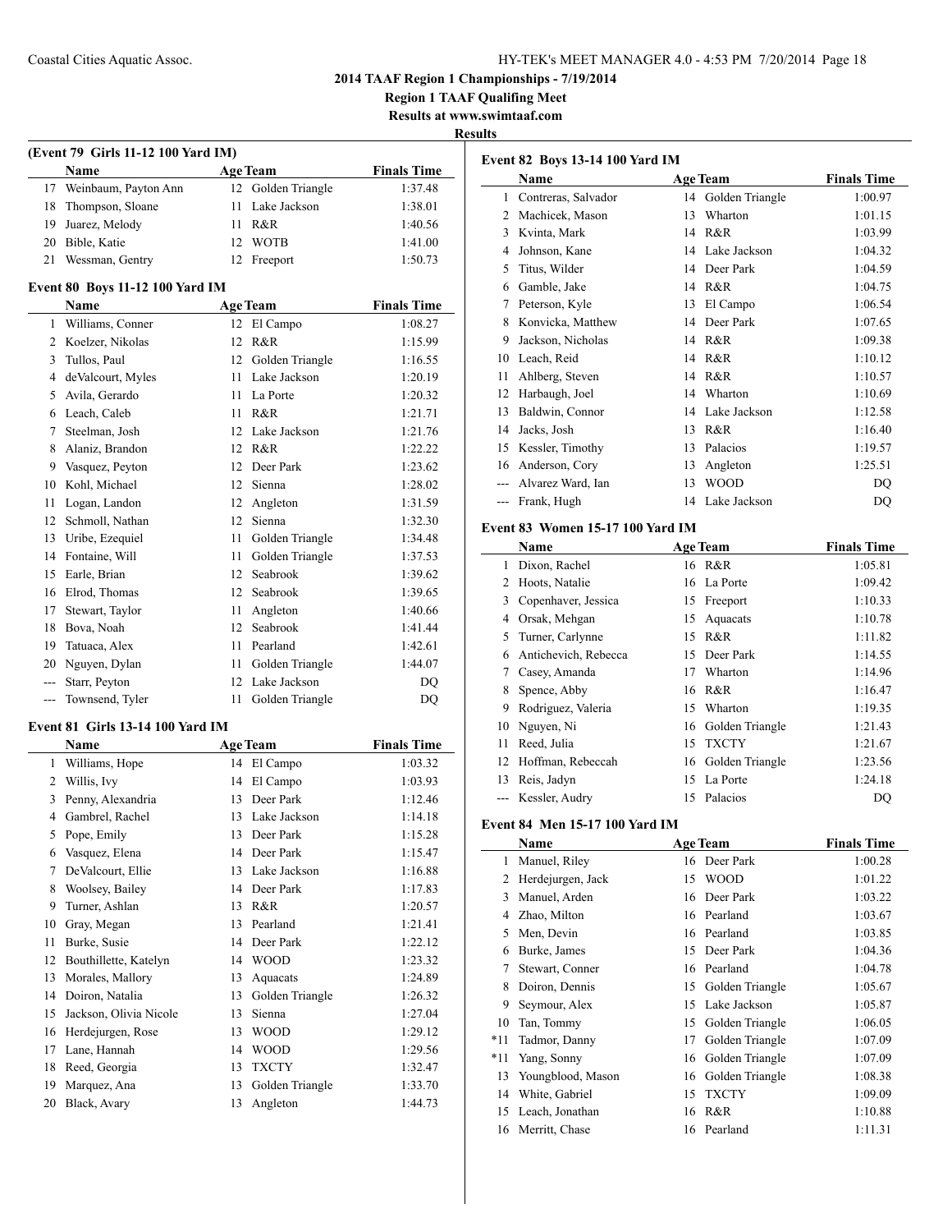# 2014 TAAF Region 1 Championships - 7/19/2014

**Region 1 TAAF Qualifing Meet**

**Results at www.swimtaaf.com**

**Results**

### (Event 79 Girls 11-12 100 Yard IM)

| | Name | Age | Team | Finals Time |
|---|---|---|---|---|
| 17 | Weinbaum, Payton Ann | 12 | Golden Triangle | 1:37.48 |
| 18 | Thompson, Sloane | 11 | Lake Jackson | 1:38.01 |
| 19 | Juarez, Melody | 11 | R&R | 1:40.56 |
| 20 | Bible, Katie | 12 | WOTB | 1:41.00 |
| 21 | Wessman, Gentry | 12 | Freeport | 1:50.73 |

### Event 80 Boys 11-12 100 Yard IM

| | Name | Age | Team | Finals Time |
|---|---|---|---|---|
| 1 | Williams, Conner | 12 | El Campo | 1:08.27 |
| 2 | Koelzer, Nikolas | 12 | R&R | 1:15.99 |
| 3 | Tullos, Paul | 12 | Golden Triangle | 1:16.55 |
| 4 | deValcourt, Myles | 11 | Lake Jackson | 1:20.19 |
| 5 | Avila, Gerardo | 11 | La Porte | 1:20.32 |
| 6 | Leach, Caleb | 11 | R&R | 1:21.71 |
| 7 | Steelman, Josh | 12 | Lake Jackson | 1:21.76 |
| 8 | Alaniz, Brandon | 12 | R&R | 1:22.22 |
| 9 | Vasquez, Peyton | 12 | Deer Park | 1:23.62 |
| 10 | Kohl, Michael | 12 | Sienna | 1:28.02 |
| 11 | Logan, Landon | 12 | Angleton | 1:31.59 |
| 12 | Schmoll, Nathan | 12 | Sienna | 1:32.30 |
| 13 | Uribe, Ezequiel | 11 | Golden Triangle | 1:34.48 |
| 14 | Fontaine, Will | 11 | Golden Triangle | 1:37.53 |
| 15 | Earle, Brian | 12 | Seabrook | 1:39.62 |
| 16 | Elrod, Thomas | 12 | Seabrook | 1:39.65 |
| 17 | Stewart, Taylor | 11 | Angleton | 1:40.66 |
| 18 | Bova, Noah | 12 | Seabrook | 1:41.44 |
| 19 | Tatuaca, Alex | 11 | Pearland | 1:42.61 |
| 20 | Nguyen, Dylan | 11 | Golden Triangle | 1:44.07 |
| --- | Starr, Peyton | 12 | Lake Jackson | DQ |
| --- | Townsend, Tyler | 11 | Golden Triangle | DQ |

### Event 81 Girls 13-14 100 Yard IM

| | Name | Age | Team | Finals Time |
|---|---|---|---|---|
| 1 | Williams, Hope | 14 | El Campo | 1:03.32 |
| 2 | Willis, Ivy | 14 | El Campo | 1:03.93 |
| 3 | Penny, Alexandria | 13 | Deer Park | 1:12.46 |
| 4 | Gambrel, Rachel | 13 | Lake Jackson | 1:14.18 |
| 5 | Pope, Emily | 13 | Deer Park | 1:15.28 |
| 6 | Vasquez, Elena | 14 | Deer Park | 1:15.47 |
| 7 | DeValcourt, Ellie | 13 | Lake Jackson | 1:16.88 |
| 8 | Woolsey, Bailey | 14 | Deer Park | 1:17.83 |
| 9 | Turner, Ashlan | 13 | R&R | 1:20.57 |
| 10 | Gray, Megan | 13 | Pearland | 1:21.41 |
| 11 | Burke, Susie | 14 | Deer Park | 1:22.12 |
| 12 | Bouthillette, Katelyn | 14 | WOOD | 1:23.32 |
| 13 | Morales, Mallory | 13 | Aquacats | 1:24.89 |
| 14 | Doiron, Natalia | 13 | Golden Triangle | 1:26.32 |
| 15 | Jackson, Olivia Nicole | 13 | Sienna | 1:27.04 |
| 16 | Herdejurgen, Rose | 13 | WOOD | 1:29.12 |
| 17 | Lane, Hannah | 14 | WOOD | 1:29.56 |
| 18 | Reed, Georgia | 13 | TXCTY | 1:32.47 |
| 19 | Marquez, Ana | 13 | Golden Triangle | 1:33.70 |
| 20 | Black, Avary | 13 | Angleton | 1:44.73 |

### Event 82 Boys 13-14 100 Yard IM

| | Name | Age | Team | Finals Time |
|---|---|---|---|---|
| 1 | Contreras, Salvador | 14 | Golden Triangle | 1:00.97 |
| 2 | Machicek, Mason | 13 | Wharton | 1:01.15 |
| 3 | Kvinta, Mark | 14 | R&R | 1:03.99 |
| 4 | Johnson, Kane | 14 | Lake Jackson | 1:04.32 |
| 5 | Titus, Wilder | 14 | Deer Park | 1:04.59 |
| 6 | Gamble, Jake | 14 | R&R | 1:04.75 |
| 7 | Peterson, Kyle | 13 | El Campo | 1:06.54 |
| 8 | Konvicka, Matthew | 14 | Deer Park | 1:07.65 |
| 9 | Jackson, Nicholas | 14 | R&R | 1:09.38 |
| 10 | Leach, Reid | 14 | R&R | 1:10.12 |
| 11 | Ahlberg, Steven | 14 | R&R | 1:10.57 |
| 12 | Harbaugh, Joel | 14 | Wharton | 1:10.69 |
| 13 | Baldwin, Connor | 14 | Lake Jackson | 1:12.58 |
| 14 | Jacks, Josh | 13 | R&R | 1:16.40 |
| 15 | Kessler, Timothy | 13 | Palacios | 1:19.57 |
| 16 | Anderson, Cory | 13 | Angleton | 1:25.51 |
| --- | Alvarez Ward, Ian | 13 | WOOD | DQ |
| --- | Frank, Hugh | 14 | Lake Jackson | DQ |

### Event 83 Women 15-17 100 Yard IM

| | Name | Age | Team | Finals Time |
|---|---|---|---|---|
| 1 | Dixon, Rachel | 16 | R&R | 1:05.81 |
| 2 | Hoots, Natalie | 16 | La Porte | 1:09.42 |
| 3 | Copenhaver, Jessica | 15 | Freeport | 1:10.33 |
| 4 | Orsak, Mehgan | 15 | Aquacats | 1:10.78 |
| 5 | Turner, Carlynne | 15 | R&R | 1:11.82 |
| 6 | Antichevich, Rebecca | 15 | Deer Park | 1:14.55 |
| 7 | Casey, Amanda | 17 | Wharton | 1:14.96 |
| 8 | Spence, Abby | 16 | R&R | 1:16.47 |
| 9 | Rodriguez, Valeria | 15 | Wharton | 1:19.35 |
| 10 | Nguyen, Ni | 16 | Golden Triangle | 1:21.43 |
| 11 | Reed, Julia | 15 | TXCTY | 1:21.67 |
| 12 | Hoffman, Rebeccah | 16 | Golden Triangle | 1:23.56 |
| 13 | Reis, Jadyn | 15 | La Porte | 1:24.18 |
| --- | Kessler, Audry | 15 | Palacios | DQ |

### Event 84 Men 15-17 100 Yard IM

| | Name | Age | Team | Finals Time |
|---|---|---|---|---|
| 1 | Manuel, Riley | 16 | Deer Park | 1:00.28 |
| 2 | Herdejurgen, Jack | 15 | WOOD | 1:01.22 |
| 3 | Manuel, Arden | 16 | Deer Park | 1:03.22 |
| 4 | Zhao, Milton | 16 | Pearland | 1:03.67 |
| 5 | Men, Devin | 16 | Pearland | 1:03.85 |
| 6 | Burke, James | 15 | Deer Park | 1:04.36 |
| 7 | Stewart, Conner | 16 | Pearland | 1:04.78 |
| 8 | Doiron, Dennis | 15 | Golden Triangle | 1:05.67 |
| 9 | Seymour, Alex | 15 | Lake Jackson | 1:05.87 |
| 10 | Tan, Tommy | 15 | Golden Triangle | 1:06.05 |
| *11 | Tadmor, Danny | 17 | Golden Triangle | 1:07.09 |
| *11 | Yang, Sonny | 16 | Golden Triangle | 1:07.09 |
| 13 | Youngblood, Mason | 16 | Golden Triangle | 1:08.38 |
| 14 | White, Gabriel | 15 | TXCTY | 1:09.09 |
| 15 | Leach, Jonathan | 16 | R&R | 1:10.88 |
| 16 | Merritt, Chase | 16 | Pearland | 1:11.31 |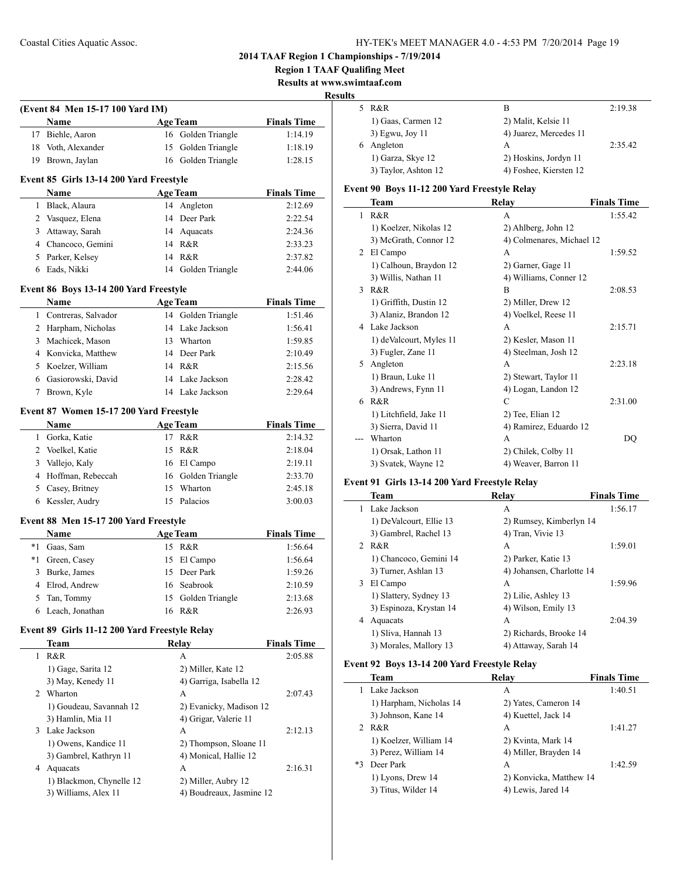**2014 TAAF Region 1 Championships - 7/19/2014**

**Region 1 TAAF Qualifing Meet**

**Results at www.swimtaaf.com**

**Results**

### (Event 84 Men 15-17 100 Yard IM)

| | Name | Age | Team | Finals Time |
|---|---|---|---|---|
| 17 | Biehle, Aaron | 16 | Golden Triangle | 1:14.19 |
| 18 | Voth, Alexander | 15 | Golden Triangle | 1:18.19 |
| 19 | Brown, Jaylan | 16 | Golden Triangle | 1:28.15 |

### Event 85 Girls 13-14 200 Yard Freestyle

| | Name | Age | Team | Finals Time |
|---|---|---|---|---|
| 1 | Black, Alaura | 14 | Angleton | 2:12.69 |
| 2 | Vasquez, Elena | 14 | Deer Park | 2:22.54 |
| 3 | Attaway, Sarah | 14 | Aquacats | 2:24.36 |
| 4 | Chancoco, Gemini | 14 | R&R | 2:33.23 |
| 5 | Parker, Kelsey | 14 | R&R | 2:37.82 |
| 6 | Eads, Nikki | 14 | Golden Triangle | 2:44.06 |

### Event 86 Boys 13-14 200 Yard Freestyle

| | Name | Age | Team | Finals Time |
|---|---|---|---|---|
| 1 | Contreras, Salvador | 14 | Golden Triangle | 1:51.46 |
| 2 | Harpham, Nicholas | 14 | Lake Jackson | 1:56.41 |
| 3 | Machicek, Mason | 13 | Wharton | 1:59.85 |
| 4 | Konvicka, Matthew | 14 | Deer Park | 2:10.49 |
| 5 | Koelzer, William | 14 | R&R | 2:15.56 |
| 6 | Gasiorowski, David | 14 | Lake Jackson | 2:28.42 |
| 7 | Brown, Kyle | 14 | Lake Jackson | 2:29.64 |

### Event 87 Women 15-17 200 Yard Freestyle

| | Name | Age | Team | Finals Time |
|---|---|---|---|---|
| 1 | Gorka, Katie | 17 | R&R | 2:14.32 |
| 2 | Voelkel, Katie | 15 | R&R | 2:18.04 |
| 3 | Vallejo, Kaly | 16 | El Campo | 2:19.11 |
| 4 | Hoffman, Rebeccah | 16 | Golden Triangle | 2:33.70 |
| 5 | Casey, Britney | 15 | Wharton | 2:45.18 |
| 6 | Kessler, Audry | 15 | Palacios | 3:00.03 |

### Event 88 Men 15-17 200 Yard Freestyle

| | Name | Age | Team | Finals Time |
|---|---|---|---|---|
| *1 | Gaas, Sam | 15 | R&R | 1:56.64 |
| *1 | Green, Casey | 15 | El Campo | 1:56.64 |
| 3 | Burke, James | 15 | Deer Park | 1:59.26 |
| 4 | Elrod, Andrew | 16 | Seabrook | 2:10.59 |
| 5 | Tan, Tommy | 15 | Golden Triangle | 2:13.68 |
| 6 | Leach, Jonathan | 16 | R&R | 2:26.93 |

### Event 89 Girls 11-12 200 Yard Freestyle Relay

| | Team | Relay | Finals Time |
|---|---|---|---|
| 1 | R&R | A | 2:05.88 |
| | 1) Gage, Sarita 12 | 2) Miller, Kate 12 | |
| | 3) May, Kenedy 11 | 4) Garriga, Isabella 12 | |
| 2 | Wharton | A | 2:07.43 |
| | 1) Goudeau, Savannah 12 | 2) Evanicky, Madison 12 | |
| | 3) Hamlin, Mia 11 | 4) Grigar, Valerie 11 | |
| 3 | Lake Jackson | A | 2:12.13 |
| | 1) Owens, Kandice 11 | 2) Thompson, Sloane 11 | |
| | 3) Gambrel, Kathryn 11 | 4) Monical, Hallie 12 | |
| 4 | Aquacats | A | 2:16.31 |
| | 1) Blackmon, Chynelle 12 | 2) Miller, Aubry 12 | |
| | 3) Williams, Alex 11 | 4) Boudreaux, Jasmine 12 | |
| 5 | R&R | B | 2:19.38 |
| | 1) Gaas, Carmen 12 | 2) Malit, Kelsie 11 | |
| | 3) Egwu, Joy 11 | 4) Juarez, Mercedes 11 | |
| 6 | Angleton | A | 2:35.42 |
| | 1) Garza, Skye 12 | 2) Hoskins, Jordyn 11 | |
| | 3) Taylor, Ashton 12 | 4) Foshee, Kiersten 12 | |

### Event 90 Boys 11-12 200 Yard Freestyle Relay

| | Team | Relay | Finals Time |
|---|---|---|---|
| 1 | R&R | A | 1:55.42 |
| | 1) Koelzer, Nikolas 12 | 2) Ahlberg, John 12 | |
| | 3) McGrath, Connor 12 | 4) Colmenares, Michael 12 | |
| 2 | El Campo | A | 1:59.52 |
| | 1) Calhoun, Braydon 12 | 2) Garner, Gage 11 | |
| | 3) Willis, Nathan 11 | 4) Williams, Conner 12 | |
| 3 | R&R | B | 2:08.53 |
| | 1) Griffith, Dustin 12 | 2) Miller, Drew 12 | |
| | 3) Alaniz, Brandon 12 | 4) Voelkel, Reese 11 | |
| 4 | Lake Jackson | A | 2:15.71 |
| | 1) deValcourt, Myles 11 | 2) Kesler, Mason 11 | |
| | 3) Fugler, Zane 11 | 4) Steelman, Josh 12 | |
| 5 | Angleton | A | 2:23.18 |
| | 1) Braun, Luke 11 | 2) Stewart, Taylor 11 | |
| | 3) Andrews, Fynn 11 | 4) Logan, Landon 12 | |
| 6 | R&R | C | 2:31.00 |
| | 1) Litchfield, Jake 11 | 2) Tee, Elian 12 | |
| | 3) Sierra, David 11 | 4) Ramirez, Eduardo 12 | |
| --- | Wharton | A | DQ |
| | 1) Orsak, Lathon 11 | 2) Chilek, Colby 11 | |
| | 3) Svatek, Wayne 12 | 4) Weaver, Barron 11 | |

### Event 91 Girls 13-14 200 Yard Freestyle Relay

| | Team | Relay | Finals Time |
|---|---|---|---|
| 1 | Lake Jackson | A | 1:56.17 |
| | 1) DeValcourt, Ellie 13 | 2) Rumsey, Kimberlyn 14 | |
| | 3) Gambrel, Rachel 13 | 4) Tran, Vivie 13 | |
| 2 | R&R | A | 1:59.01 |
| | 1) Chancoco, Gemini 14 | 2) Parker, Katie 13 | |
| | 3) Turner, Ashlan 13 | 4) Johansen, Charlotte 14 | |
| 3 | El Campo | A | 1:59.96 |
| | 1) Slattery, Sydney 13 | 2) Lilie, Ashley 13 | |
| | 3) Espinoza, Krystan 14 | 4) Wilson, Emily 13 | |
| 4 | Aquacats | A | 2:04.39 |
| | 1) Sliva, Hannah 13 | 2) Richards, Brooke 14 | |
| | 3) Morales, Mallory 13 | 4) Attaway, Sarah 14 | |

### Event 92 Boys 13-14 200 Yard Freestyle Relay

| | Team | Relay | Finals Time |
|---|---|---|---|
| 1 | Lake Jackson | A | 1:40.51 |
| | 1) Harpham, Nicholas 14 | 2) Yates, Cameron 14 | |
| | 3) Johnson, Kane 14 | 4) Kuettel, Jack 14 | |
| 2 | R&R | A | 1:41.27 |
| | 1) Koelzer, William 14 | 2) Kvinta, Mark 14 | |
| | 3) Perez, William 14 | 4) Miller, Brayden 14 | |
| *3 | Deer Park | A | 1:42.59 |
| | 1) Lyons, Drew 14 | 2) Konvicka, Matthew 14 | |
| | 3) Titus, Wilder 14 | 4) Lewis, Jared 14 | |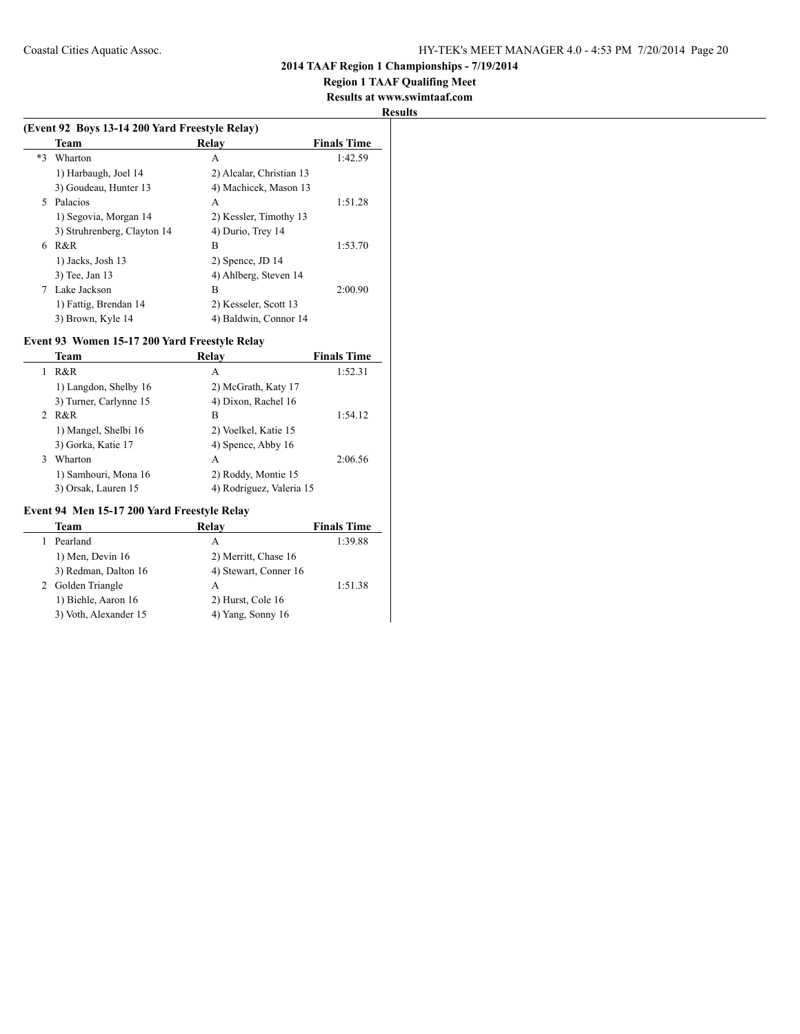**2014 TAAF Region 1 Championships - 7/19/2014**

**Region 1 TAAF Qualifing Meet**

**Results at www.swimtaaf.com**

**Results**

**(Event 92 Boys 13-14 200 Yard Freestyle Relay)**

| | Team | Relay | Finals Time |
|---|---|---|---|
| *3 | Wharton | A | 1:42.59 |
| | 1) Harbaugh, Joel 14 | 2) Alcalar, Christian 13 | |
| | 3) Goudeau, Hunter 13 | 4) Machicek, Mason 13 | |
| 5 | Palacios | A | 1:51.28 |
| | 1) Segovia, Morgan 14 | 2) Kessler, Timothy 13 | |
| | 3) Struhrenberg, Clayton 14 | 4) Durio, Trey 14 | |
| 6 | R&R | B | 1:53.70 |
| | 1) Jacks, Josh 13 | 2) Spence, JD 14 | |
| | 3) Tee, Jan 13 | 4) Ahlberg, Steven 14 | |
| 7 | Lake Jackson | B | 2:00.90 |
| | 1) Fattig, Brendan 14 | 2) Kesseler, Scott 13 | |
| | 3) Brown, Kyle 14 | 4) Baldwin, Connor 14 | |

**Event 93 Women 15-17 200 Yard Freestyle Relay**

| | Team | Relay | Finals Time |
|---|---|---|---|
| 1 | R&R | A | 1:52.31 |
| | 1) Langdon, Shelby 16 | 2) McGrath, Katy 17 | |
| | 3) Turner, Carlynne 15 | 4) Dixon, Rachel 16 | |
| 2 | R&R | B | 1:54.12 |
| | 1) Mangel, Shelbi 16 | 2) Voelkel, Katie 15 | |
| | 3) Gorka, Katie 17 | 4) Spence, Abby 16 | |
| 3 | Wharton | A | 2:06.56 |
| | 1) Samhouri, Mona 16 | 2) Roddy, Montie 15 | |
| | 3) Orsak, Lauren 15 | 4) Rodriguez, Valeria 15 | |

**Event 94 Men 15-17 200 Yard Freestyle Relay**

| | Team | Relay | Finals Time |
|---|---|---|---|
| 1 | Pearland | A | 1:39.88 |
| | 1) Men, Devin 16 | 2) Merritt, Chase 16 | |
| | 3) Redman, Dalton 16 | 4) Stewart, Conner 16 | |
| 2 | Golden Triangle | A | 1:51.38 |
| | 1) Biehle, Aaron 16 | 2) Hurst, Cole 16 | |
| | 3) Voth, Alexander 15 | 4) Yang, Sonny 16 | |